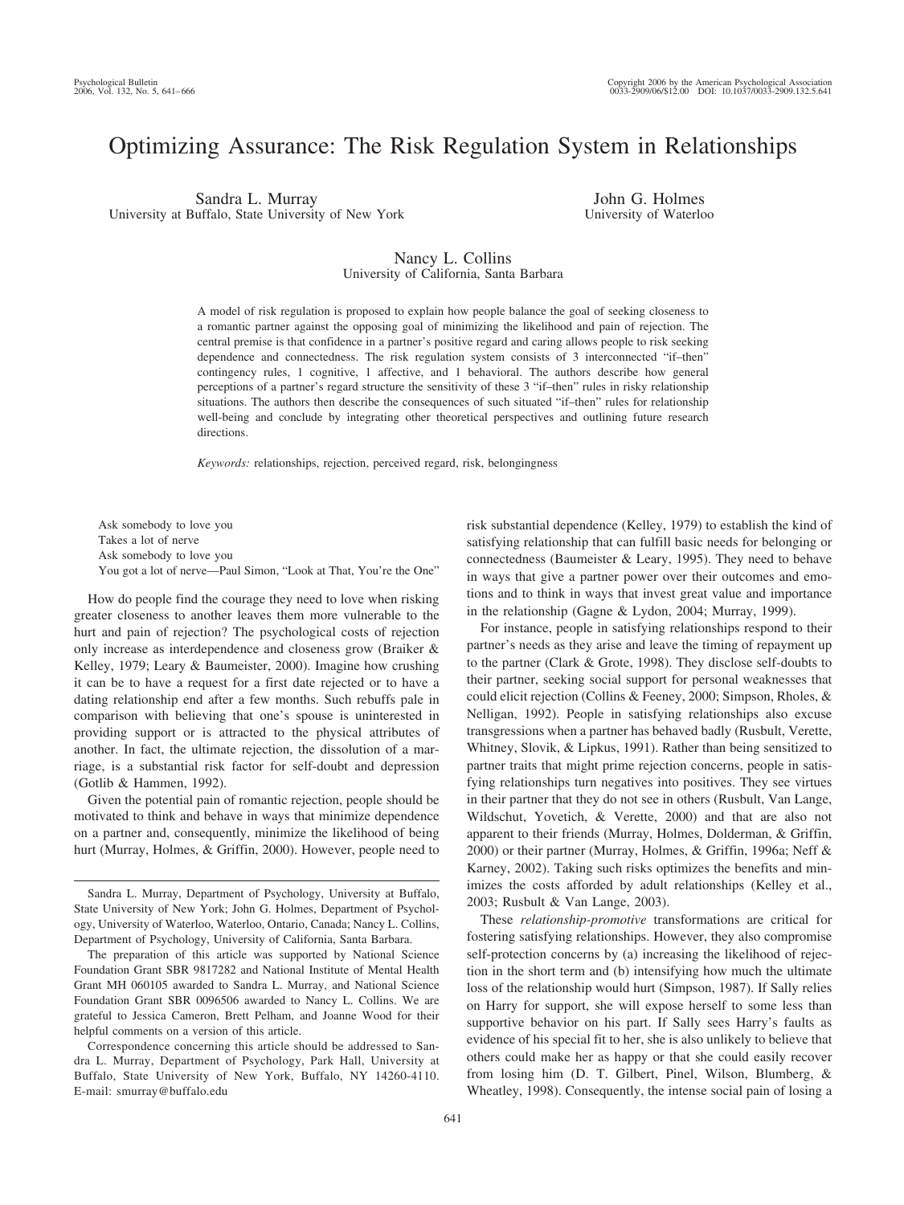# Optimizing Assurance: The Risk Regulation System in Relationships

Sandra L. Murray
University at Buffalo, State University of New York

John G. Holmes
University of Waterloo

Nancy L. Collins
University of California, Santa Barbara

A model of risk regulation is proposed to explain how people balance the goal of seeking closeness to a romantic partner against the opposing goal of minimizing the likelihood and pain of rejection. The central premise is that confidence in a partner's positive regard and caring allows people to risk seeking dependence and connectedness. The risk regulation system consists of 3 interconnected "if–then" contingency rules, 1 cognitive, 1 affective, and 1 behavioral. The authors describe how general perceptions of a partner's regard structure the sensitivity of these 3 "if–then" rules in risky relationship situations. The authors then describe the consequences of such situated "if–then" rules for relationship well-being and conclude by integrating other theoretical perspectives and outlining future research directions.

*Keywords:* relationships, rejection, perceived regard, risk, belongingness

Ask somebody to love you
Takes a lot of nerve
Ask somebody to love you
You got a lot of nerve—Paul Simon, "Look at That, You're the One"

How do people find the courage they need to love when risking greater closeness to another leaves them more vulnerable to the hurt and pain of rejection? The psychological costs of rejection only increase as interdependence and closeness grow (Braiker & Kelley, 1979; Leary & Baumeister, 2000). Imagine how crushing it can be to have a request for a first date rejected or to have a dating relationship end after a few months. Such rebuffs pale in comparison with believing that one's spouse is uninterested in providing support or is attracted to the physical attributes of another. In fact, the ultimate rejection, the dissolution of a marriage, is a substantial risk factor for self-doubt and depression (Gotlib & Hammen, 1992).

Given the potential pain of romantic rejection, people should be motivated to think and behave in ways that minimize dependence on a partner and, consequently, minimize the likelihood of being hurt (Murray, Holmes, & Griffin, 2000). However, people need to risk substantial dependence (Kelley, 1979) to establish the kind of satisfying relationship that can fulfill basic needs for belonging or connectedness (Baumeister & Leary, 1995). They need to behave in ways that give a partner power over their outcomes and emotions and to think in ways that invest great value and importance in the relationship (Gagne & Lydon, 2004; Murray, 1999).

For instance, people in satisfying relationships respond to their partner's needs as they arise and leave the timing of repayment up to the partner (Clark & Grote, 1998). They disclose self-doubts to their partner, seeking social support for personal weaknesses that could elicit rejection (Collins & Feeney, 2000; Simpson, Rholes, & Nelligan, 1992). People in satisfying relationships also excuse transgressions when a partner has behaved badly (Rusbult, Verette, Whitney, Slovik, & Lipkus, 1991). Rather than being sensitized to partner traits that might prime rejection concerns, people in satisfying relationships turn negatives into positives. They see virtues in their partner that they do not see in others (Rusbult, Van Lange, Wildschut, Yovetich, & Verette, 2000) and that are also not apparent to their friends (Murray, Holmes, Dolderman, & Griffin, 2000) or their partner (Murray, Holmes, & Griffin, 1996a; Neff & Karney, 2002). Taking such risks optimizes the benefits and minimizes the costs afforded by adult relationships (Kelley et al., 2003; Rusbult & Van Lange, 2003).

These *relationship-promotive* transformations are critical for fostering satisfying relationships. However, they also compromise self-protection concerns by (a) increasing the likelihood of rejection in the short term and (b) intensifying how much the ultimate loss of the relationship would hurt (Simpson, 1987). If Sally relies on Harry for support, she will expose herself to some less than supportive behavior on his part. If Sally sees Harry's faults as evidence of his special fit to her, she is also unlikely to believe that others could make her as happy or that she could easily recover from losing him (D. T. Gilbert, Pinel, Wilson, Blumberg, & Wheatley, 1998). Consequently, the intense social pain of losing a

Sandra L. Murray, Department of Psychology, University at Buffalo, State University of New York; John G. Holmes, Department of Psychology, University of Waterloo, Waterloo, Ontario, Canada; Nancy L. Collins, Department of Psychology, University of California, Santa Barbara.

The preparation of this article was supported by National Science Foundation Grant SBR 9817282 and National Institute of Mental Health Grant MH 060105 awarded to Sandra L. Murray, and National Science Foundation Grant SBR 0096506 awarded to Nancy L. Collins. We are grateful to Jessica Cameron, Brett Pelham, and Joanne Wood for their helpful comments on a version of this article.

Correspondence concerning this article should be addressed to Sandra L. Murray, Department of Psychology, Park Hall, University at Buffalo, State University of New York, Buffalo, NY 14260-4110. E-mail: smurray@buffalo.edu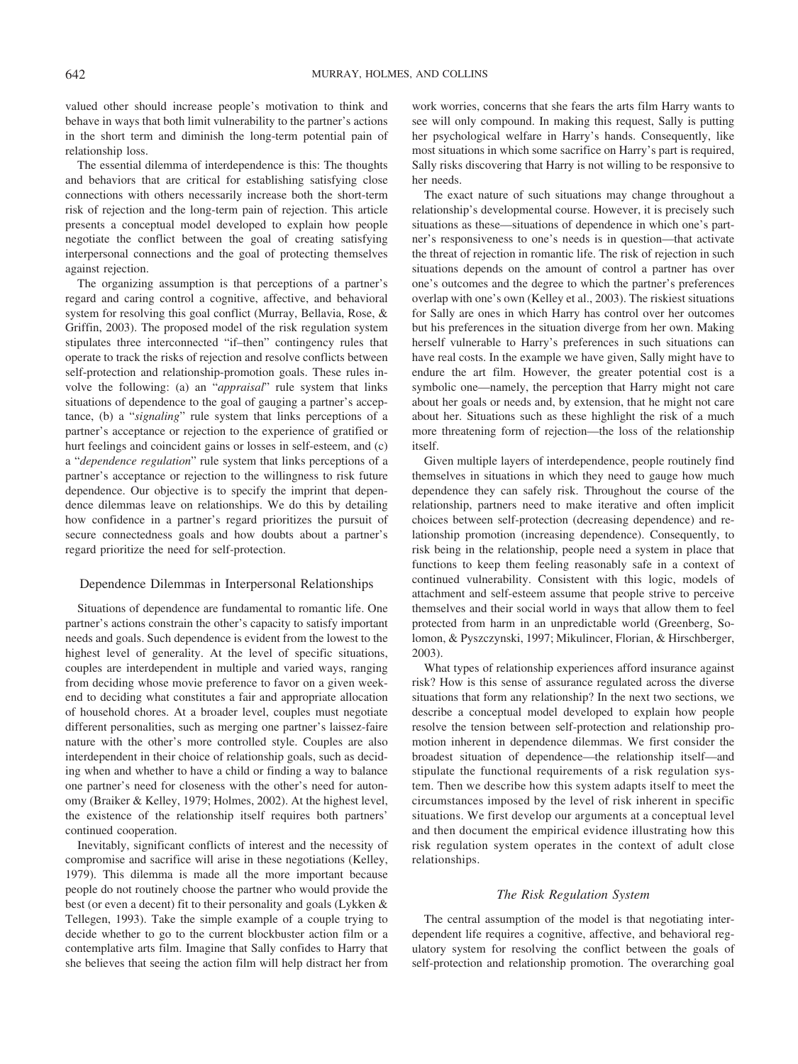valued other should increase people's motivation to think and behave in ways that both limit vulnerability to the partner's actions in the short term and diminish the long-term potential pain of relationship loss.

The essential dilemma of interdependence is this: The thoughts and behaviors that are critical for establishing satisfying close connections with others necessarily increase both the short-term risk of rejection and the long-term pain of rejection. This article presents a conceptual model developed to explain how people negotiate the conflict between the goal of creating satisfying interpersonal connections and the goal of protecting themselves against rejection.

The organizing assumption is that perceptions of a partner's regard and caring control a cognitive, affective, and behavioral system for resolving this goal conflict (Murray, Bellavia, Rose, & Griffin, 2003). The proposed model of the risk regulation system stipulates three interconnected "if–then" contingency rules that operate to track the risks of rejection and resolve conflicts between self-protection and relationship-promotion goals. These rules involve the following: (a) an "*appraisal*" rule system that links situations of dependence to the goal of gauging a partner's acceptance, (b) a "*signaling*" rule system that links perceptions of a partner's acceptance or rejection to the experience of gratified or hurt feelings and coincident gains or losses in self-esteem, and (c) a "*dependence regulation*" rule system that links perceptions of a partner's acceptance or rejection to the willingness to risk future dependence. Our objective is to specify the imprint that dependence dilemmas leave on relationships. We do this by detailing how confidence in a partner's regard prioritizes the pursuit of secure connectedness goals and how doubts about a partner's regard prioritize the need for self-protection.

## Dependence Dilemmas in Interpersonal Relationships

Situations of dependence are fundamental to romantic life. One partner's actions constrain the other's capacity to satisfy important needs and goals. Such dependence is evident from the lowest to the highest level of generality. At the level of specific situations, couples are interdependent in multiple and varied ways, ranging from deciding whose movie preference to favor on a given weekend to deciding what constitutes a fair and appropriate allocation of household chores. At a broader level, couples must negotiate different personalities, such as merging one partner's laissez-faire nature with the other's more controlled style. Couples are also interdependent in their choice of relationship goals, such as deciding when and whether to have a child or finding a way to balance one partner's need for closeness with the other's need for autonomy (Braiker & Kelley, 1979; Holmes, 2002). At the highest level, the existence of the relationship itself requires both partners' continued cooperation.

Inevitably, significant conflicts of interest and the necessity of compromise and sacrifice will arise in these negotiations (Kelley, 1979). This dilemma is made all the more important because people do not routinely choose the partner who would provide the best (or even a decent) fit to their personality and goals (Lykken & Tellegen, 1993). Take the simple example of a couple trying to decide whether to go to the current blockbuster action film or a contemplative arts film. Imagine that Sally confides to Harry that she believes that seeing the action film will help distract her from work worries, concerns that she fears the arts film Harry wants to see will only compound. In making this request, Sally is putting her psychological welfare in Harry's hands. Consequently, like most situations in which some sacrifice on Harry's part is required, Sally risks discovering that Harry is not willing to be responsive to her needs.

The exact nature of such situations may change throughout a relationship's developmental course. However, it is precisely such situations as these—situations of dependence in which one's partner's responsiveness to one's needs is in question—that activate the threat of rejection in romantic life. The risk of rejection in such situations depends on the amount of control a partner has over one's outcomes and the degree to which the partner's preferences overlap with one's own (Kelley et al., 2003). The riskiest situations for Sally are ones in which Harry has control over her outcomes but his preferences in the situation diverge from her own. Making herself vulnerable to Harry's preferences in such situations can have real costs. In the example we have given, Sally might have to endure the art film. However, the greater potential cost is a symbolic one—namely, the perception that Harry might not care about her goals or needs and, by extension, that he might not care about her. Situations such as these highlight the risk of a much more threatening form of rejection—the loss of the relationship itself.

Given multiple layers of interdependence, people routinely find themselves in situations in which they need to gauge how much dependence they can safely risk. Throughout the course of the relationship, partners need to make iterative and often implicit choices between self-protection (decreasing dependence) and relationship promotion (increasing dependence). Consequently, to risk being in the relationship, people need a system in place that functions to keep them feeling reasonably safe in a context of continued vulnerability. Consistent with this logic, models of attachment and self-esteem assume that people strive to perceive themselves and their social world in ways that allow them to feel protected from harm in an unpredictable world (Greenberg, Solomon, & Pyszczynski, 1997; Mikulincer, Florian, & Hirschberger, 2003).

What types of relationship experiences afford insurance against risk? How is this sense of assurance regulated across the diverse situations that form any relationship? In the next two sections, we describe a conceptual model developed to explain how people resolve the tension between self-protection and relationship promotion inherent in dependence dilemmas. We first consider the broadest situation of dependence—the relationship itself—and stipulate the functional requirements of a risk regulation system. Then we describe how this system adapts itself to meet the circumstances imposed by the level of risk inherent in specific situations. We first develop our arguments at a conceptual level and then document the empirical evidence illustrating how this risk regulation system operates in the context of adult close relationships.

### *The Risk Regulation System*

The central assumption of the model is that negotiating interdependent life requires a cognitive, affective, and behavioral regulatory system for resolving the conflict between the goals of self-protection and relationship promotion. The overarching goal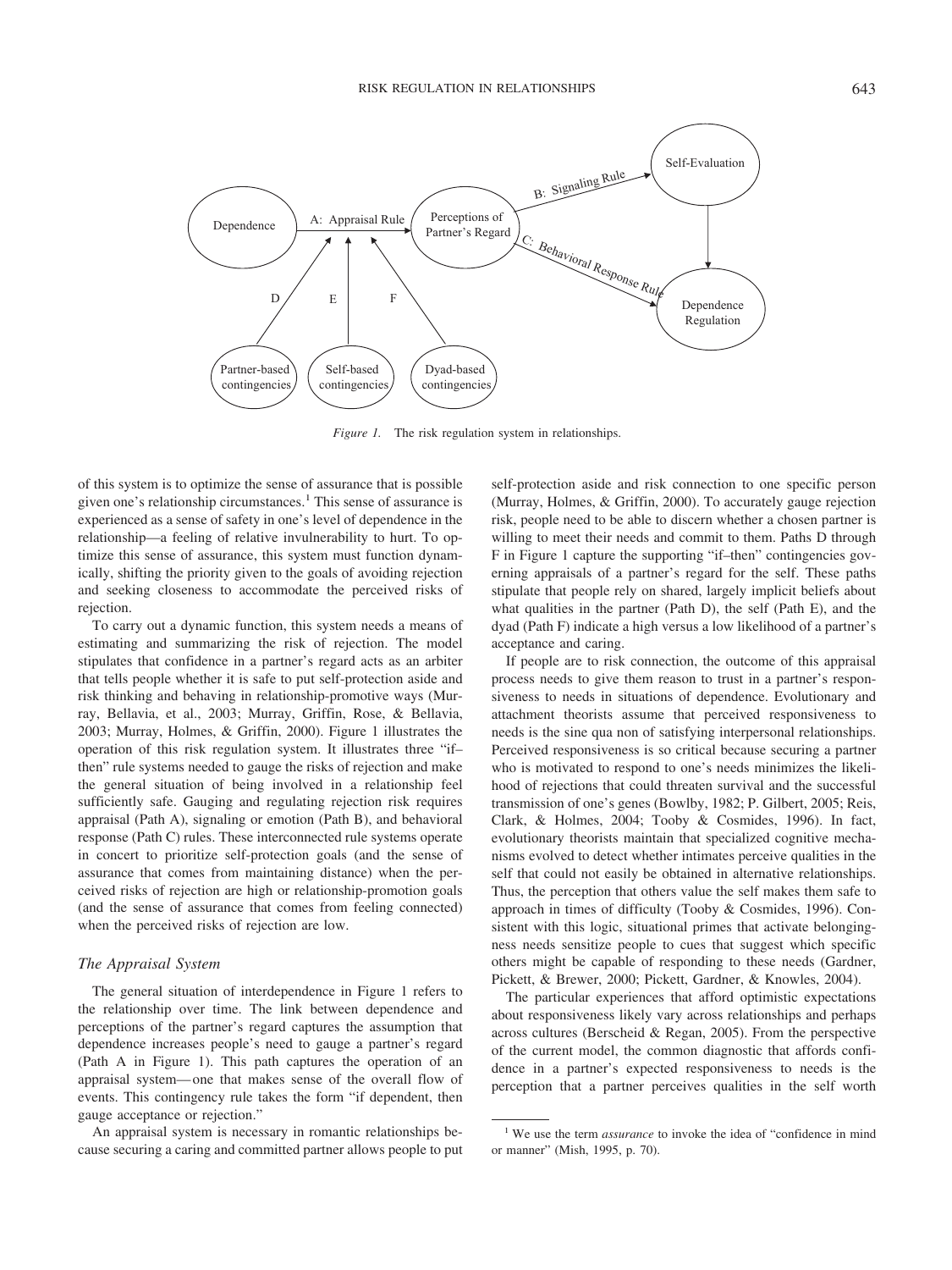*Figure 1.* The risk regulation system in relationships.

of this system is to optimize the sense of assurance that is possible given one's relationship circumstances.[1] This sense of assurance is experienced as a sense of safety in one's level of dependence in the relationship—a feeling of relative invulnerability to hurt. To optimize this sense of assurance, this system must function dynamically, shifting the priority given to the goals of avoiding rejection and seeking closeness to accommodate the perceived risks of rejection.

To carry out a dynamic function, this system needs a means of estimating and summarizing the risk of rejection. The model stipulates that confidence in a partner's regard acts as an arbiter that tells people whether it is safe to put self-protection aside and risk thinking and behaving in relationship-promotive ways (Murray, Bellavia, et al., 2003; Murray, Griffin, Rose, & Bellavia, 2003; Murray, Holmes, & Griffin, 2000). Figure 1 illustrates the operation of this risk regulation system. It illustrates three "if–then" rule systems needed to gauge the risks of rejection and make the general situation of being involved in a relationship feel sufficiently safe. Gauging and regulating rejection risk requires appraisal (Path A), signaling or emotion (Path B), and behavioral response (Path C) rules. These interconnected rule systems operate in concert to prioritize self-protection goals (and the sense of assurance that comes from maintaining distance) when the perceived risks of rejection are high or relationship-promotion goals (and the sense of assurance that comes from feeling connected) when the perceived risks of rejection are low.

### *The Appraisal System*

The general situation of interdependence in Figure 1 refers to the relationship over time. The link between dependence and perceptions of the partner's regard captures the assumption that dependence increases people's need to gauge a partner's regard (Path A in Figure 1). This path captures the operation of an appraisal system—one that makes sense of the overall flow of events. This contingency rule takes the form "if dependent, then gauge acceptance or rejection."

An appraisal system is necessary in romantic relationships because securing a caring and committed partner allows people to put self-protection aside and risk connection to one specific person (Murray, Holmes, & Griffin, 2000). To accurately gauge rejection risk, people need to be able to discern whether a chosen partner is willing to meet their needs and commit to them. Paths D through F in Figure 1 capture the supporting "if–then" contingencies governing appraisals of a partner's regard for the self. These paths stipulate that people rely on shared, largely implicit beliefs about what qualities in the partner (Path D), the self (Path E), and the dyad (Path F) indicate a high versus a low likelihood of a partner's acceptance and caring.

If people are to risk connection, the outcome of this appraisal process needs to give them reason to trust in a partner's responsiveness to needs in situations of dependence. Evolutionary and attachment theorists assume that perceived responsiveness to needs is the sine qua non of satisfying interpersonal relationships. Perceived responsiveness is so critical because securing a partner who is motivated to respond to one's needs minimizes the likelihood of rejections that could threaten survival and the successful transmission of one's genes (Bowlby, 1982; P. Gilbert, 2005; Reis, Clark, & Holmes, 2004; Tooby & Cosmides, 1996). In fact, evolutionary theorists maintain that specialized cognitive mechanisms evolved to detect whether intimates perceive qualities in the self that could not easily be obtained in alternative relationships. Thus, the perception that others value the self makes them safe to approach in times of difficulty (Tooby & Cosmides, 1996). Consistent with this logic, situational primes that activate belongingness needs sensitize people to cues that suggest which specific others might be capable of responding to these needs (Gardner, Pickett, & Brewer, 2000; Pickett, Gardner, & Knowles, 2004).

The particular experiences that afford optimistic expectations about responsiveness likely vary across relationships and perhaps across cultures (Berscheid & Regan, 2005). From the perspective of the current model, the common diagnostic that affords confidence in a partner's expected responsiveness to needs is the perception that a partner perceives qualities in the self worth

[1] We use the term *assurance* to invoke the idea of "confidence in mind or manner" (Mish, 1995, p. 70).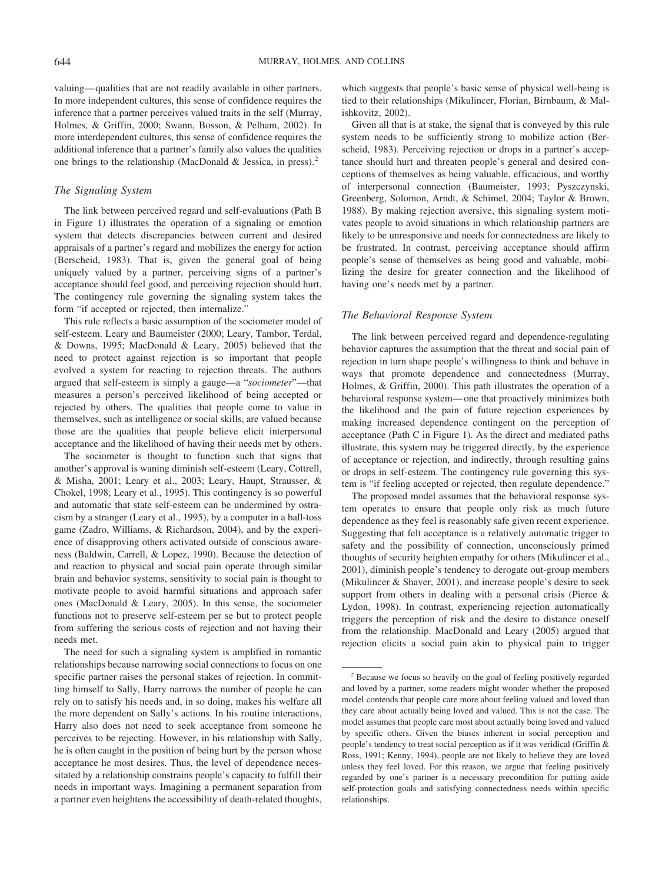valuing—qualities that are not readily available in other partners. In more independent cultures, this sense of confidence requires the inference that a partner perceives valued traits in the self (Murray, Holmes, & Griffin, 2000; Swann, Bosson, & Pelham, 2002). In more interdependent cultures, this sense of confidence requires the additional inference that a partner's family also values the qualities one brings to the relationship (MacDonald & Jessica, in press).[2]

### *The Signaling System*

The link between perceived regard and self-evaluations (Path B in Figure 1) illustrates the operation of a signaling or emotion system that detects discrepancies between current and desired appraisals of a partner's regard and mobilizes the energy for action (Berscheid, 1983). That is, given the general goal of being uniquely valued by a partner, perceiving signs of a partner's acceptance should feel good, and perceiving rejection should hurt. The contingency rule governing the signaling system takes the form "if accepted or rejected, then internalize."

This rule reflects a basic assumption of the sociometer model of self-esteem. Leary and Baumeister (2000; Leary, Tambor, Terdal, & Downs, 1995; MacDonald & Leary, 2005) believed that the need to protect against rejection is so important that people evolved a system for reacting to rejection threats. The authors argued that self-esteem is simply a gauge—a "*sociometer*"—that measures a person's perceived likelihood of being accepted or rejected by others. The qualities that people come to value in themselves, such as intelligence or social skills, are valued because those are the qualities that people believe elicit interpersonal acceptance and the likelihood of having their needs met by others.

The sociometer is thought to function such that signs that another's approval is waning diminish self-esteem (Leary, Cottrell, & Misha, 2001; Leary et al., 2003; Leary, Haupt, Strausser, & Chokel, 1998; Leary et al., 1995). This contingency is so powerful and automatic that state self-esteem can be undermined by ostracism by a stranger (Leary et al., 1995), by a computer in a ball-toss game (Zadro, Williams, & Richardson, 2004), and by the experience of disapproving others activated outside of conscious awareness (Baldwin, Carrell, & Lopez, 1990). Because the detection of and reaction to physical and social pain operate through similar brain and behavior systems, sensitivity to social pain is thought to motivate people to avoid harmful situations and approach safer ones (MacDonald & Leary, 2005). In this sense, the sociometer functions not to preserve self-esteem per se but to protect people from suffering the serious costs of rejection and not having their needs met.

The need for such a signaling system is amplified in romantic relationships because narrowing social connections to focus on one specific partner raises the personal stakes of rejection. In committing himself to Sally, Harry narrows the number of people he can rely on to satisfy his needs and, in so doing, makes his welfare all the more dependent on Sally's actions. In his routine interactions, Harry also does not need to seek acceptance from someone he perceives to be rejecting. However, in his relationship with Sally, he is often caught in the position of being hurt by the person whose acceptance he most desires. Thus, the level of dependence necessitated by a relationship constrains people's capacity to fulfill their needs in important ways. Imagining a permanent separation from a partner even heightens the accessibility of death-related thoughts, which suggests that people's basic sense of physical well-being is tied to their relationships (Mikulincer, Florian, Birnbaum, & Malishkovitz, 2002).

Given all that is at stake, the signal that is conveyed by this rule system needs to be sufficiently strong to mobilize action (Berscheid, 1983). Perceiving rejection or drops in a partner's acceptance should hurt and threaten people's general and desired conceptions of themselves as being valuable, efficacious, and worthy of interpersonal connection (Baumeister, 1993; Pyszczynski, Greenberg, Solomon, Arndt, & Schimel, 2004; Taylor & Brown, 1988). By making rejection aversive, this signaling system motivates people to avoid situations in which relationship partners are likely to be unresponsive and needs for connectedness are likely to be frustrated. In contrast, perceiving acceptance should affirm people's sense of themselves as being good and valuable, mobilizing the desire for greater connection and the likelihood of having one's needs met by a partner.

### *The Behavioral Response System*

The link between perceived regard and dependence-regulating behavior captures the assumption that the threat and social pain of rejection in turn shape people's willingness to think and behave in ways that promote dependence and connectedness (Murray, Holmes, & Griffin, 2000). This path illustrates the operation of a behavioral response system—one that proactively minimizes both the likelihood and the pain of future rejection experiences by making increased dependence contingent on the perception of acceptance (Path C in Figure 1). As the direct and mediated paths illustrate, this system may be triggered directly, by the experience of acceptance or rejection, and indirectly, through resulting gains or drops in self-esteem. The contingency rule governing this system is "if feeling accepted or rejected, then regulate dependence."

The proposed model assumes that the behavioral response system operates to ensure that people only risk as much future dependence as they feel is reasonably safe given recent experience. Suggesting that felt acceptance is a relatively automatic trigger to safety and the possibility of connection, unconsciously primed thoughts of security heighten empathy for others (Mikulincer et al., 2001), diminish people's tendency to derogate out-group members (Mikulincer & Shaver, 2001), and increase people's desire to seek support from others in dealing with a personal crisis (Pierce & Lydon, 1998). In contrast, experiencing rejection automatically triggers the perception of risk and the desire to distance oneself from the relationship. MacDonald and Leary (2005) argued that rejection elicits a social pain akin to physical pain to trigger

---

[2] Because we focus so heavily on the goal of feeling positively regarded and loved by a partner, some readers might wonder whether the proposed model contends that people care more about feeling valued and loved than they care about actually being loved and valued. This is not the case. The model assumes that people care most about actually being loved and valued by specific others. Given the biases inherent in social perception and people's tendency to treat social perception as if it was veridical (Griffin & Ross, 1991; Kenny, 1994), people are not likely to believe they are loved unless they feel loved. For this reason, we argue that feeling positively regarded by one's partner is a necessary precondition for putting aside self-protection goals and satisfying connectedness needs within specific relationships.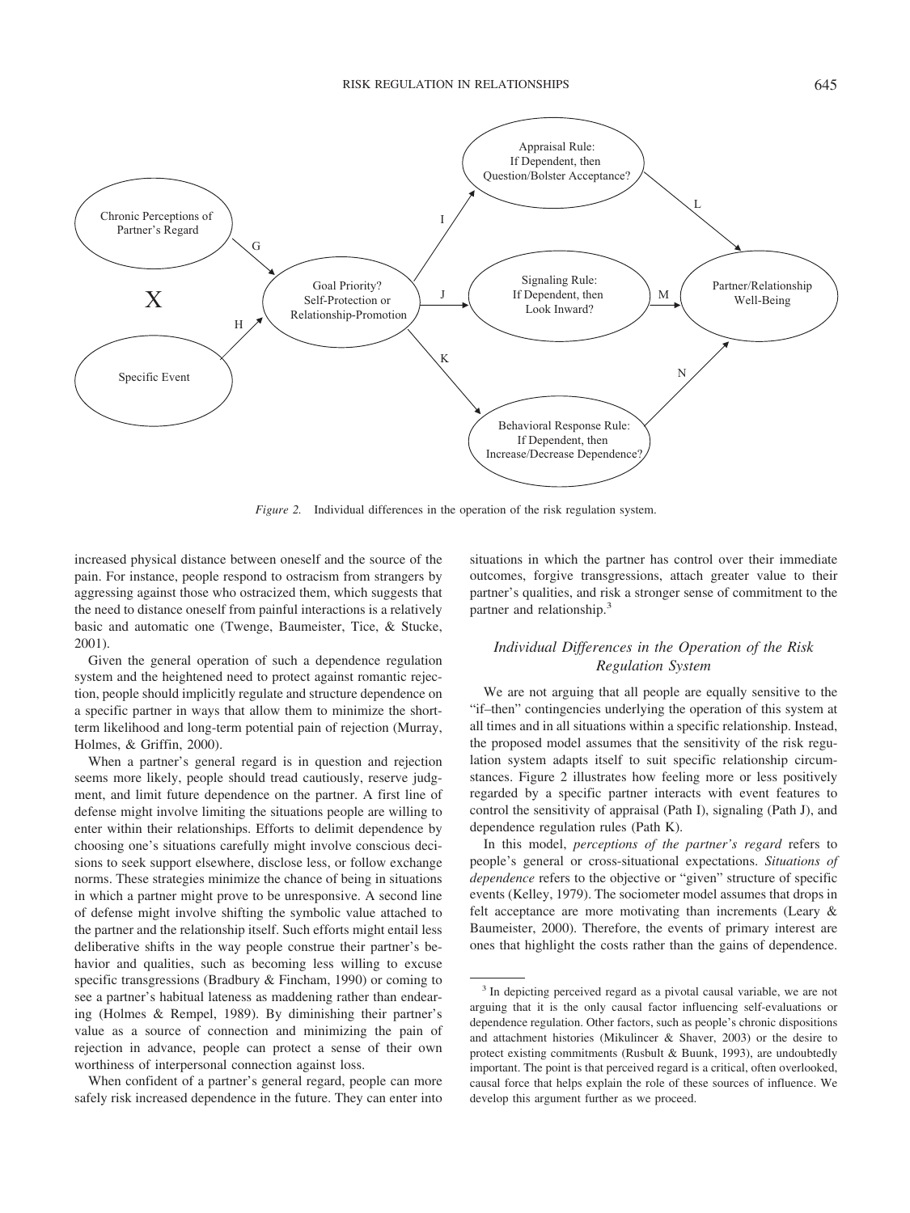Chronic Perceptions of Partner's Regard

X

Specific Event

G

H

Goal Priority? Self-Protection or Relationship-Promotion

I

J

K

Appraisal Rule: If Dependent, then Question/Bolster Acceptance?

Signaling Rule: If Dependent, then Look Inward?

Behavioral Response Rule: If Dependent, then Increase/Decrease Dependence?

L

M

N

Partner/Relationship Well-Being

*Figure 2.* Individual differences in the operation of the risk regulation system.

increased physical distance between oneself and the source of the pain. For instance, people respond to ostracism from strangers by aggressing against those who ostracized them, which suggests that the need to distance oneself from painful interactions is a relatively basic and automatic one (Twenge, Baumeister, Tice, & Stucke, 2001).

Given the general operation of such a dependence regulation system and the heightened need to protect against romantic rejection, people should implicitly regulate and structure dependence on a specific partner in ways that allow them to minimize the short-term likelihood and long-term potential pain of rejection (Murray, Holmes, & Griffin, 2000).

When a partner's general regard is in question and rejection seems more likely, people should tread cautiously, reserve judgment, and limit future dependence on the partner. A first line of defense might involve limiting the situations people are willing to enter within their relationships. Efforts to delimit dependence by choosing one's situations carefully might involve conscious decisions to seek support elsewhere, disclose less, or follow exchange norms. These strategies minimize the chance of being in situations in which a partner might prove to be unresponsive. A second line of defense might involve shifting the symbolic value attached to the partner and the relationship itself. Such efforts might entail less deliberative shifts in the way people construe their partner's behavior and qualities, such as becoming less willing to excuse specific transgressions (Bradbury & Fincham, 1990) or coming to see a partner's habitual lateness as maddening rather than endearing (Holmes & Rempel, 1989). By diminishing their partner's value as a source of connection and minimizing the pain of rejection in advance, people can protect a sense of their own worthiness of interpersonal connection against loss.

When confident of a partner's general regard, people can more safely risk increased dependence in the future. They can enter into situations in which the partner has control over their immediate outcomes, forgive transgressions, attach greater value to their partner's qualities, and risk a stronger sense of commitment to the partner and relationship.[3]

### Individual Differences in the Operation of the Risk Regulation System

We are not arguing that all people are equally sensitive to the "if–then" contingencies underlying the operation of this system at all times and in all situations within a specific relationship. Instead, the proposed model assumes that the sensitivity of the risk regulation system adapts itself to suit specific relationship circumstances. Figure 2 illustrates how feeling more or less positively regarded by a specific partner interacts with event features to control the sensitivity of appraisal (Path I), signaling (Path J), and dependence regulation rules (Path K).

In this model, *perceptions of the partner's regard* refers to people's general or cross-situational expectations. *Situations of dependence* refers to the objective or "given" structure of specific events (Kelley, 1979). The sociometer model assumes that drops in felt acceptance are more motivating than increments (Leary & Baumeister, 2000). Therefore, the events of primary interest are ones that highlight the costs rather than the gains of dependence.

[3] In depicting perceived regard as a pivotal causal variable, we are not arguing that it is the only causal factor influencing self-evaluations or dependence regulation. Other factors, such as people's chronic dispositions and attachment histories (Mikulincer & Shaver, 2003) or the desire to protect existing commitments (Rusbult & Buunk, 1993), are undoubtedly important. The point is that perceived regard is a critical, often overlooked, causal force that helps explain the role of these sources of influence. We develop this argument further as we proceed.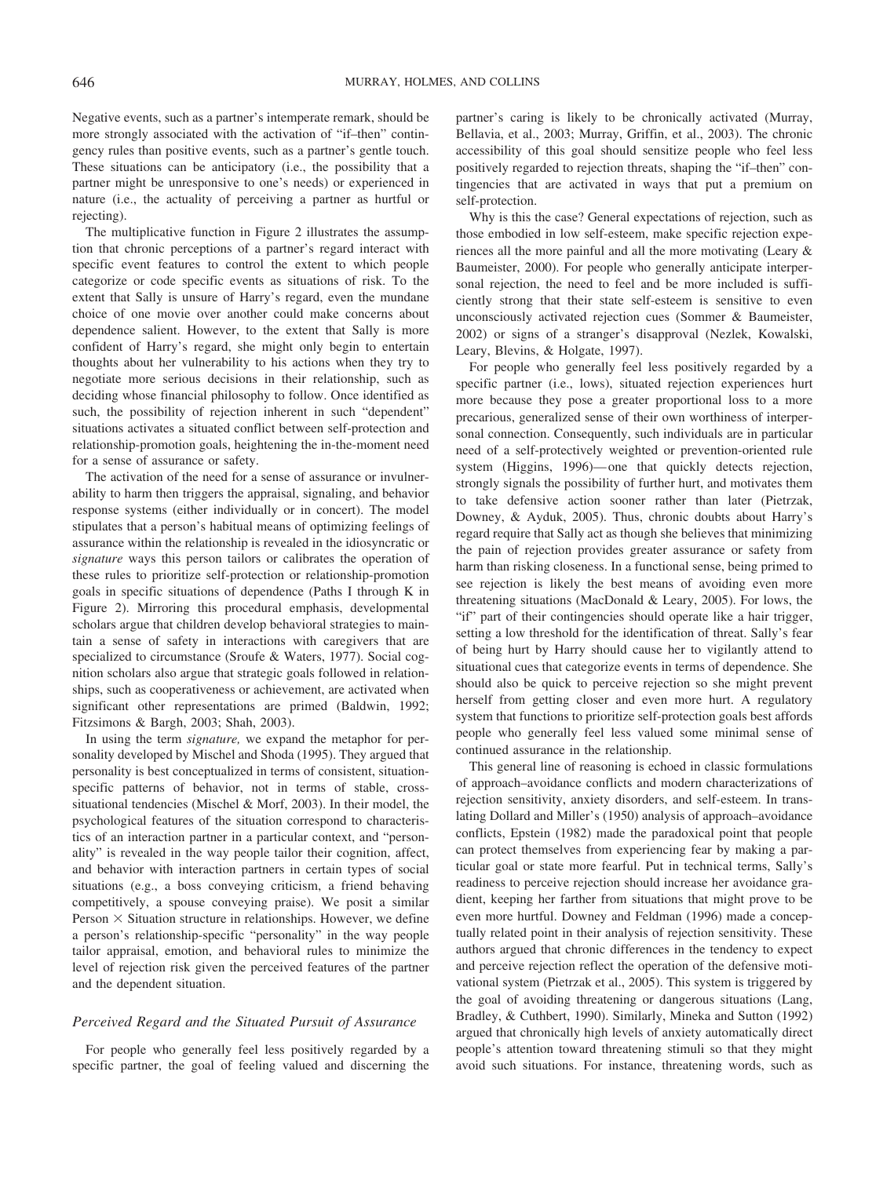Negative events, such as a partner's intemperate remark, should be more strongly associated with the activation of "if–then" contingency rules than positive events, such as a partner's gentle touch. These situations can be anticipatory (i.e., the possibility that a partner might be unresponsive to one's needs) or experienced in nature (i.e., the actuality of perceiving a partner as hurtful or rejecting).

The multiplicative function in Figure 2 illustrates the assumption that chronic perceptions of a partner's regard interact with specific event features to control the extent to which people categorize or code specific events as situations of risk. To the extent that Sally is unsure of Harry's regard, even the mundane choice of one movie over another could make concerns about dependence salient. However, to the extent that Sally is more confident of Harry's regard, she might only begin to entertain thoughts about her vulnerability to his actions when they try to negotiate more serious decisions in their relationship, such as deciding whose financial philosophy to follow. Once identified as such, the possibility of rejection inherent in such "dependent" situations activates a situated conflict between self-protection and relationship-promotion goals, heightening the in-the-moment need for a sense of assurance or safety.

The activation of the need for a sense of assurance or invulnerability to harm then triggers the appraisal, signaling, and behavior response systems (either individually or in concert). The model stipulates that a person's habitual means of optimizing feelings of assurance within the relationship is revealed in the idiosyncratic or *signature* ways this person tailors or calibrates the operation of these rules to prioritize self-protection or relationship-promotion goals in specific situations of dependence (Paths I through K in Figure 2). Mirroring this procedural emphasis, developmental scholars argue that children develop behavioral strategies to maintain a sense of safety in interactions with caregivers that are specialized to circumstance (Sroufe & Waters, 1977). Social cognition scholars also argue that strategic goals followed in relationships, such as cooperativeness or achievement, are activated when significant other representations are primed (Baldwin, 1992; Fitzsimons & Bargh, 2003; Shah, 2003).

In using the term *signature,* we expand the metaphor for personality developed by Mischel and Shoda (1995). They argued that personality is best conceptualized in terms of consistent, situation-specific patterns of behavior, not in terms of stable, cross-situational tendencies (Mischel & Morf, 2003). In their model, the psychological features of the situation correspond to characteristics of an interaction partner in a particular context, and "personality" is revealed in the way people tailor their cognition, affect, and behavior with interaction partners in certain types of social situations (e.g., a boss conveying criticism, a friend behaving competitively, a spouse conveying praise). We posit a similar Person × Situation structure in relationships. However, we define a person's relationship-specific "personality" in the way people tailor appraisal, emotion, and behavioral rules to minimize the level of rejection risk given the perceived features of the partner and the dependent situation.

### *Perceived Regard and the Situated Pursuit of Assurance*

For people who generally feel less positively regarded by a specific partner, the goal of feeling valued and discerning the partner's caring is likely to be chronically activated (Murray, Bellavia, et al., 2003; Murray, Griffin, et al., 2003). The chronic accessibility of this goal should sensitize people who feel less positively regarded to rejection threats, shaping the "if–then" contingencies that are activated in ways that put a premium on self-protection.

Why is this the case? General expectations of rejection, such as those embodied in low self-esteem, make specific rejection experiences all the more painful and all the more motivating (Leary & Baumeister, 2000). For people who generally anticipate interpersonal rejection, the need to feel and be more included is sufficiently strong that their state self-esteem is sensitive to even unconsciously activated rejection cues (Sommer & Baumeister, 2002) or signs of a stranger's disapproval (Nezlek, Kowalski, Leary, Blevins, & Holgate, 1997).

For people who generally feel less positively regarded by a specific partner (i.e., lows), situated rejection experiences hurt more because they pose a greater proportional loss to a more precarious, generalized sense of their own worthiness of interpersonal connection. Consequently, such individuals are in particular need of a self-protectively weighted and prevention-oriented rule system (Higgins, 1996)—one that quickly detects rejection, strongly signals the possibility of further hurt, and motivates them to take defensive action sooner rather than later (Pietrzak, Downey, & Ayduk, 2005). Thus, chronic doubts about Harry's regard require that Sally act as though she believes that minimizing the pain of rejection provides greater assurance or safety from harm than risking closeness. In a functional sense, being primed to see rejection is likely the best means of avoiding even more threatening situations (MacDonald & Leary, 2005). For lows, the "if" part of their contingencies should operate like a hair trigger, setting a low threshold for the identification of threat. Sally's fear of being hurt by Harry should cause her to vigilantly attend to situational cues that categorize events in terms of dependence. She should also be quick to perceive rejection so she might prevent herself from getting closer and even more hurt. A regulatory system that functions to prioritize self-protection goals best affords people who generally feel less valued some minimal sense of continued assurance in the relationship.

This general line of reasoning is echoed in classic formulations of approach–avoidance conflicts and modern characterizations of rejection sensitivity, anxiety disorders, and self-esteem. In translating Dollard and Miller's (1950) analysis of approach–avoidance conflicts, Epstein (1982) made the paradoxical point that people can protect themselves from experiencing fear by making a particular goal or state more fearful. Put in technical terms, Sally's readiness to perceive rejection should increase her avoidance gradient, keeping her farther from situations that might prove to be even more hurtful. Downey and Feldman (1996) made a conceptually related point in their analysis of rejection sensitivity. These authors argued that chronic differences in the tendency to expect and perceive rejection reflect the operation of the defensive motivational system (Pietrzak et al., 2005). This system is triggered by the goal of avoiding threatening or dangerous situations (Lang, Bradley, & Cuthbert, 1990). Similarly, Mineka and Sutton (1992) argued that chronically high levels of anxiety automatically direct people's attention toward threatening stimuli so that they might avoid such situations. For instance, threatening words, such as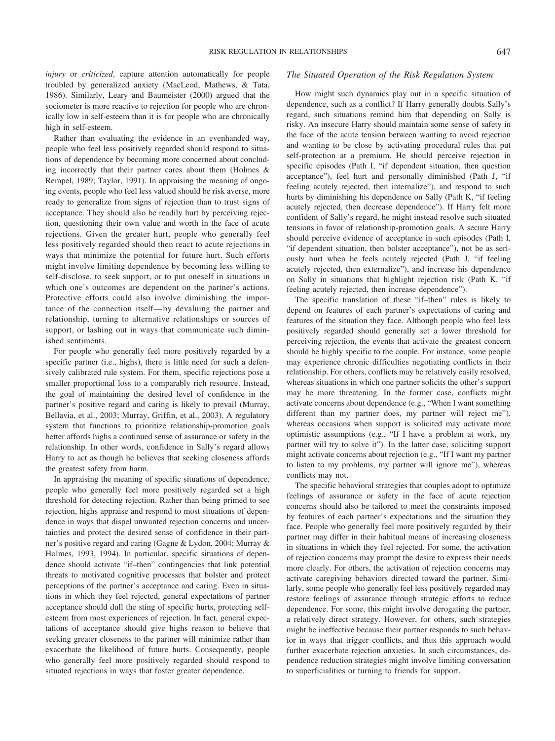*injury* or *criticized*, capture attention automatically for people troubled by generalized anxiety (MacLeod, Mathews, & Tata, 1986). Similarly, Leary and Baumeister (2000) argued that the sociometer is more reactive to rejection for people who are chronically low in self-esteem than it is for people who are chronically high in self-esteem.

Rather than evaluating the evidence in an evenhanded way, people who feel less positively regarded should respond to situations of dependence by becoming more concerned about concluding incorrectly that their partner cares about them (Holmes & Rempel, 1989; Taylor, 1991). In appraising the meaning of ongoing events, people who feel less valued should be risk averse, more ready to generalize from signs of rejection than to trust signs of acceptance. They should also be readily hurt by perceiving rejection, questioning their own value and worth in the face of acute rejections. Given the greater hurt, people who generally feel less positively regarded should then react to acute rejections in ways that minimize the potential for future hurt. Such efforts might involve limiting dependence by becoming less willing to self-disclose, to seek support, or to put oneself in situations in which one's outcomes are dependent on the partner's actions. Protective efforts could also involve diminishing the importance of the connection itself—by devaluing the partner and relationship, turning to alternative relationships or sources of support, or lashing out in ways that communicate such diminished sentiments.

For people who generally feel more positively regarded by a specific partner (i.e., highs), there is little need for such a defensively calibrated rule system. For them, specific rejections pose a smaller proportional loss to a comparably rich resource. Instead, the goal of maintaining the desired level of confidence in the partner's positive regard and caring is likely to prevail (Murray, Bellavia, et al., 2003; Murray, Griffin, et al., 2003). A regulatory system that functions to prioritize relationship-promotion goals better affords highs a continued sense of assurance or safety in the relationship. In other words, confidence in Sally's regard allows Harry to act as though he believes that seeking closeness affords the greatest safety from harm.

In appraising the meaning of specific situations of dependence, people who generally feel more positively regarded set a high threshold for detecting rejection. Rather than being primed to see rejection, highs appraise and respond to most situations of dependence in ways that dispel unwanted rejection concerns and uncertainties and protect the desired sense of confidence in their partner's positive regard and caring (Gagne & Lydon, 2004; Murray & Holmes, 1993, 1994). In particular, specific situations of dependence should activate "if–then" contingencies that link potential threats to motivated cognitive processes that bolster and protect perceptions of the partner's acceptance and caring. Even in situations in which they feel rejected, general expectations of partner acceptance should dull the sting of specific hurts, protecting self-esteem from most experiences of rejection. In fact, general expectations of acceptance should give highs reason to believe that seeking greater closeness to the partner will minimize rather than exacerbate the likelihood of future hurts. Consequently, people who generally feel more positively regarded should respond to situated rejections in ways that foster greater dependence.

### The Situated Operation of the Risk Regulation System

How might such dynamics play out in a specific situation of dependence, such as a conflict? If Harry generally doubts Sally's regard, such situations remind him that depending on Sally is risky. An insecure Harry should maintain some sense of safety in the face of the acute tension between wanting to avoid rejection and wanting to be close by activating procedural rules that put self-protection at a premium. He should perceive rejection in specific episodes (Path I, "if dependent situation, then question acceptance"), feel hurt and personally diminished (Path J, "if feeling acutely rejected, then internalize"), and respond to such hurts by diminishing his dependence on Sally (Path K, "if feeling acutely rejected, then decrease dependence"). If Harry felt more confident of Sally's regard, he might instead resolve such situated tensions in favor of relationship-promotion goals. A secure Harry should perceive evidence of acceptance in such episodes (Path I, "if dependent situation, then bolster acceptance"), not be as seriously hurt when he feels acutely rejected (Path J, "if feeling acutely rejected, then externalize"), and increase his dependence on Sally in situations that highlight rejection risk (Path K, "if feeling acutely rejected, then increase dependence").

The specific translation of these "if–then" rules is likely to depend on features of each partner's expectations of caring and features of the situation they face. Although people who feel less positively regarded should generally set a lower threshold for perceiving rejection, the events that activate the greatest concern should be highly specific to the couple. For instance, some people may experience chronic difficulties negotiating conflicts in their relationship. For others, conflicts may be relatively easily resolved, whereas situations in which one partner solicits the other's support may be more threatening. In the former case, conflicts might activate concerns about dependence (e.g., "When I want something different than my partner does, my partner will reject me"), whereas occasions when support is solicited may activate more optimistic assumptions (e.g., "If I have a problem at work, my partner will try to solve it"). In the latter case, soliciting support might activate concerns about rejection (e.g., "If I want my partner to listen to my problems, my partner will ignore me"), whereas conflicts may not.

The specific behavioral strategies that couples adopt to optimize feelings of assurance or safety in the face of acute rejection concerns should also be tailored to meet the constraints imposed by features of each partner's expectations and the situation they face. People who generally feel more positively regarded by their partner may differ in their habitual means of increasing closeness in situations in which they feel rejected. For some, the activation of rejection concerns may prompt the desire to express their needs more clearly. For others, the activation of rejection concerns may activate caregiving behaviors directed toward the partner. Similarly, some people who generally feel less positively regarded may restore feelings of assurance through strategic efforts to reduce dependence. For some, this might involve derogating the partner, a relatively direct strategy. However, for others, such strategies might be ineffective because their partner responds to such behavior in ways that trigger conflicts, and thus this approach would further exacerbate rejection anxieties. In such circumstances, dependence reduction strategies might involve limiting conversation to superficialities or turning to friends for support.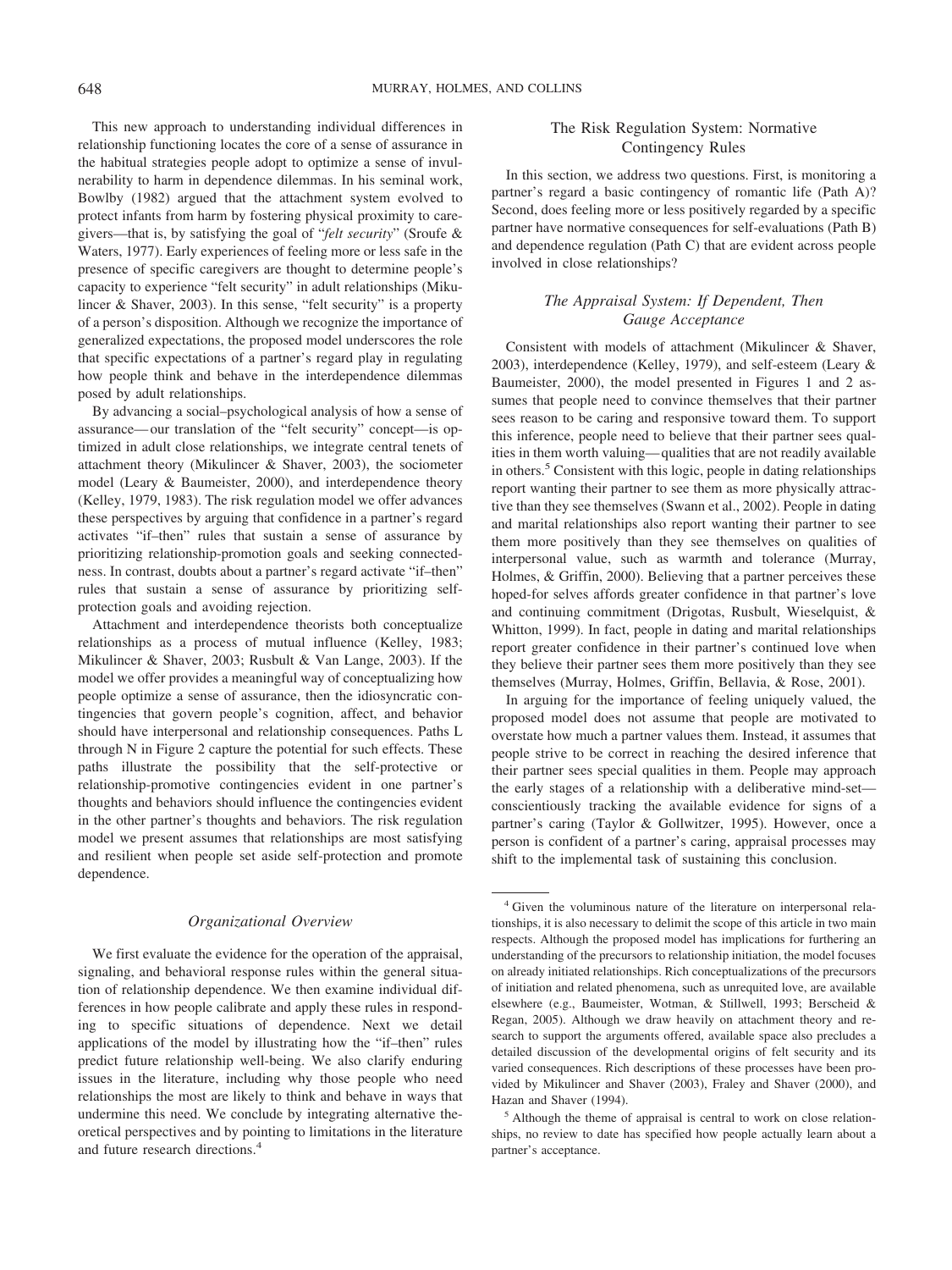This new approach to understanding individual differences in relationship functioning locates the core of a sense of assurance in the habitual strategies people adopt to optimize a sense of invulnerability to harm in dependence dilemmas. In his seminal work, Bowlby (1982) argued that the attachment system evolved to protect infants from harm by fostering physical proximity to caregivers—that is, by satisfying the goal of "*felt security*" (Sroufe & Waters, 1977). Early experiences of feeling more or less safe in the presence of specific caregivers are thought to determine people's capacity to experience "felt security" in adult relationships (Mikulincer & Shaver, 2003). In this sense, "felt security" is a property of a person's disposition. Although we recognize the importance of generalized expectations, the proposed model underscores the role that specific expectations of a partner's regard play in regulating how people think and behave in the interdependence dilemmas posed by adult relationships.

By advancing a social–psychological analysis of how a sense of assurance—our translation of the "felt security" concept—is optimized in adult close relationships, we integrate central tenets of attachment theory (Mikulincer & Shaver, 2003), the sociometer model (Leary & Baumeister, 2000), and interdependence theory (Kelley, 1979, 1983). The risk regulation model we offer advances these perspectives by arguing that confidence in a partner's regard activates "if–then" rules that sustain a sense of assurance by prioritizing relationship-promotion goals and seeking connectedness. In contrast, doubts about a partner's regard activate "if–then" rules that sustain a sense of assurance by prioritizing self-protection goals and avoiding rejection.

Attachment and interdependence theorists both conceptualize relationships as a process of mutual influence (Kelley, 1983; Mikulincer & Shaver, 2003; Rusbult & Van Lange, 2003). If the model we offer provides a meaningful way of conceptualizing how people optimize a sense of assurance, then the idiosyncratic contingencies that govern people's cognition, affect, and behavior should have interpersonal and relationship consequences. Paths L through N in Figure 2 capture the potential for such effects. These paths illustrate the possibility that the self-protective or relationship-promotive contingencies evident in one partner's thoughts and behaviors should influence the contingencies evident in the other partner's thoughts and behaviors. The risk regulation model we present assumes that relationships are most satisfying and resilient when people set aside self-protection and promote dependence.

### *Organizational Overview*

We first evaluate the evidence for the operation of the appraisal, signaling, and behavioral response rules within the general situation of relationship dependence. We then examine individual differences in how people calibrate and apply these rules in responding to specific situations of dependence. Next we detail applications of the model by illustrating how the "if–then" rules predict future relationship well-being. We also clarify enduring issues in the literature, including why those people who need relationships the most are likely to think and behave in ways that undermine this need. We conclude by integrating alternative theoretical perspectives and by pointing to limitations in the literature and future research directions.[4]

## The Risk Regulation System: Normative Contingency Rules

In this section, we address two questions. First, is monitoring a partner's regard a basic contingency of romantic life (Path A)? Second, does feeling more or less positively regarded by a specific partner have normative consequences for self-evaluations (Path B) and dependence regulation (Path C) that are evident across people involved in close relationships?

### *The Appraisal System: If Dependent, Then Gauge Acceptance*

Consistent with models of attachment (Mikulincer & Shaver, 2003), interdependence (Kelley, 1979), and self-esteem (Leary & Baumeister, 2000), the model presented in Figures 1 and 2 assumes that people need to convince themselves that their partner sees reason to be caring and responsive toward them. To support this inference, people need to believe that their partner sees qualities in them worth valuing—qualities that are not readily available in others.[5] Consistent with this logic, people in dating relationships report wanting their partner to see them as more physically attractive than they see themselves (Swann et al., 2002). People in dating and marital relationships also report wanting their partner to see them more positively than they see themselves on qualities of interpersonal value, such as warmth and tolerance (Murray, Holmes, & Griffin, 2000). Believing that a partner perceives these hoped-for selves affords greater confidence in that partner's love and continuing commitment (Drigotas, Rusbult, Wieselquist, & Whitton, 1999). In fact, people in dating and marital relationships report greater confidence in their partner's continued love when they believe their partner sees them more positively than they see themselves (Murray, Holmes, Griffin, Bellavia, & Rose, 2001).

In arguing for the importance of feeling uniquely valued, the proposed model does not assume that people are motivated to overstate how much a partner values them. Instead, it assumes that people strive to be correct in reaching the desired inference that their partner sees special qualities in them. People may approach the early stages of a relationship with a deliberative mind-set—conscientiously tracking the available evidence for signs of a partner's caring (Taylor & Gollwitzer, 1995). However, once a person is confident of a partner's caring, appraisal processes may shift to the implemental task of sustaining this conclusion.

---

[4] Given the voluminous nature of the literature on interpersonal relationships, it is also necessary to delimit the scope of this article in two main respects. Although the proposed model has implications for furthering an understanding of the precursors to relationship initiation, the model focuses on already initiated relationships. Rich conceptualizations of the precursors of initiation and related phenomena, such as unrequited love, are available elsewhere (e.g., Baumeister, Wotman, & Stillwell, 1993; Berscheid & Regan, 2005). Although we draw heavily on attachment theory and research to support the arguments offered, available space also precludes a detailed discussion of the developmental origins of felt security and its varied consequences. Rich descriptions of these processes have been provided by Mikulincer and Shaver (2003), Fraley and Shaver (2000), and Hazan and Shaver (1994).

[5] Although the theme of appraisal is central to work on close relationships, no review to date has specified how people actually learn about a partner's acceptance.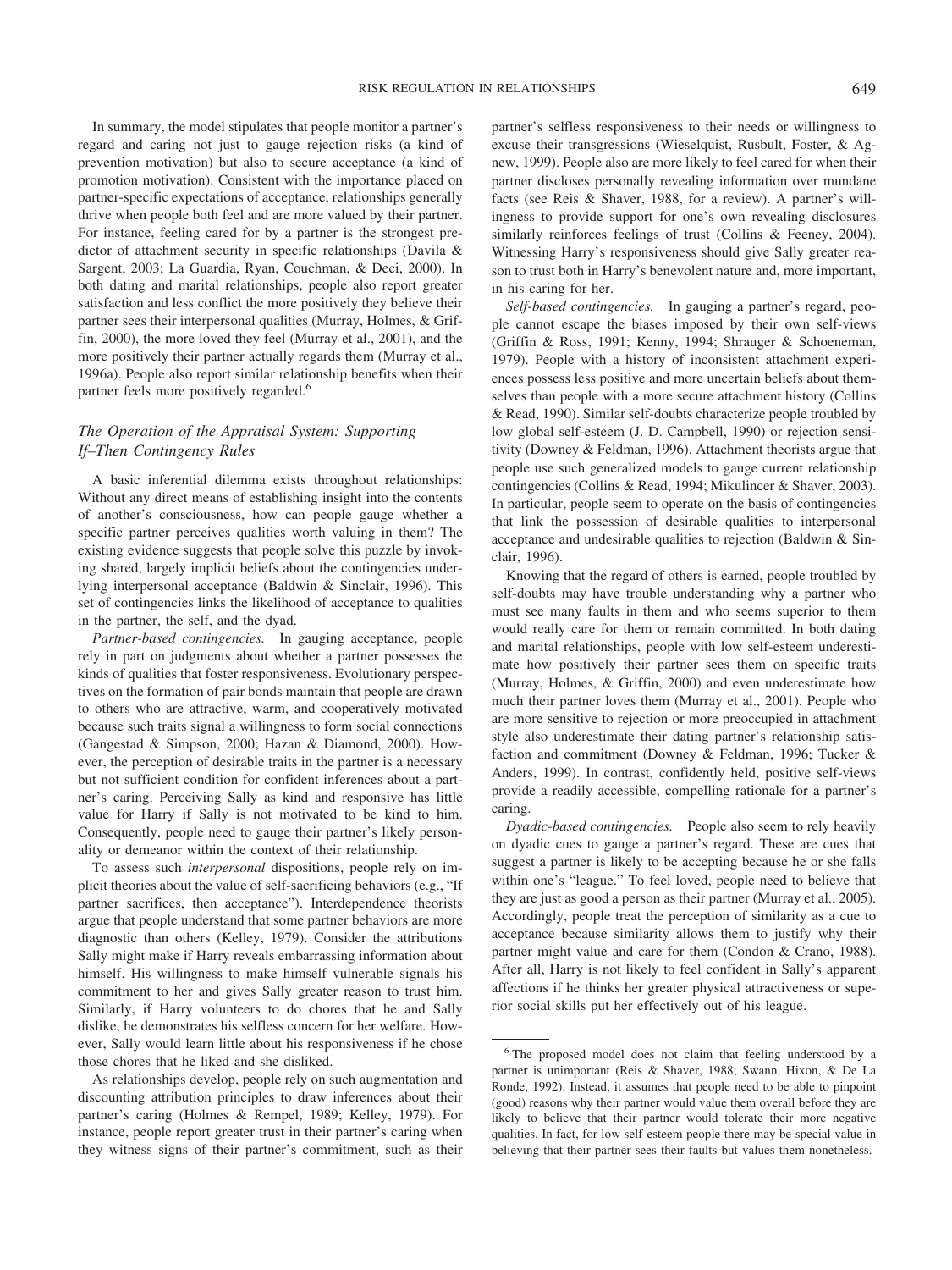In summary, the model stipulates that people monitor a partner's regard and caring not just to gauge rejection risks (a kind of prevention motivation) but also to secure acceptance (a kind of promotion motivation). Consistent with the importance placed on partner-specific expectations of acceptance, relationships generally thrive when people both feel and are more valued by their partner. For instance, feeling cared for by a partner is the strongest predictor of attachment security in specific relationships (Davila & Sargent, 2003; La Guardia, Ryan, Couchman, & Deci, 2000). In both dating and marital relationships, people also report greater satisfaction and less conflict the more positively they believe their partner sees their interpersonal qualities (Murray, Holmes, & Griffin, 2000), the more loved they feel (Murray et al., 2001), and the more positively their partner actually regards them (Murray et al., 1996a). People also report similar relationship benefits when their partner feels more positively regarded.[6]

### *The Operation of the Appraisal System: Supporting If–Then Contingency Rules*

A basic inferential dilemma exists throughout relationships: Without any direct means of establishing insight into the contents of another's consciousness, how can people gauge whether a specific partner perceives qualities worth valuing in them? The existing evidence suggests that people solve this puzzle by invoking shared, largely implicit beliefs about the contingencies underlying interpersonal acceptance (Baldwin & Sinclair, 1996). This set of contingencies links the likelihood of acceptance to qualities in the partner, the self, and the dyad.

*Partner-based contingencies.* In gauging acceptance, people rely in part on judgments about whether a partner possesses the kinds of qualities that foster responsiveness. Evolutionary perspectives on the formation of pair bonds maintain that people are drawn to others who are attractive, warm, and cooperatively motivated because such traits signal a willingness to form social connections (Gangestad & Simpson, 2000; Hazan & Diamond, 2000). However, the perception of desirable traits in the partner is a necessary but not sufficient condition for confident inferences about a partner's caring. Perceiving Sally as kind and responsive has little value for Harry if Sally is not motivated to be kind to him. Consequently, people need to gauge their partner's likely personality or demeanor within the context of their relationship.

To assess such *interpersonal* dispositions, people rely on implicit theories about the value of self-sacrificing behaviors (e.g., "If partner sacrifices, then acceptance"). Interdependence theorists argue that people understand that some partner behaviors are more diagnostic than others (Kelley, 1979). Consider the attributions Sally might make if Harry reveals embarrassing information about himself. His willingness to make himself vulnerable signals his commitment to her and gives Sally greater reason to trust him. Similarly, if Harry volunteers to do chores that he and Sally dislike, he demonstrates his selfless concern for her welfare. However, Sally would learn little about his responsiveness if he chose those chores that he liked and she disliked.

As relationships develop, people rely on such augmentation and discounting attribution principles to draw inferences about their partner's caring (Holmes & Rempel, 1989; Kelley, 1979). For instance, people report greater trust in their partner's caring when they witness signs of their partner's commitment, such as their partner's selfless responsiveness to their needs or willingness to excuse their transgressions (Wieselquist, Rusbult, Foster, & Agnew, 1999). People also are more likely to feel cared for when their partner discloses personally revealing information over mundane facts (see Reis & Shaver, 1988, for a review). A partner's willingness to provide support for one's own revealing disclosures similarly reinforces feelings of trust (Collins & Feeney, 2004). Witnessing Harry's responsiveness should give Sally greater reason to trust both in Harry's benevolent nature and, more important, in his caring for her.

*Self-based contingencies.* In gauging a partner's regard, people cannot escape the biases imposed by their own self-views (Griffin & Ross, 1991; Kenny, 1994; Shrauger & Schoeneman, 1979). People with a history of inconsistent attachment experiences possess less positive and more uncertain beliefs about themselves than people with a more secure attachment history (Collins & Read, 1990). Similar self-doubts characterize people troubled by low global self-esteem (J. D. Campbell, 1990) or rejection sensitivity (Downey & Feldman, 1996). Attachment theorists argue that people use such generalized models to gauge current relationship contingencies (Collins & Read, 1994; Mikulincer & Shaver, 2003). In particular, people seem to operate on the basis of contingencies that link the possession of desirable qualities to interpersonal acceptance and undesirable qualities to rejection (Baldwin & Sinclair, 1996).

Knowing that the regard of others is earned, people troubled by self-doubts may have trouble understanding why a partner who must see many faults in them and who seems superior to them would really care for them or remain committed. In both dating and marital relationships, people with low self-esteem underestimate how positively their partner sees them on specific traits (Murray, Holmes, & Griffin, 2000) and even underestimate how much their partner loves them (Murray et al., 2001). People who are more sensitive to rejection or more preoccupied in attachment style also underestimate their dating partner's relationship satisfaction and commitment (Downey & Feldman, 1996; Tucker & Anders, 1999). In contrast, confidently held, positive self-views provide a readily accessible, compelling rationale for a partner's caring.

*Dyadic-based contingencies.* People also seem to rely heavily on dyadic cues to gauge a partner's regard. These are cues that suggest a partner is likely to be accepting because he or she falls within one's "league." To feel loved, people need to believe that they are just as good a person as their partner (Murray et al., 2005). Accordingly, people treat the perception of similarity as a cue to acceptance because similarity allows them to justify why their partner might value and care for them (Condon & Crano, 1988). After all, Harry is not likely to feel confident in Sally's apparent affections if he thinks her greater physical attractiveness or superior social skills put her effectively out of his league.

---

[6] The proposed model does not claim that feeling understood by a partner is unimportant (Reis & Shaver, 1988; Swann, Hixon, & De La Ronde, 1992). Instead, it assumes that people need to be able to pinpoint (good) reasons why their partner would value them overall before they are likely to believe that their partner would tolerate their more negative qualities. In fact, for low self-esteem people there may be special value in believing that their partner sees their faults but values them nonetheless.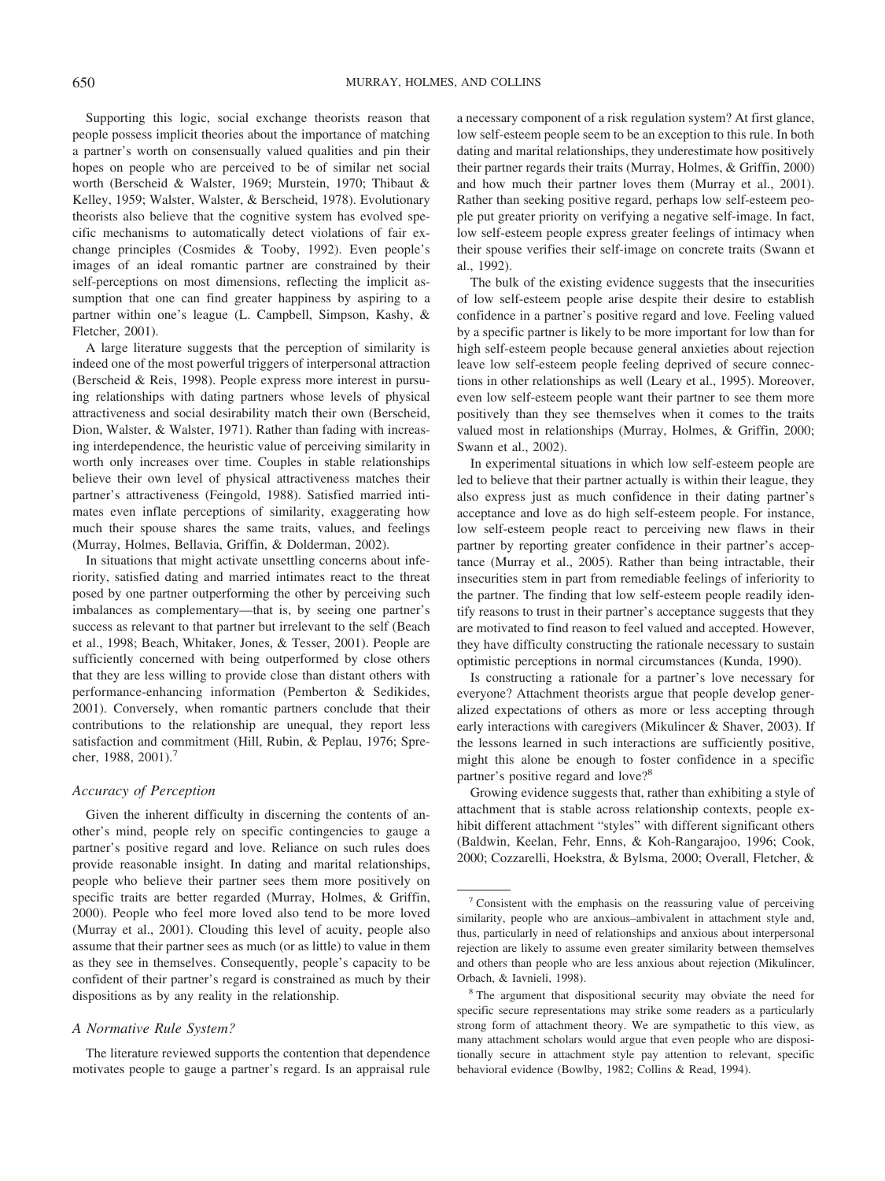Supporting this logic, social exchange theorists reason that people possess implicit theories about the importance of matching a partner's worth on consensually valued qualities and pin their hopes on people who are perceived to be of similar net social worth (Berscheid & Walster, 1969; Murstein, 1970; Thibaut & Kelley, 1959; Walster, Walster, & Berscheid, 1978). Evolutionary theorists also believe that the cognitive system has evolved specific mechanisms to automatically detect violations of fair exchange principles (Cosmides & Tooby, 1992). Even people's images of an ideal romantic partner are constrained by their self-perceptions on most dimensions, reflecting the implicit assumption that one can find greater happiness by aspiring to a partner within one's league (L. Campbell, Simpson, Kashy, & Fletcher, 2001).

A large literature suggests that the perception of similarity is indeed one of the most powerful triggers of interpersonal attraction (Berscheid & Reis, 1998). People express more interest in pursuing relationships with dating partners whose levels of physical attractiveness and social desirability match their own (Berscheid, Dion, Walster, & Walster, 1971). Rather than fading with increasing interdependence, the heuristic value of perceiving similarity in worth only increases over time. Couples in stable relationships believe their own level of physical attractiveness matches their partner's attractiveness (Feingold, 1988). Satisfied married intimates even inflate perceptions of similarity, exaggerating how much their spouse shares the same traits, values, and feelings (Murray, Holmes, Bellavia, Griffin, & Dolderman, 2002).

In situations that might activate unsettling concerns about inferiority, satisfied dating and married intimates react to the threat posed by one partner outperforming the other by perceiving such imbalances as complementary—that is, by seeing one partner's success as relevant to that partner but irrelevant to the self (Beach et al., 1998; Beach, Whitaker, Jones, & Tesser, 2001). People are sufficiently concerned with being outperformed by close others that they are less willing to provide close than distant others with performance-enhancing information (Pemberton & Sedikides, 2001). Conversely, when romantic partners conclude that their contributions to the relationship are unequal, they report less satisfaction and commitment (Hill, Rubin, & Peplau, 1976; Sprecher, 1988, 2001).[7]

### *Accuracy of Perception*

Given the inherent difficulty in discerning the contents of another's mind, people rely on specific contingencies to gauge a partner's positive regard and love. Reliance on such rules does provide reasonable insight. In dating and marital relationships, people who believe their partner sees them more positively on specific traits are better regarded (Murray, Holmes, & Griffin, 2000). People who feel more loved also tend to be more loved (Murray et al., 2001). Clouding this level of acuity, people also assume that their partner sees as much (or as little) to value in them as they see in themselves. Consequently, people's capacity to be confident of their partner's regard is constrained as much by their dispositions as by any reality in the relationship.

### *A Normative Rule System?*

The literature reviewed supports the contention that dependence motivates people to gauge a partner's regard. Is an appraisal rule a necessary component of a risk regulation system? At first glance, low self-esteem people seem to be an exception to this rule. In both dating and marital relationships, they underestimate how positively their partner regards their traits (Murray, Holmes, & Griffin, 2000) and how much their partner loves them (Murray et al., 2001). Rather than seeking positive regard, perhaps low self-esteem people put greater priority on verifying a negative self-image. In fact, low self-esteem people express greater feelings of intimacy when their spouse verifies their self-image on concrete traits (Swann et al., 1992).

The bulk of the existing evidence suggests that the insecurities of low self-esteem people arise despite their desire to establish confidence in a partner's positive regard and love. Feeling valued by a specific partner is likely to be more important for low than for high self-esteem people because general anxieties about rejection leave low self-esteem people feeling deprived of secure connections in other relationships as well (Leary et al., 1995). Moreover, even low self-esteem people want their partner to see them more positively than they see themselves when it comes to the traits valued most in relationships (Murray, Holmes, & Griffin, 2000; Swann et al., 2002).

In experimental situations in which low self-esteem people are led to believe that their partner actually is within their league, they also express just as much confidence in their dating partner's acceptance and love as do high self-esteem people. For instance, low self-esteem people react to perceiving new flaws in their partner by reporting greater confidence in their partner's acceptance (Murray et al., 2005). Rather than being intractable, their insecurities stem in part from remediable feelings of inferiority to the partner. The finding that low self-esteem people readily identify reasons to trust in their partner's acceptance suggests that they are motivated to find reason to feel valued and accepted. However, they have difficulty constructing the rationale necessary to sustain optimistic perceptions in normal circumstances (Kunda, 1990).

Is constructing a rationale for a partner's love necessary for everyone? Attachment theorists argue that people develop generalized expectations of others as more or less accepting through early interactions with caregivers (Mikulincer & Shaver, 2003). If the lessons learned in such interactions are sufficiently positive, might this alone be enough to foster confidence in a specific partner's positive regard and love?[8]

Growing evidence suggests that, rather than exhibiting a style of attachment that is stable across relationship contexts, people exhibit different attachment "styles" with different significant others (Baldwin, Keelan, Fehr, Enns, & Koh-Rangarajoo, 1996; Cook, 2000; Cozzarelli, Hoekstra, & Bylsma, 2000; Overall, Fletcher, &

---

[7] Consistent with the emphasis on the reassuring value of perceiving similarity, people who are anxious–ambivalent in attachment style and, thus, particularly in need of relationships and anxious about interpersonal rejection are likely to assume even greater similarity between themselves and others than people who are less anxious about rejection (Mikulincer, Orbach, & Iavnieli, 1998).

[8] The argument that dispositional security may obviate the need for specific secure representations may strike some readers as a particularly strong form of attachment theory. We are sympathetic to this view, as many attachment scholars would argue that even people who are dispositionally secure in attachment style pay attention to relevant, specific behavioral evidence (Bowlby, 1982; Collins & Read, 1994).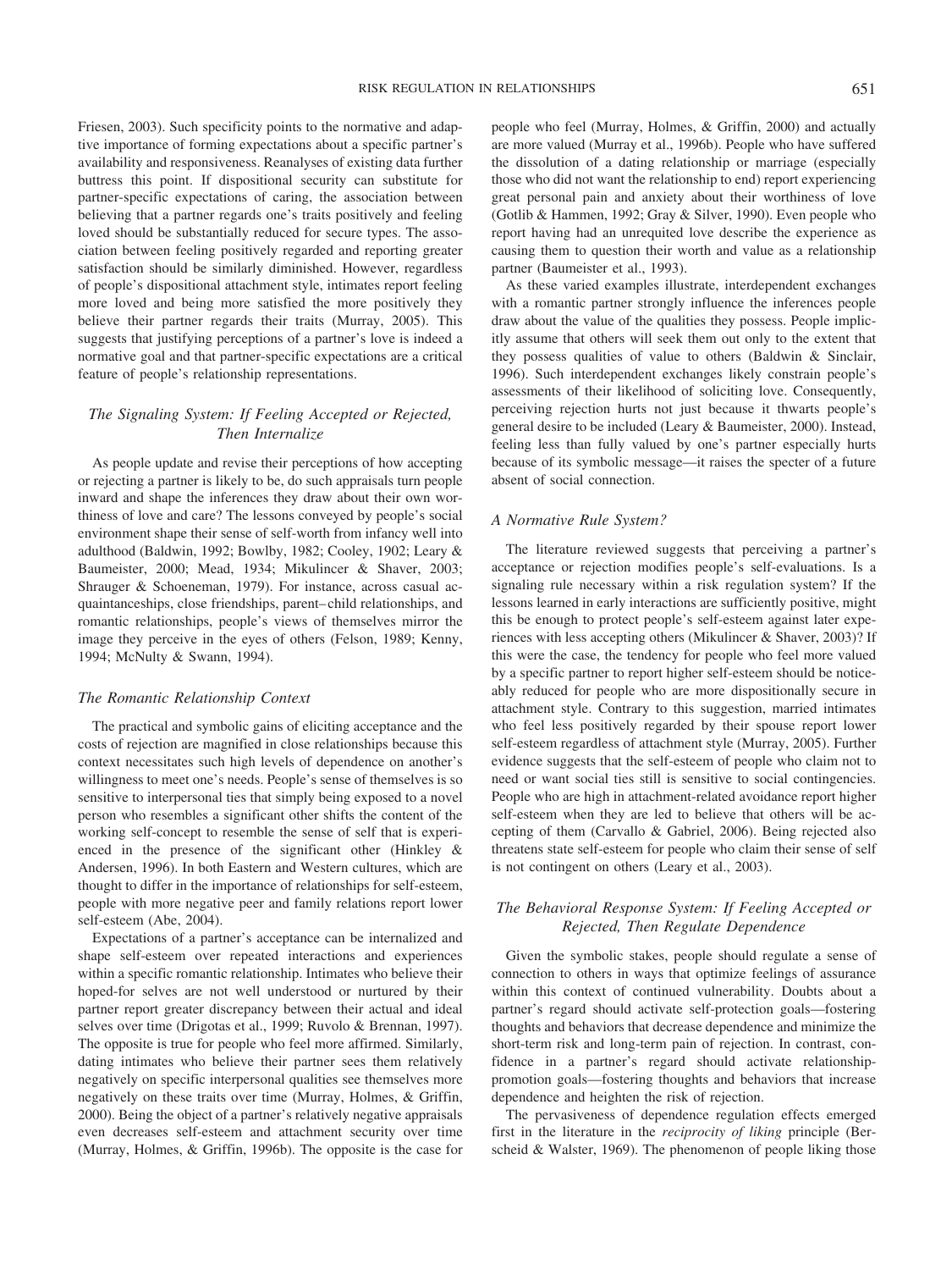Friesen, 2003). Such specificity points to the normative and adaptive importance of forming expectations about a specific partner's availability and responsiveness. Reanalyses of existing data further buttress this point. If dispositional security can substitute for partner-specific expectations of caring, the association between believing that a partner regards one's traits positively and feeling loved should be substantially reduced for secure types. The association between feeling positively regarded and reporting greater satisfaction should be similarly diminished. However, regardless of people's dispositional attachment style, intimates report feeling more loved and being more satisfied the more positively they believe their partner regards their traits (Murray, 2005). This suggests that justifying perceptions of a partner's love is indeed a normative goal and that partner-specific expectations are a critical feature of people's relationship representations.

### *The Signaling System: If Feeling Accepted or Rejected, Then Internalize*

As people update and revise their perceptions of how accepting or rejecting a partner is likely to be, do such appraisals turn people inward and shape the inferences they draw about their own worthiness of love and care? The lessons conveyed by people's social environment shape their sense of self-worth from infancy well into adulthood (Baldwin, 1992; Bowlby, 1982; Cooley, 1902; Leary & Baumeister, 2000; Mead, 1934; Mikulincer & Shaver, 2003; Shrauger & Schoeneman, 1979). For instance, across casual acquaintanceships, close friendships, parent–child relationships, and romantic relationships, people's views of themselves mirror the image they perceive in the eyes of others (Felson, 1989; Kenny, 1994; McNulty & Swann, 1994).

### *The Romantic Relationship Context*

The practical and symbolic gains of eliciting acceptance and the costs of rejection are magnified in close relationships because this context necessitates such high levels of dependence on another's willingness to meet one's needs. People's sense of themselves is so sensitive to interpersonal ties that simply being exposed to a novel person who resembles a significant other shifts the content of the working self-concept to resemble the sense of self that is experienced in the presence of the significant other (Hinkley & Andersen, 1996). In both Eastern and Western cultures, which are thought to differ in the importance of relationships for self-esteem, people with more negative peer and family relations report lower self-esteem (Abe, 2004).

Expectations of a partner's acceptance can be internalized and shape self-esteem over repeated interactions and experiences within a specific romantic relationship. Intimates who believe their hoped-for selves are not well understood or nurtured by their partner report greater discrepancy between their actual and ideal selves over time (Drigotas et al., 1999; Ruvolo & Brennan, 1997). The opposite is true for people who feel more affirmed. Similarly, dating intimates who believe their partner sees them relatively negatively on specific interpersonal qualities see themselves more negatively on these traits over time (Murray, Holmes, & Griffin, 2000). Being the object of a partner's relatively negative appraisals even decreases self-esteem and attachment security over time (Murray, Holmes, & Griffin, 1996b). The opposite is the case for people who feel (Murray, Holmes, & Griffin, 2000) and actually are more valued (Murray et al., 1996b). People who have suffered the dissolution of a dating relationship or marriage (especially those who did not want the relationship to end) report experiencing great personal pain and anxiety about their worthiness of love (Gotlib & Hammen, 1992; Gray & Silver, 1990). Even people who report having had an unrequited love describe the experience as causing them to question their worth and value as a relationship partner (Baumeister et al., 1993).

As these varied examples illustrate, interdependent exchanges with a romantic partner strongly influence the inferences people draw about the value of the qualities they possess. People implicitly assume that others will seek them out only to the extent that they possess qualities of value to others (Baldwin & Sinclair, 1996). Such interdependent exchanges likely constrain people's assessments of their likelihood of soliciting love. Consequently, perceiving rejection hurts not just because it thwarts people's general desire to be included (Leary & Baumeister, 2000). Instead, feeling less than fully valued by one's partner especially hurts because of its symbolic message—it raises the specter of a future absent of social connection.

### *A Normative Rule System?*

The literature reviewed suggests that perceiving a partner's acceptance or rejection modifies people's self-evaluations. Is a signaling rule necessary within a risk regulation system? If the lessons learned in early interactions are sufficiently positive, might this be enough to protect people's self-esteem against later experiences with less accepting others (Mikulincer & Shaver, 2003)? If this were the case, the tendency for people who feel more valued by a specific partner to report higher self-esteem should be noticeably reduced for people who are more dispositionally secure in attachment style. Contrary to this suggestion, married intimates who feel less positively regarded by their spouse report lower self-esteem regardless of attachment style (Murray, 2005). Further evidence suggests that the self-esteem of people who claim not to need or want social ties still is sensitive to social contingencies. People who are high in attachment-related avoidance report higher self-esteem when they are led to believe that others will be accepting of them (Carvallo & Gabriel, 2006). Being rejected also threatens state self-esteem for people who claim their sense of self is not contingent on others (Leary et al., 2003).

### *The Behavioral Response System: If Feeling Accepted or Rejected, Then Regulate Dependence*

Given the symbolic stakes, people should regulate a sense of connection to others in ways that optimize feelings of assurance within this context of continued vulnerability. Doubts about a partner's regard should activate self-protection goals—fostering thoughts and behaviors that decrease dependence and minimize the short-term risk and long-term pain of rejection. In contrast, confidence in a partner's regard should activate relationship-promotion goals—fostering thoughts and behaviors that increase dependence and heighten the risk of rejection.

The pervasiveness of dependence regulation effects emerged first in the literature in the *reciprocity of liking* principle (Berscheid & Walster, 1969). The phenomenon of people liking those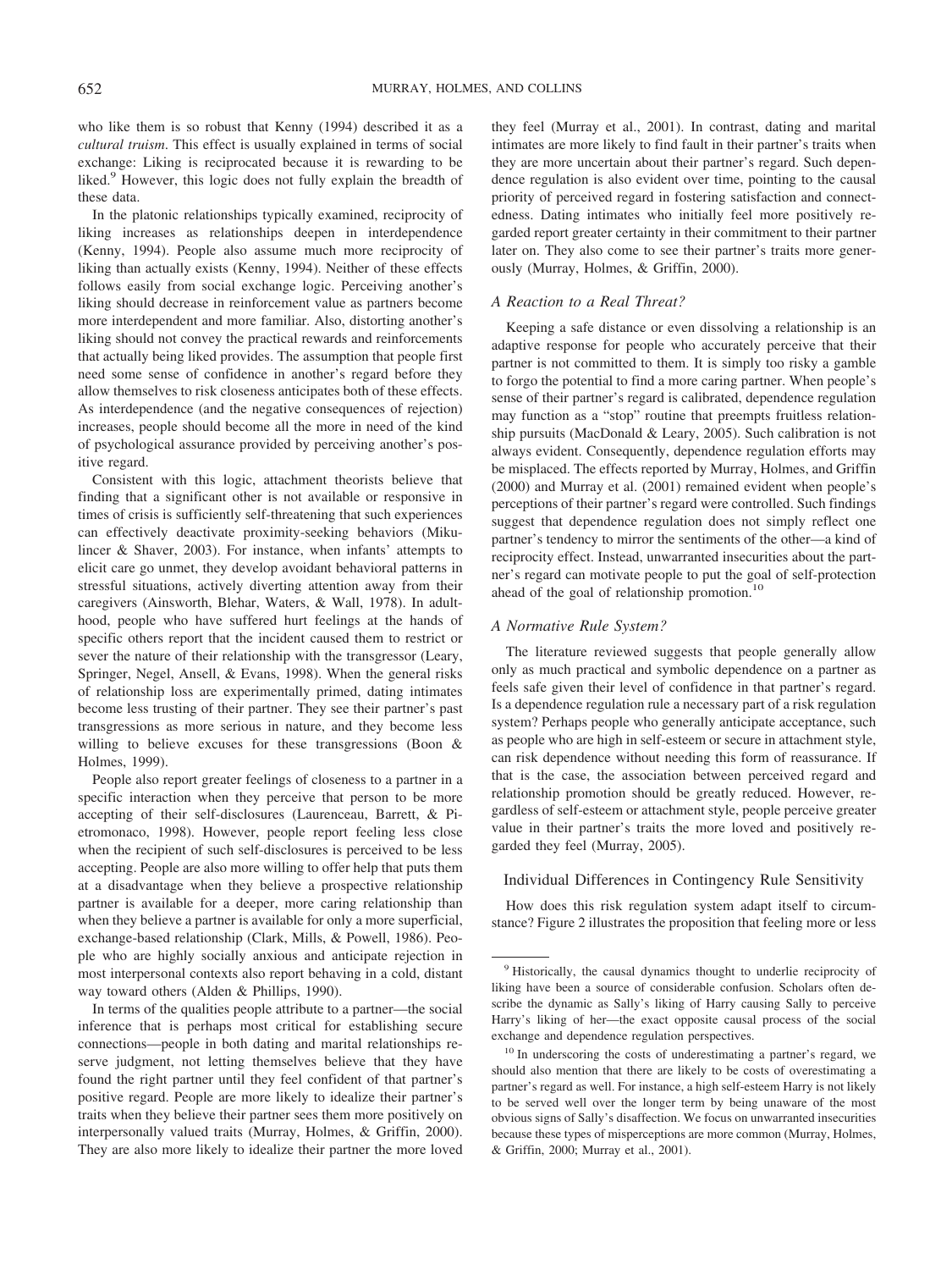who like them is so robust that Kenny (1994) described it as a *cultural truism*. This effect is usually explained in terms of social exchange: Liking is reciprocated because it is rewarding to be liked.[9] However, this logic does not fully explain the breadth of these data.

In the platonic relationships typically examined, reciprocity of liking increases as relationships deepen in interdependence (Kenny, 1994). People also assume much more reciprocity of liking than actually exists (Kenny, 1994). Neither of these effects follows easily from social exchange logic. Perceiving another's liking should decrease in reinforcement value as partners become more interdependent and more familiar. Also, distorting another's liking should not convey the practical rewards and reinforcements that actually being liked provides. The assumption that people first need some sense of confidence in another's regard before they allow themselves to risk closeness anticipates both of these effects. As interdependence (and the negative consequences of rejection) increases, people should become all the more in need of the kind of psychological assurance provided by perceiving another's positive regard.

Consistent with this logic, attachment theorists believe that finding that a significant other is not available or responsive in times of crisis is sufficiently self-threatening that such experiences can effectively deactivate proximity-seeking behaviors (Mikulincer & Shaver, 2003). For instance, when infants' attempts to elicit care go unmet, they develop avoidant behavioral patterns in stressful situations, actively diverting attention away from their caregivers (Ainsworth, Blehar, Waters, & Wall, 1978). In adulthood, people who have suffered hurt feelings at the hands of specific others report that the incident caused them to restrict or sever the nature of their relationship with the transgressor (Leary, Springer, Negel, Ansell, & Evans, 1998). When the general risks of relationship loss are experimentally primed, dating intimates become less trusting of their partner. They see their partner's past transgressions as more serious in nature, and they become less willing to believe excuses for these transgressions (Boon & Holmes, 1999).

People also report greater feelings of closeness to a partner in a specific interaction when they perceive that person to be more accepting of their self-disclosures (Laurenceau, Barrett, & Pietromonaco, 1998). However, people report feeling less close when the recipient of such self-disclosures is perceived to be less accepting. People are also more willing to offer help that puts them at a disadvantage when they believe a prospective relationship partner is available for a deeper, more caring relationship than when they believe a partner is available for only a more superficial, exchange-based relationship (Clark, Mills, & Powell, 1986). People who are highly socially anxious and anticipate rejection in most interpersonal contexts also report behaving in a cold, distant way toward others (Alden & Phillips, 1990).

In terms of the qualities people attribute to a partner—the social inference that is perhaps most critical for establishing secure connections—people in both dating and marital relationships reserve judgment, not letting themselves believe that they have found the right partner until they feel confident of that partner's positive regard. People are more likely to idealize their partner's traits when they believe their partner sees them more positively on interpersonally valued traits (Murray, Holmes, & Griffin, 2000). They are also more likely to idealize their partner the more loved they feel (Murray et al., 2001). In contrast, dating and marital intimates are more likely to find fault in their partner's traits when they are more uncertain about their partner's regard. Such dependence regulation is also evident over time, pointing to the causal priority of perceived regard in fostering satisfaction and connectedness. Dating intimates who initially feel more positively regarded report greater certainty in their commitment to their partner later on. They also come to see their partner's traits more generously (Murray, Holmes, & Griffin, 2000).

### *A Reaction to a Real Threat?*

Keeping a safe distance or even dissolving a relationship is an adaptive response for people who accurately perceive that their partner is not committed to them. It is simply too risky a gamble to forgo the potential to find a more caring partner. When people's sense of their partner's regard is calibrated, dependence regulation may function as a "stop" routine that preempts fruitless relationship pursuits (MacDonald & Leary, 2005). Such calibration is not always evident. Consequently, dependence regulation efforts may be misplaced. The effects reported by Murray, Holmes, and Griffin (2000) and Murray et al. (2001) remained evident when people's perceptions of their partner's regard were controlled. Such findings suggest that dependence regulation does not simply reflect one partner's tendency to mirror the sentiments of the other—a kind of reciprocity effect. Instead, unwarranted insecurities about the partner's regard can motivate people to put the goal of self-protection ahead of the goal of relationship promotion.[10]

### *A Normative Rule System?*

The literature reviewed suggests that people generally allow only as much practical and symbolic dependence on a partner as feels safe given their level of confidence in that partner's regard. Is a dependence regulation rule a necessary part of a risk regulation system? Perhaps people who generally anticipate acceptance, such as people who are high in self-esteem or secure in attachment style, can risk dependence without needing this form of reassurance. If that is the case, the association between perceived regard and relationship promotion should be greatly reduced. However, regardless of self-esteem or attachment style, people perceive greater value in their partner's traits the more loved and positively regarded they feel (Murray, 2005).

## Individual Differences in Contingency Rule Sensitivity

How does this risk regulation system adapt itself to circumstance? Figure 2 illustrates the proposition that feeling more or less

---

[9] Historically, the causal dynamics thought to underlie reciprocity of liking have been a source of considerable confusion. Scholars often describe the dynamic as Sally's liking of Harry causing Sally to perceive Harry's liking of her—the exact opposite causal process of the social exchange and dependence regulation perspectives.

[10] In underscoring the costs of underestimating a partner's regard, we should also mention that there are likely to be costs of overestimating a partner's regard as well. For instance, a high self-esteem Harry is not likely to be served well over the longer term by being unaware of the most obvious signs of Sally's disaffection. We focus on unwarranted insecurities because these types of misperceptions are more common (Murray, Holmes, & Griffin, 2000; Murray et al., 2001).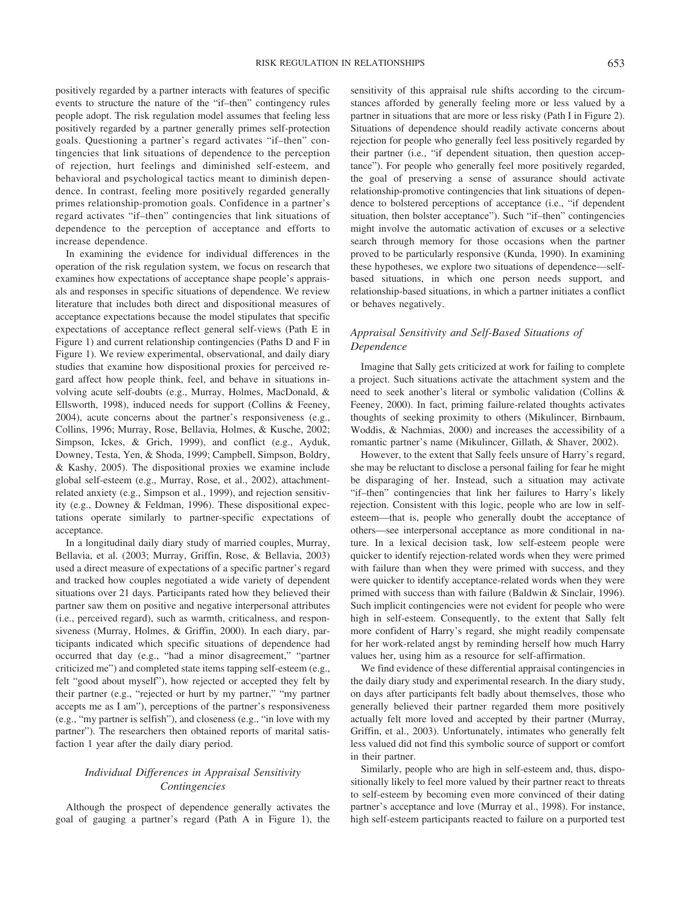positively regarded by a partner interacts with features of specific events to structure the nature of the "if–then" contingency rules people adopt. The risk regulation model assumes that feeling less positively regarded by a partner generally primes self-protection goals. Questioning a partner's regard activates "if–then" contingencies that link situations of dependence to the perception of rejection, hurt feelings and diminished self-esteem, and behavioral and psychological tactics meant to diminish dependence. In contrast, feeling more positively regarded generally primes relationship-promotion goals. Confidence in a partner's regard activates "if–then" contingencies that link situations of dependence to the perception of acceptance and efforts to increase dependence.

In examining the evidence for individual differences in the operation of the risk regulation system, we focus on research that examines how expectations of acceptance shape people's appraisals and responses in specific situations of dependence. We review literature that includes both direct and dispositional measures of acceptance expectations because the model stipulates that specific expectations of acceptance reflect general self-views (Path E in Figure 1) and current relationship contingencies (Paths D and F in Figure 1). We review experimental, observational, and daily diary studies that examine how dispositional proxies for perceived regard affect how people think, feel, and behave in situations involving acute self-doubts (e.g., Murray, Holmes, MacDonald, & Ellsworth, 1998), induced needs for support (Collins & Feeney, 2004), acute concerns about the partner's responsiveness (e.g., Collins, 1996; Murray, Rose, Bellavia, Holmes, & Kusche, 2002; Simpson, Ickes, & Grich, 1999), and conflict (e.g., Ayduk, Downey, Testa, Yen, & Shoda, 1999; Campbell, Simpson, Boldry, & Kashy, 2005). The dispositional proxies we examine include global self-esteem (e.g., Murray, Rose, et al., 2002), attachment-related anxiety (e.g., Simpson et al., 1999), and rejection sensitivity (e.g., Downey & Feldman, 1996). These dispositional expectations operate similarly to partner-specific expectations of acceptance.

In a longitudinal daily diary study of married couples, Murray, Bellavia, et al. (2003; Murray, Griffin, Rose, & Bellavia, 2003) used a direct measure of expectations of a specific partner's regard and tracked how couples negotiated a wide variety of dependent situations over 21 days. Participants rated how they believed their partner saw them on positive and negative interpersonal attributes (i.e., perceived regard), such as warmth, criticalness, and responsiveness (Murray, Holmes, & Griffin, 2000). In each diary, participants indicated which specific situations of dependence had occurred that day (e.g., "had a minor disagreement," "partner criticized me") and completed state items tapping self-esteem (e.g., felt "good about myself"), how rejected or accepted they felt by their partner (e.g., "rejected or hurt by my partner," "my partner accepts me as I am"), perceptions of the partner's responsiveness (e.g., "my partner is selfish"), and closeness (e.g., "in love with my partner"). The researchers then obtained reports of marital satisfaction 1 year after the daily diary period.

## *Individual Differences in Appraisal Sensitivity Contingencies*

Although the prospect of dependence generally activates the goal of gauging a partner's regard (Path A in Figure 1), the sensitivity of this appraisal rule shifts according to the circumstances afforded by generally feeling more or less valued by a partner in situations that are more or less risky (Path I in Figure 2). Situations of dependence should readily activate concerns about rejection for people who generally feel less positively regarded by their partner (i.e., "if dependent situation, then question acceptance"). For people who generally feel more positively regarded, the goal of preserving a sense of assurance should activate relationship-promotive contingencies that link situations of dependence to bolstered perceptions of acceptance (i.e., "if dependent situation, then bolster acceptance"). Such "if–then" contingencies might involve the automatic activation of excuses or a selective search through memory for those occasions when the partner proved to be particularly responsive (Kunda, 1990). In examining these hypotheses, we explore two situations of dependence—self-based situations, in which one person needs support, and relationship-based situations, in which a partner initiates a conflict or behaves negatively.

### *Appraisal Sensitivity and Self-Based Situations of Dependence*

Imagine that Sally gets criticized at work for failing to complete a project. Such situations activate the attachment system and the need to seek another's literal or symbolic validation (Collins & Feeney, 2000). In fact, priming failure-related thoughts activates thoughts of seeking proximity to others (Mikulincer, Birnbaum, Woddis, & Nachmias, 2000) and increases the accessibility of a romantic partner's name (Mikulincer, Gillath, & Shaver, 2002).

However, to the extent that Sally feels unsure of Harry's regard, she may be reluctant to disclose a personal failing for fear he might be disparaging of her. Instead, such a situation may activate "if–then" contingencies that link her failures to Harry's likely rejection. Consistent with this logic, people who are low in self-esteem—that is, people who generally doubt the acceptance of others—see interpersonal acceptance as more conditional in nature. In a lexical decision task, low self-esteem people were quicker to identify rejection-related words when they were primed with failure than when they were primed with success, and they were quicker to identify acceptance-related words when they were primed with success than with failure (Baldwin & Sinclair, 1996). Such implicit contingencies were not evident for people who were high in self-esteem. Consequently, to the extent that Sally felt more confident of Harry's regard, she might readily compensate for her work-related angst by reminding herself how much Harry values her, using him as a resource for self-affirmation.

We find evidence of these differential appraisal contingencies in the daily diary study and experimental research. In the diary study, on days after participants felt badly about themselves, those who generally believed their partner regarded them more positively actually felt more loved and accepted by their partner (Murray, Griffin, et al., 2003). Unfortunately, intimates who generally felt less valued did not find this symbolic source of support or comfort in their partner.

Similarly, people who are high in self-esteem and, thus, dispositionally likely to feel more valued by their partner react to threats to self-esteem by becoming even more convinced of their dating partner's acceptance and love (Murray et al., 1998). For instance, high self-esteem participants reacted to failure on a purported test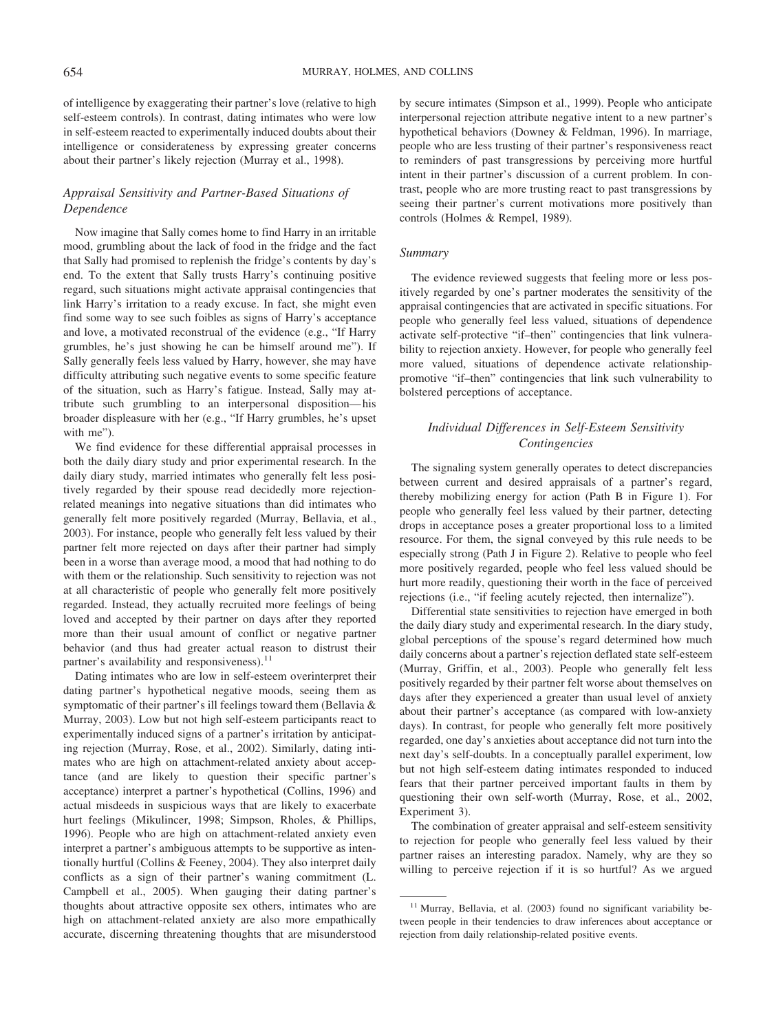of intelligence by exaggerating their partner's love (relative to high self-esteem controls). In contrast, dating intimates who were low in self-esteem reacted to experimentally induced doubts about their intelligence or considerateness by expressing greater concerns about their partner's likely rejection (Murray et al., 1998).

### *Appraisal Sensitivity and Partner-Based Situations of Dependence*

Now imagine that Sally comes home to find Harry in an irritable mood, grumbling about the lack of food in the fridge and the fact that Sally had promised to replenish the fridge's contents by day's end. To the extent that Sally trusts Harry's continuing positive regard, such situations might activate appraisal contingencies that link Harry's irritation to a ready excuse. In fact, she might even find some way to see such foibles as signs of Harry's acceptance and love, a motivated reconstrual of the evidence (e.g., "If Harry grumbles, he's just showing he can be himself around me"). If Sally generally feels less valued by Harry, however, she may have difficulty attributing such negative events to some specific feature of the situation, such as Harry's fatigue. Instead, Sally may attribute such grumbling to an interpersonal disposition—his broader displeasure with her (e.g., "If Harry grumbles, he's upset with me").

We find evidence for these differential appraisal processes in both the daily diary study and prior experimental research. In the daily diary study, married intimates who generally felt less positively regarded by their spouse read decidedly more rejection-related meanings into negative situations than did intimates who generally felt more positively regarded (Murray, Bellavia, et al., 2003). For instance, people who generally felt less valued by their partner felt more rejected on days after their partner had simply been in a worse than average mood, a mood that had nothing to do with them or the relationship. Such sensitivity to rejection was not at all characteristic of people who generally felt more positively regarded. Instead, they actually recruited more feelings of being loved and accepted by their partner on days after they reported more than their usual amount of conflict or negative partner behavior (and thus had greater actual reason to distrust their partner's availability and responsiveness).[11]

Dating intimates who are low in self-esteem overinterpret their dating partner's hypothetical negative moods, seeing them as symptomatic of their partner's ill feelings toward them (Bellavia & Murray, 2003). Low but not high self-esteem participants react to experimentally induced signs of a partner's irritation by anticipating rejection (Murray, Rose, et al., 2002). Similarly, dating intimates who are high on attachment-related anxiety about acceptance (and are likely to question their specific partner's acceptance) interpret a partner's hypothetical (Collins, 1996) and actual misdeeds in suspicious ways that are likely to exacerbate hurt feelings (Mikulincer, 1998; Simpson, Rholes, & Phillips, 1996). People who are high on attachment-related anxiety even interpret a partner's ambiguous attempts to be supportive as intentionally hurtful (Collins & Feeney, 2004). They also interpret daily conflicts as a sign of their partner's waning commitment (L. Campbell et al., 2005). When gauging their dating partner's thoughts about attractive opposite sex others, intimates who are high on attachment-related anxiety are also more empathically accurate, discerning threatening thoughts that are misunderstood by secure intimates (Simpson et al., 1999). People who anticipate interpersonal rejection attribute negative intent to a new partner's hypothetical behaviors (Downey & Feldman, 1996). In marriage, people who are less trusting of their partner's responsiveness react to reminders of past transgressions by perceiving more hurtful intent in their partner's discussion of a current problem. In contrast, people who are more trusting react to past transgressions by seeing their partner's current motivations more positively than controls (Holmes & Rempel, 1989).

### *Summary*

The evidence reviewed suggests that feeling more or less positively regarded by one's partner moderates the sensitivity of the appraisal contingencies that are activated in specific situations. For people who generally feel less valued, situations of dependence activate self-protective "if–then" contingencies that link vulnerability to rejection anxiety. However, for people who generally feel more valued, situations of dependence activate relationship-promotive "if–then" contingencies that link such vulnerability to bolstered perceptions of acceptance.

## *Individual Differences in Self-Esteem Sensitivity Contingencies*

The signaling system generally operates to detect discrepancies between current and desired appraisals of a partner's regard, thereby mobilizing energy for action (Path B in Figure 1). For people who generally feel less valued by their partner, detecting drops in acceptance poses a greater proportional loss to a limited resource. For them, the signal conveyed by this rule needs to be especially strong (Path J in Figure 2). Relative to people who feel more positively regarded, people who feel less valued should be hurt more readily, questioning their worth in the face of perceived rejections (i.e., "if feeling acutely rejected, then internalize").

Differential state sensitivities to rejection have emerged in both the daily diary study and experimental research. In the diary study, global perceptions of the spouse's regard determined how much daily concerns about a partner's rejection deflated state self-esteem (Murray, Griffin, et al., 2003). People who generally felt less positively regarded by their partner felt worse about themselves on days after they experienced a greater than usual level of anxiety about their partner's acceptance (as compared with low-anxiety days). In contrast, for people who generally felt more positively regarded, one day's anxieties about acceptance did not turn into the next day's self-doubts. In a conceptually parallel experiment, low but not high self-esteem dating intimates responded to induced fears that their partner perceived important faults in them by questioning their own self-worth (Murray, Rose, et al., 2002, Experiment 3).

The combination of greater appraisal and self-esteem sensitivity to rejection for people who generally feel less valued by their partner raises an interesting paradox. Namely, why are they so willing to perceive rejection if it is so hurtful? As we argued

[11] Murray, Bellavia, et al. (2003) found no significant variability between people in their tendencies to draw inferences about acceptance or rejection from daily relationship-related positive events.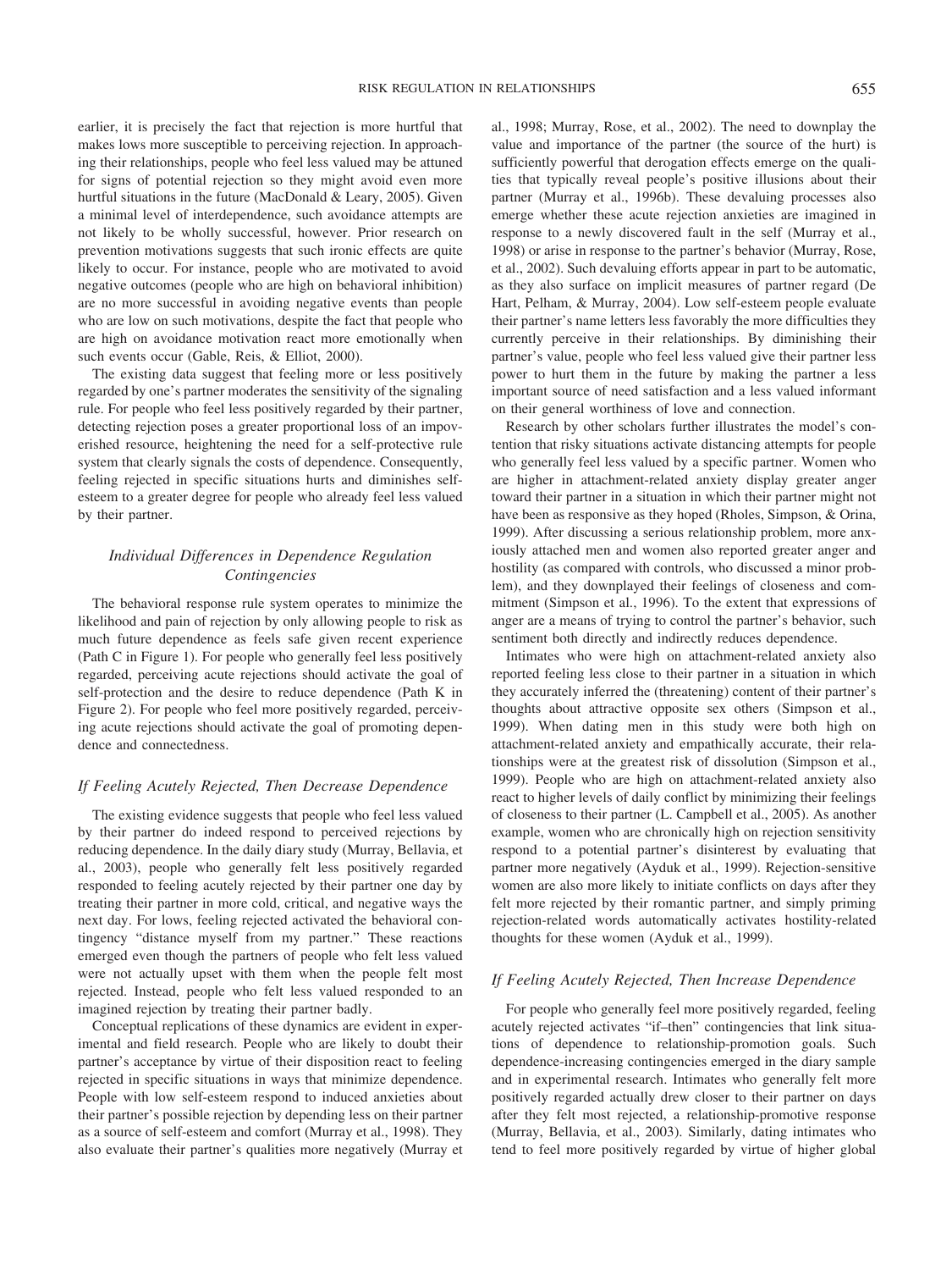earlier, it is precisely the fact that rejection is more hurtful that makes lows more susceptible to perceiving rejection. In approaching their relationships, people who feel less valued may be attuned for signs of potential rejection so they might avoid even more hurtful situations in the future (MacDonald & Leary, 2005). Given a minimal level of interdependence, such avoidance attempts are not likely to be wholly successful, however. Prior research on prevention motivations suggests that such ironic effects are quite likely to occur. For instance, people who are motivated to avoid negative outcomes (people who are high on behavioral inhibition) are no more successful in avoiding negative events than people who are low on such motivations, despite the fact that people who are high on avoidance motivation react more emotionally when such events occur (Gable, Reis, & Elliot, 2000).

The existing data suggest that feeling more or less positively regarded by one's partner moderates the sensitivity of the signaling rule. For people who feel less positively regarded by their partner, detecting rejection poses a greater proportional loss of an impoverished resource, heightening the need for a self-protective rule system that clearly signals the costs of dependence. Consequently, feeling rejected in specific situations hurts and diminishes self-esteem to a greater degree for people who already feel less valued by their partner.

### *Individual Differences in Dependence Regulation Contingencies*

The behavioral response rule system operates to minimize the likelihood and pain of rejection by only allowing people to risk as much future dependence as feels safe given recent experience (Path C in Figure 1). For people who generally feel less positively regarded, perceiving acute rejections should activate the goal of self-protection and the desire to reduce dependence (Path K in Figure 2). For people who feel more positively regarded, perceiving acute rejections should activate the goal of promoting dependence and connectedness.

### *If Feeling Acutely Rejected, Then Decrease Dependence*

The existing evidence suggests that people who feel less valued by their partner do indeed respond to perceived rejections by reducing dependence. In the daily diary study (Murray, Bellavia, et al., 2003), people who generally felt less positively regarded responded to feeling acutely rejected by their partner one day by treating their partner in more cold, critical, and negative ways the next day. For lows, feeling rejected activated the behavioral contingency "distance myself from my partner." These reactions emerged even though the partners of people who felt less valued were not actually upset with them when the people felt most rejected. Instead, people who felt less valued responded to an imagined rejection by treating their partner badly.

Conceptual replications of these dynamics are evident in experimental and field research. People who are likely to doubt their partner's acceptance by virtue of their disposition react to feeling rejected in specific situations in ways that minimize dependence. People with low self-esteem respond to induced anxieties about their partner's possible rejection by depending less on their partner as a source of self-esteem and comfort (Murray et al., 1998). They also evaluate their partner's qualities more negatively (Murray et al., 1998; Murray, Rose, et al., 2002). The need to downplay the value and importance of the partner (the source of the hurt) is sufficiently powerful that derogation effects emerge on the qualities that typically reveal people's positive illusions about their partner (Murray et al., 1996b). These devaluing processes also emerge whether these acute rejection anxieties are imagined in response to a newly discovered fault in the self (Murray et al., 1998) or arise in response to the partner's behavior (Murray, Rose, et al., 2002). Such devaluing efforts appear in part to be automatic, as they also surface on implicit measures of partner regard (De Hart, Pelham, & Murray, 2004). Low self-esteem people evaluate their partner's name letters less favorably the more difficulties they currently perceive in their relationships. By diminishing their partner's value, people who feel less valued give their partner less power to hurt them in the future by making the partner a less important source of need satisfaction and a less valued informant on their general worthiness of love and connection.

Research by other scholars further illustrates the model's contention that risky situations activate distancing attempts for people who generally feel less valued by a specific partner. Women who are higher in attachment-related anxiety display greater anger toward their partner in a situation in which their partner might not have been as responsive as they hoped (Rholes, Simpson, & Orina, 1999). After discussing a serious relationship problem, more anxiously attached men and women also reported greater anger and hostility (as compared with controls, who discussed a minor problem), and they downplayed their feelings of closeness and commitment (Simpson et al., 1996). To the extent that expressions of anger are a means of trying to control the partner's behavior, such sentiment both directly and indirectly reduces dependence.

Intimates who were high on attachment-related anxiety also reported feeling less close to their partner in a situation in which they accurately inferred the (threatening) content of their partner's thoughts about attractive opposite sex others (Simpson et al., 1999). When dating men in this study were both high on attachment-related anxiety and empathically accurate, their relationships were at the greatest risk of dissolution (Simpson et al., 1999). People who are high on attachment-related anxiety also react to higher levels of daily conflict by minimizing their feelings of closeness to their partner (L. Campbell et al., 2005). As another example, women who are chronically high on rejection sensitivity respond to a potential partner's disinterest by evaluating that partner more negatively (Ayduk et al., 1999). Rejection-sensitive women are also more likely to initiate conflicts on days after they felt more rejected by their romantic partner, and simply priming rejection-related words automatically activates hostility-related thoughts for these women (Ayduk et al., 1999).

### *If Feeling Acutely Rejected, Then Increase Dependence*

For people who generally feel more positively regarded, feeling acutely rejected activates "if–then" contingencies that link situations of dependence to relationship-promotion goals. Such dependence-increasing contingencies emerged in the diary sample and in experimental research. Intimates who generally felt more positively regarded actually drew closer to their partner on days after they felt most rejected, a relationship-promotive response (Murray, Bellavia, et al., 2003). Similarly, dating intimates who tend to feel more positively regarded by virtue of higher global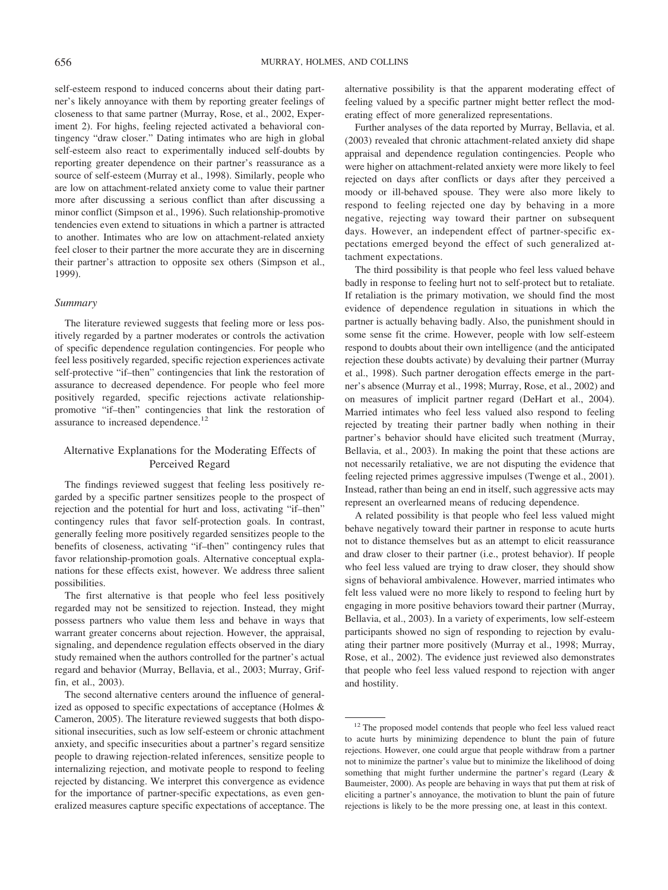self-esteem respond to induced concerns about their dating partner's likely annoyance with them by reporting greater feelings of closeness to that same partner (Murray, Rose, et al., 2002, Experiment 2). For highs, feeling rejected activated a behavioral contingency "draw closer." Dating intimates who are high in global self-esteem also react to experimentally induced self-doubts by reporting greater dependence on their partner's reassurance as a source of self-esteem (Murray et al., 1998). Similarly, people who are low on attachment-related anxiety come to value their partner more after discussing a serious conflict than after discussing a minor conflict (Simpson et al., 1996). Such relationship-promotive tendencies even extend to situations in which a partner is attracted to another. Intimates who are low on attachment-related anxiety feel closer to their partner the more accurate they are in discerning their partner's attraction to opposite sex others (Simpson et al., 1999).

### Summary

The literature reviewed suggests that feeling more or less positively regarded by a partner moderates or controls the activation of specific dependence regulation contingencies. For people who feel less positively regarded, specific rejection experiences activate self-protective "if–then" contingencies that link the restoration of assurance to decreased dependence. For people who feel more positively regarded, specific rejections activate relationship-promotive "if–then" contingencies that link the restoration of assurance to increased dependence.[12]

## Alternative Explanations for the Moderating Effects of Perceived Regard

The findings reviewed suggest that feeling less positively regarded by a specific partner sensitizes people to the prospect of rejection and the potential for hurt and loss, activating "if–then" contingency rules that favor self-protection goals. In contrast, generally feeling more positively regarded sensitizes people to the benefits of closeness, activating "if–then" contingency rules that favor relationship-promotion goals. Alternative conceptual explanations for these effects exist, however. We address three salient possibilities.

The first alternative is that people who feel less positively regarded may not be sensitized to rejection. Instead, they might possess partners who value them less and behave in ways that warrant greater concerns about rejection. However, the appraisal, signaling, and dependence regulation effects observed in the diary study remained when the authors controlled for the partner's actual regard and behavior (Murray, Bellavia, et al., 2003; Murray, Griffin, et al., 2003).

The second alternative centers around the influence of generalized as opposed to specific expectations of acceptance (Holmes & Cameron, 2005). The literature reviewed suggests that both dispositional insecurities, such as low self-esteem or chronic attachment anxiety, and specific insecurities about a partner's regard sensitize people to drawing rejection-related inferences, sensitize people to internalizing rejection, and motivate people to respond to feeling rejected by distancing. We interpret this convergence as evidence for the importance of partner-specific expectations, as even generalized measures capture specific expectations of acceptance. The alternative possibility is that the apparent moderating effect of feeling valued by a specific partner might better reflect the moderating effect of more generalized representations.

Further analyses of the data reported by Murray, Bellavia, et al. (2003) revealed that chronic attachment-related anxiety did shape appraisal and dependence regulation contingencies. People who were higher on attachment-related anxiety were more likely to feel rejected on days after conflicts or days after they perceived a moody or ill-behaved spouse. They were also more likely to respond to feeling rejected one day by behaving in a more negative, rejecting way toward their partner on subsequent days. However, an independent effect of partner-specific expectations emerged beyond the effect of such generalized attachment expectations.

The third possibility is that people who feel less valued behave badly in response to feeling hurt not to self-protect but to retaliate. If retaliation is the primary motivation, we should find the most evidence of dependence regulation in situations in which the partner is actually behaving badly. Also, the punishment should in some sense fit the crime. However, people with low self-esteem respond to doubts about their own intelligence (and the anticipated rejection these doubts activate) by devaluing their partner (Murray et al., 1998). Such partner derogation effects emerge in the partner's absence (Murray et al., 1998; Murray, Rose, et al., 2002) and on measures of implicit partner regard (DeHart et al., 2004). Married intimates who feel less valued also respond to feeling rejected by treating their partner badly when nothing in their partner's behavior should have elicited such treatment (Murray, Bellavia, et al., 2003). In making the point that these actions are not necessarily retaliative, we are not disputing the evidence that feeling rejected primes aggressive impulses (Twenge et al., 2001). Instead, rather than being an end in itself, such aggressive acts may represent an overlearned means of reducing dependence.

A related possibility is that people who feel less valued might behave negatively toward their partner in response to acute hurts not to distance themselves but as an attempt to elicit reassurance and draw closer to their partner (i.e., protest behavior). If people who feel less valued are trying to draw closer, they should show signs of behavioral ambivalence. However, married intimates who felt less valued were no more likely to respond to feeling hurt by engaging in more positive behaviors toward their partner (Murray, Bellavia, et al., 2003). In a variety of experiments, low self-esteem participants showed no sign of responding to rejection by evaluating their partner more positively (Murray et al., 1998; Murray, Rose, et al., 2002). The evidence just reviewed also demonstrates that people who feel less valued respond to rejection with anger and hostility.

---

[12] The proposed model contends that people who feel less valued react to acute hurts by minimizing dependence to blunt the pain of future rejections. However, one could argue that people withdraw from a partner not to minimize the partner's value but to minimize the likelihood of doing something that might further undermine the partner's regard (Leary & Baumeister, 2000). As people are behaving in ways that put them at risk of eliciting a partner's annoyance, the motivation to blunt the pain of future rejections is likely to be the more pressing one, at least in this context.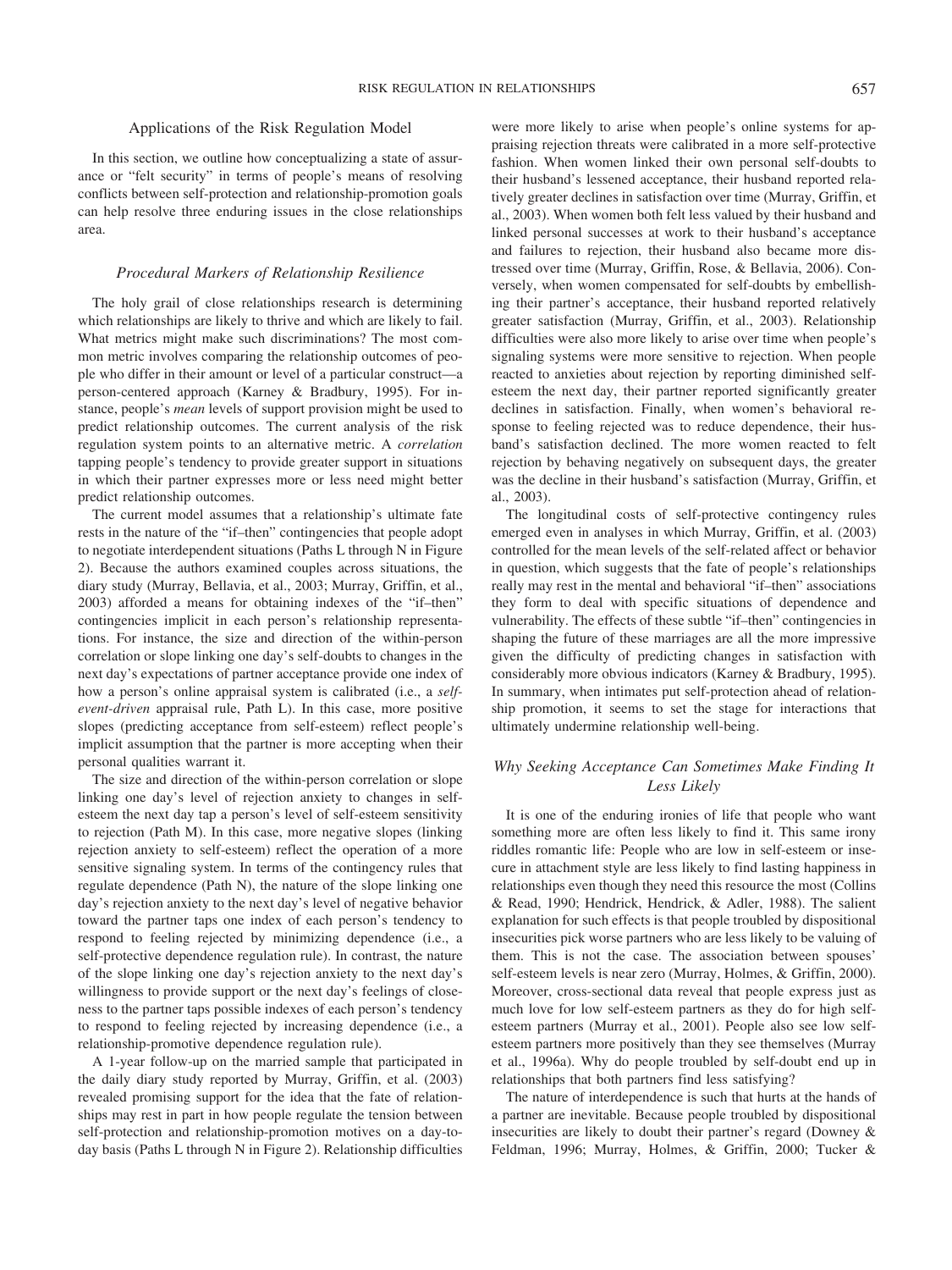## Applications of the Risk Regulation Model

In this section, we outline how conceptualizing a state of assurance or "felt security" in terms of people's means of resolving conflicts between self-protection and relationship-promotion goals can help resolve three enduring issues in the close relationships area.

### *Procedural Markers of Relationship Resilience*

The holy grail of close relationships research is determining which relationships are likely to thrive and which are likely to fail. What metrics might make such discriminations? The most common metric involves comparing the relationship outcomes of people who differ in their amount or level of a particular construct—a person-centered approach (Karney & Bradbury, 1995). For instance, people's *mean* levels of support provision might be used to predict relationship outcomes. The current analysis of the risk regulation system points to an alternative metric. A *correlation* tapping people's tendency to provide greater support in situations in which their partner expresses more or less need might better predict relationship outcomes.

The current model assumes that a relationship's ultimate fate rests in the nature of the "if–then" contingencies that people adopt to negotiate interdependent situations (Paths L through N in Figure 2). Because the authors examined couples across situations, the diary study (Murray, Bellavia, et al., 2003; Murray, Griffin, et al., 2003) afforded a means for obtaining indexes of the "if–then" contingencies implicit in each person's relationship representations. For instance, the size and direction of the within-person correlation or slope linking one day's self-doubts to changes in the next day's expectations of partner acceptance provide one index of how a person's online appraisal system is calibrated (i.e., a *self-event-driven* appraisal rule, Path L). In this case, more positive slopes (predicting acceptance from self-esteem) reflect people's implicit assumption that the partner is more accepting when their personal qualities warrant it.

The size and direction of the within-person correlation or slope linking one day's level of rejection anxiety to changes in self-esteem the next day tap a person's level of self-esteem sensitivity to rejection (Path M). In this case, more negative slopes (linking rejection anxiety to self-esteem) reflect the operation of a more sensitive signaling system. In terms of the contingency rules that regulate dependence (Path N), the nature of the slope linking one day's rejection anxiety to the next day's level of negative behavior toward the partner taps one index of each person's tendency to respond to feeling rejected by minimizing dependence (i.e., a self-protective dependence regulation rule). In contrast, the nature of the slope linking one day's rejection anxiety to the next day's willingness to provide support or the next day's feelings of closeness to the partner taps possible indexes of each person's tendency to respond to feeling rejected by increasing dependence (i.e., a relationship-promotive dependence regulation rule).

A 1-year follow-up on the married sample that participated in the daily diary study reported by Murray, Griffin, et al. (2003) revealed promising support for the idea that the fate of relationships may rest in part in how people regulate the tension between self-protection and relationship-promotion motives on a day-to-day basis (Paths L through N in Figure 2). Relationship difficulties were more likely to arise when people's online systems for appraising rejection threats were calibrated in a more self-protective fashion. When women linked their own personal self-doubts to their husband's lessened acceptance, their husband reported relatively greater declines in satisfaction over time (Murray, Griffin, et al., 2003). When women both felt less valued by their husband and linked personal successes at work to their husband's acceptance and failures to rejection, their husband also became more distressed over time (Murray, Griffin, Rose, & Bellavia, 2006). Conversely, when women compensated for self-doubts by embellishing their partner's acceptance, their husband reported relatively greater satisfaction (Murray, Griffin, et al., 2003). Relationship difficulties were also more likely to arise over time when people's signaling systems were more sensitive to rejection. When people reacted to anxieties about rejection by reporting diminished self-esteem the next day, their partner reported significantly greater declines in satisfaction. Finally, when women's behavioral response to feeling rejected was to reduce dependence, their husband's satisfaction declined. The more women reacted to felt rejection by behaving negatively on subsequent days, the greater was the decline in their husband's satisfaction (Murray, Griffin, et al., 2003).

The longitudinal costs of self-protective contingency rules emerged even in analyses in which Murray, Griffin, et al. (2003) controlled for the mean levels of the self-related affect or behavior in question, which suggests that the fate of people's relationships really may rest in the mental and behavioral "if–then" associations they form to deal with specific situations of dependence and vulnerability. The effects of these subtle "if–then" contingencies in shaping the future of these marriages are all the more impressive given the difficulty of predicting changes in satisfaction with considerably more obvious indicators (Karney & Bradbury, 1995). In summary, when intimates put self-protection ahead of relationship promotion, it seems to set the stage for interactions that ultimately undermine relationship well-being.

### *Why Seeking Acceptance Can Sometimes Make Finding It Less Likely*

It is one of the enduring ironies of life that people who want something more are often less likely to find it. This same irony riddles romantic life: People who are low in self-esteem or insecure in attachment style are less likely to find lasting happiness in relationships even though they need this resource the most (Collins & Read, 1990; Hendrick, Hendrick, & Adler, 1988). The salient explanation for such effects is that people troubled by dispositional insecurities pick worse partners who are less likely to be valuing of them. This is not the case. The association between spouses' self-esteem levels is near zero (Murray, Holmes, & Griffin, 2000). Moreover, cross-sectional data reveal that people express just as much love for low self-esteem partners as they do for high self-esteem partners (Murray et al., 2001). People also see low self-esteem partners more positively than they see themselves (Murray et al., 1996a). Why do people troubled by self-doubt end up in relationships that both partners find less satisfying?

The nature of interdependence is such that hurts at the hands of a partner are inevitable. Because people troubled by dispositional insecurities are likely to doubt their partner's regard (Downey & Feldman, 1996; Murray, Holmes, & Griffin, 2000; Tucker &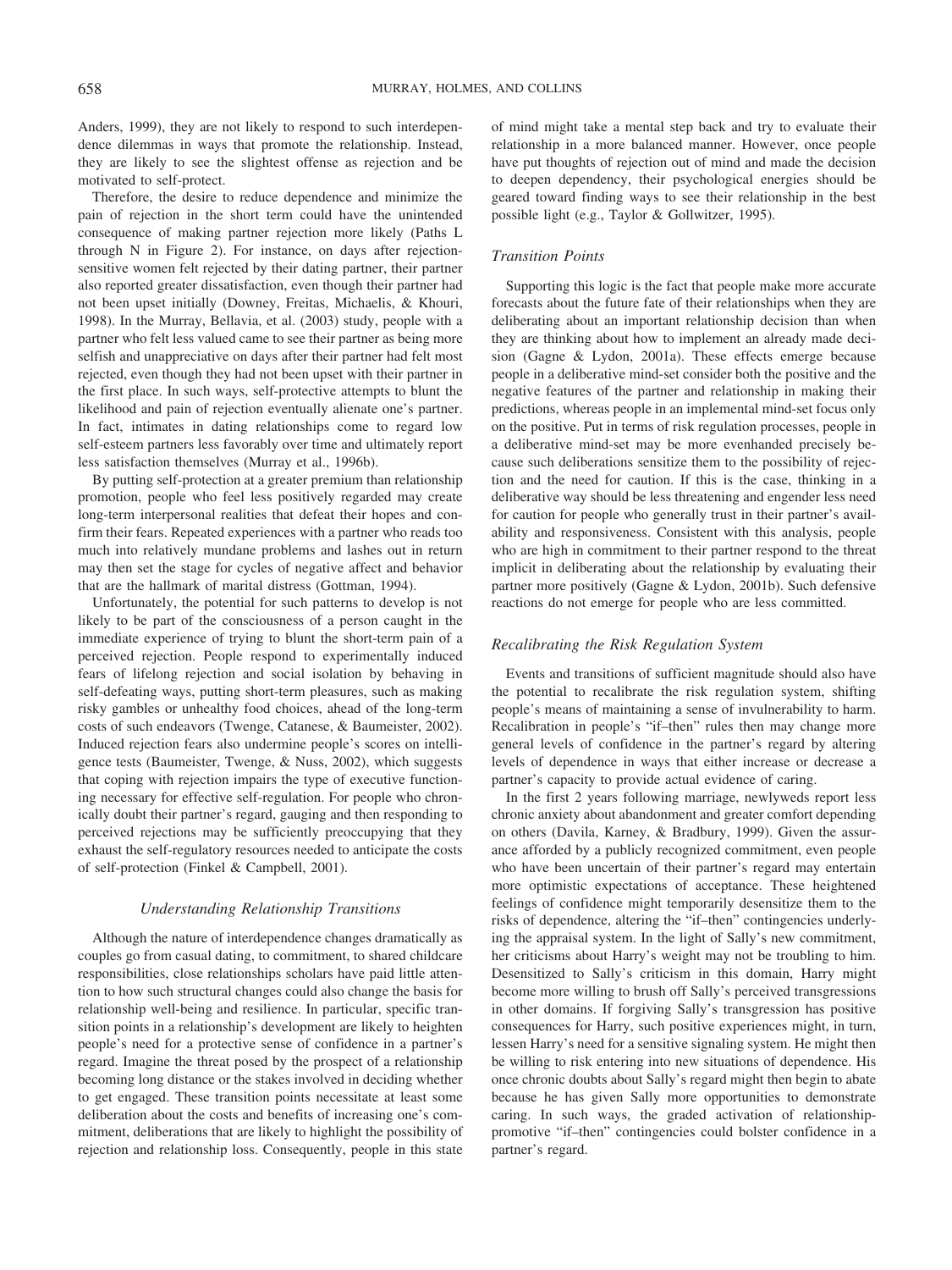Anders, 1999), they are not likely to respond to such interdependence dilemmas in ways that promote the relationship. Instead, they are likely to see the slightest offense as rejection and be motivated to self-protect.

Therefore, the desire to reduce dependence and minimize the pain of rejection in the short term could have the unintended consequence of making partner rejection more likely (Paths L through N in Figure 2). For instance, on days after rejection-sensitive women felt rejected by their dating partner, their partner also reported greater dissatisfaction, even though their partner had not been upset initially (Downey, Freitas, Michaelis, & Khouri, 1998). In the Murray, Bellavia, et al. (2003) study, people with a partner who felt less valued came to see their partner as being more selfish and unappreciative on days after their partner had felt most rejected, even though they had not been upset with their partner in the first place. In such ways, self-protective attempts to blunt the likelihood and pain of rejection eventually alienate one's partner. In fact, intimates in dating relationships come to regard low self-esteem partners less favorably over time and ultimately report less satisfaction themselves (Murray et al., 1996b).

By putting self-protection at a greater premium than relationship promotion, people who feel less positively regarded may create long-term interpersonal realities that defeat their hopes and confirm their fears. Repeated experiences with a partner who reads too much into relatively mundane problems and lashes out in return may then set the stage for cycles of negative affect and behavior that are the hallmark of marital distress (Gottman, 1994).

Unfortunately, the potential for such patterns to develop is not likely to be part of the consciousness of a person caught in the immediate experience of trying to blunt the short-term pain of a perceived rejection. People respond to experimentally induced fears of lifelong rejection and social isolation by behaving in self-defeating ways, putting short-term pleasures, such as making risky gambles or unhealthy food choices, ahead of the long-term costs of such endeavors (Twenge, Catanese, & Baumeister, 2002). Induced rejection fears also undermine people's scores on intelligence tests (Baumeister, Twenge, & Nuss, 2002), which suggests that coping with rejection impairs the type of executive functioning necessary for effective self-regulation. For people who chronically doubt their partner's regard, gauging and then responding to perceived rejections may be sufficiently preoccupying that they exhaust the self-regulatory resources needed to anticipate the costs of self-protection (Finkel & Campbell, 2001).

## Understanding Relationship Transitions

Although the nature of interdependence changes dramatically as couples go from casual dating, to commitment, to shared childcare responsibilities, close relationships scholars have paid little attention to how such structural changes could also change the basis for relationship well-being and resilience. In particular, specific transition points in a relationship's development are likely to heighten people's need for a protective sense of confidence in a partner's regard. Imagine the threat posed by the prospect of a relationship becoming long distance or the stakes involved in deciding whether to get engaged. These transition points necessitate at least some deliberation about the costs and benefits of increasing one's commitment, deliberations that are likely to highlight the possibility of rejection and relationship loss. Consequently, people in this state of mind might take a mental step back and try to evaluate their relationship in a more balanced manner. However, once people have put thoughts of rejection out of mind and made the decision to deepen dependency, their psychological energies should be geared toward finding ways to see their relationship in the best possible light (e.g., Taylor & Gollwitzer, 1995).

### *Transition Points*

Supporting this logic is the fact that people make more accurate forecasts about the future fate of their relationships when they are deliberating about an important relationship decision than when they are thinking about how to implement an already made decision (Gagne & Lydon, 2001a). These effects emerge because people in a deliberative mind-set consider both the positive and the negative features of the partner and relationship in making their predictions, whereas people in an implemental mind-set focus only on the positive. Put in terms of risk regulation processes, people in a deliberative mind-set may be more evenhanded precisely because such deliberations sensitize them to the possibility of rejection and the need for caution. If this is the case, thinking in a deliberative way should be less threatening and engender less need for caution for people who generally trust in their partner's availability and responsiveness. Consistent with this analysis, people who are high in commitment to their partner respond to the threat implicit in deliberating about the relationship by evaluating their partner more positively (Gagne & Lydon, 2001b). Such defensive reactions do not emerge for people who are less committed.

### *Recalibrating the Risk Regulation System*

Events and transitions of sufficient magnitude should also have the potential to recalibrate the risk regulation system, shifting people's means of maintaining a sense of invulnerability to harm. Recalibration in people's "if–then" rules then may change more general levels of confidence in the partner's regard by altering levels of dependence in ways that either increase or decrease a partner's capacity to provide actual evidence of caring.

In the first 2 years following marriage, newlyweds report less chronic anxiety about abandonment and greater comfort depending on others (Davila, Karney, & Bradbury, 1999). Given the assurance afforded by a publicly recognized commitment, even people who have been uncertain of their partner's regard may entertain more optimistic expectations of acceptance. These heightened feelings of confidence might temporarily desensitize them to the risks of dependence, altering the "if–then" contingencies underlying the appraisal system. In the light of Sally's new commitment, her criticisms about Harry's weight may not be troubling to him. Desensitized to Sally's criticism in this domain, Harry might become more willing to brush off Sally's perceived transgressions in other domains. If forgiving Sally's transgression has positive consequences for Harry, such positive experiences might, in turn, lessen Harry's need for a sensitive signaling system. He might then be willing to risk entering into new situations of dependence. His once chronic doubts about Sally's regard might then begin to abate because he has given Sally more opportunities to demonstrate caring. In such ways, the graded activation of relationship-promotive "if–then" contingencies could bolster confidence in a partner's regard.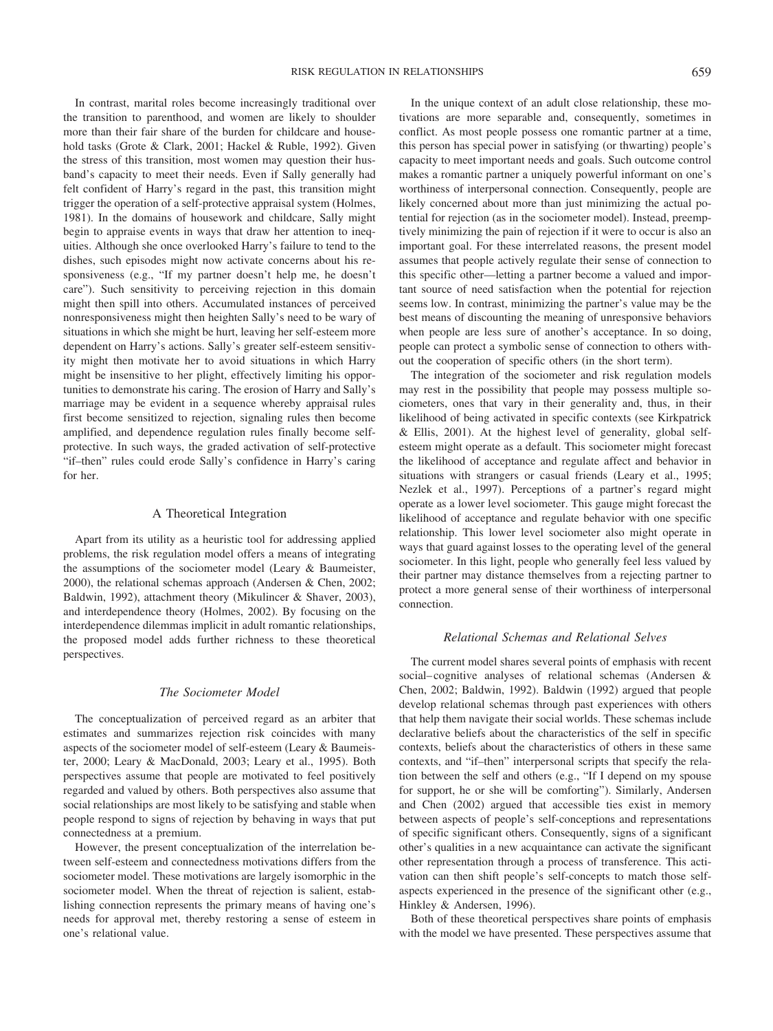In contrast, marital roles become increasingly traditional over the transition to parenthood, and women are likely to shoulder more than their fair share of the burden for childcare and household tasks (Grote & Clark, 2001; Hackel & Ruble, 1992). Given the stress of this transition, most women may question their husband's capacity to meet their needs. Even if Sally generally had felt confident of Harry's regard in the past, this transition might trigger the operation of a self-protective appraisal system (Holmes, 1981). In the domains of housework and childcare, Sally might begin to appraise events in ways that draw her attention to inequities. Although she once overlooked Harry's failure to tend to the dishes, such episodes might now activate concerns about his responsiveness (e.g., "If my partner doesn't help me, he doesn't care"). Such sensitivity to perceiving rejection in this domain might then spill into others. Accumulated instances of perceived nonresponsiveness might then heighten Sally's need to be wary of situations in which she might be hurt, leaving her self-esteem more dependent on Harry's actions. Sally's greater self-esteem sensitivity might then motivate her to avoid situations in which Harry might be insensitive to her plight, effectively limiting his opportunities to demonstrate his caring. The erosion of Harry and Sally's marriage may be evident in a sequence whereby appraisal rules first become sensitized to rejection, signaling rules then become amplified, and dependence regulation rules finally become self-protective. In such ways, the graded activation of self-protective "if–then" rules could erode Sally's confidence in Harry's caring for her.

## A Theoretical Integration

Apart from its utility as a heuristic tool for addressing applied problems, the risk regulation model offers a means of integrating the assumptions of the sociometer model (Leary & Baumeister, 2000), the relational schemas approach (Andersen & Chen, 2002; Baldwin, 1992), attachment theory (Mikulincer & Shaver, 2003), and interdependence theory (Holmes, 2002). By focusing on the interdependence dilemmas implicit in adult romantic relationships, the proposed model adds further richness to these theoretical perspectives.

### *The Sociometer Model*

The conceptualization of perceived regard as an arbiter that estimates and summarizes rejection risk coincides with many aspects of the sociometer model of self-esteem (Leary & Baumeister, 2000; Leary & MacDonald, 2003; Leary et al., 1995). Both perspectives assume that people are motivated to feel positively regarded and valued by others. Both perspectives also assume that social relationships are most likely to be satisfying and stable when people respond to signs of rejection by behaving in ways that put connectedness at a premium.

However, the present conceptualization of the interrelation between self-esteem and connectedness motivations differs from the sociometer model. These motivations are largely isomorphic in the sociometer model. When the threat of rejection is salient, establishing connection represents the primary means of having one's needs for approval met, thereby restoring a sense of esteem in one's relational value.

In the unique context of an adult close relationship, these motivations are more separable and, consequently, sometimes in conflict. As most people possess one romantic partner at a time, this person has special power in satisfying (or thwarting) people's capacity to meet important needs and goals. Such outcome control makes a romantic partner a uniquely powerful informant on one's worthiness of interpersonal connection. Consequently, people are likely concerned about more than just minimizing the actual potential for rejection (as in the sociometer model). Instead, preemptively minimizing the pain of rejection if it were to occur is also an important goal. For these interrelated reasons, the present model assumes that people actively regulate their sense of connection to this specific other—letting a partner become a valued and important source of need satisfaction when the potential for rejection seems low. In contrast, minimizing the partner's value may be the best means of discounting the meaning of unresponsive behaviors when people are less sure of another's acceptance. In so doing, people can protect a symbolic sense of connection to others without the cooperation of specific others (in the short term).

The integration of the sociometer and risk regulation models may rest in the possibility that people may possess multiple sociometers, ones that vary in their generality and, thus, in their likelihood of being activated in specific contexts (see Kirkpatrick & Ellis, 2001). At the highest level of generality, global self-esteem might operate as a default. This sociometer might forecast the likelihood of acceptance and regulate affect and behavior in situations with strangers or casual friends (Leary et al., 1995; Nezlek et al., 1997). Perceptions of a partner's regard might operate as a lower level sociometer. This gauge might forecast the likelihood of acceptance and regulate behavior with one specific relationship. This lower level sociometer also might operate in ways that guard against losses to the operating level of the general sociometer. In this light, people who generally feel less valued by their partner may distance themselves from a rejecting partner to protect a more general sense of their worthiness of interpersonal connection.

### *Relational Schemas and Relational Selves*

The current model shares several points of emphasis with recent social–cognitive analyses of relational schemas (Andersen & Chen, 2002; Baldwin, 1992). Baldwin (1992) argued that people develop relational schemas through past experiences with others that help them navigate their social worlds. These schemas include declarative beliefs about the characteristics of the self in specific contexts, beliefs about the characteristics of others in these same contexts, and "if–then" interpersonal scripts that specify the relation between the self and others (e.g., "If I depend on my spouse for support, he or she will be comforting"). Similarly, Andersen and Chen (2002) argued that accessible ties exist in memory between aspects of people's self-conceptions and representations of specific significant others. Consequently, signs of a significant other's qualities in a new acquaintance can activate the significant other representation through a process of transference. This activation can then shift people's self-concepts to match those self-aspects experienced in the presence of the significant other (e.g., Hinkley & Andersen, 1996).

Both of these theoretical perspectives share points of emphasis with the model we have presented. These perspectives assume that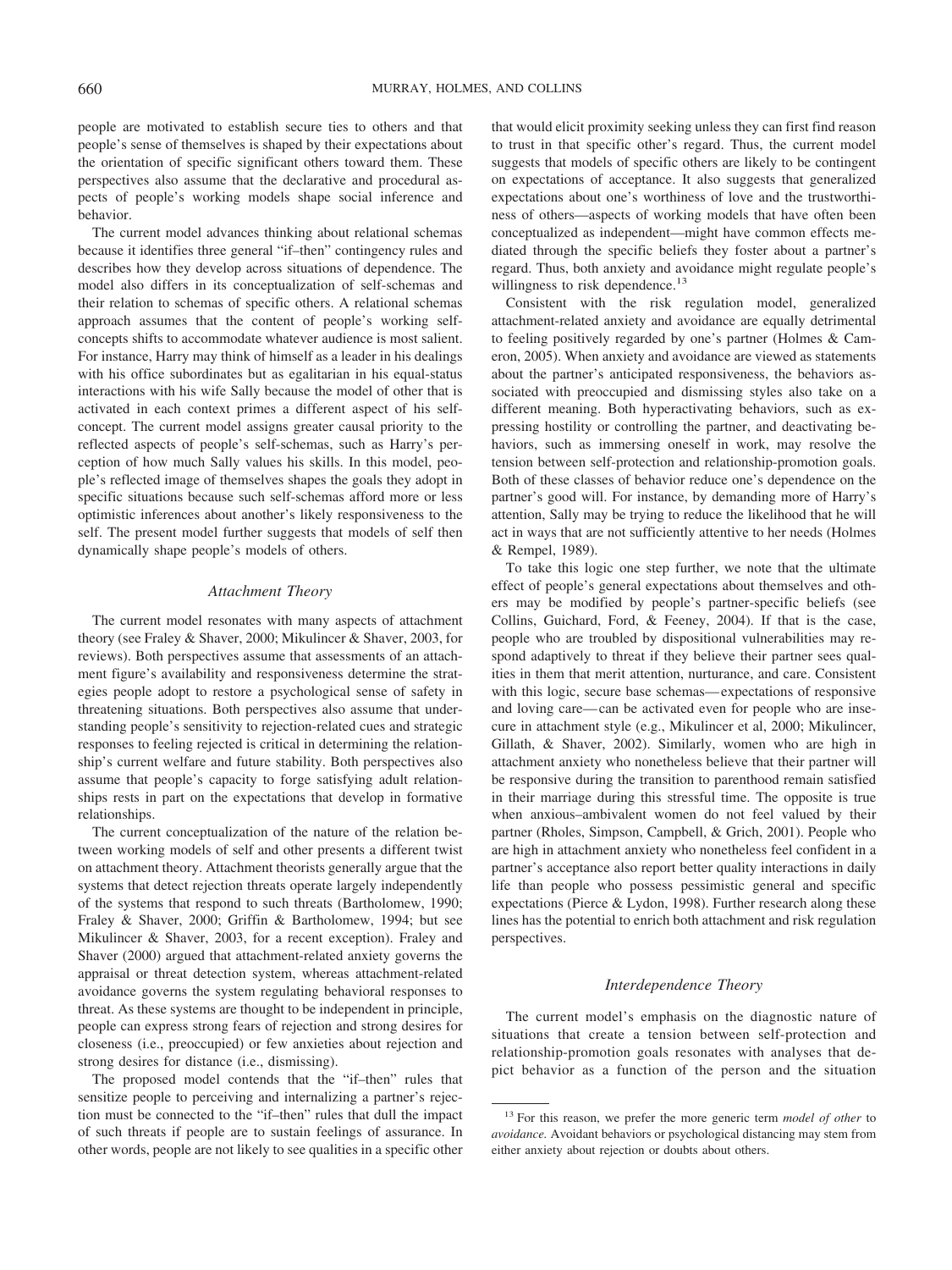people are motivated to establish secure ties to others and that people's sense of themselves is shaped by their expectations about the orientation of specific significant others toward them. These perspectives also assume that the declarative and procedural aspects of people's working models shape social inference and behavior.

The current model advances thinking about relational schemas because it identifies three general "if–then" contingency rules and describes how they develop across situations of dependence. The model also differs in its conceptualization of self-schemas and their relation to schemas of specific others. A relational schemas approach assumes that the content of people's working self-concepts shifts to accommodate whatever audience is most salient. For instance, Harry may think of himself as a leader in his dealings with his office subordinates but as egalitarian in his equal-status interactions with his wife Sally because the model of other that is activated in each context primes a different aspect of his self-concept. The current model assigns greater causal priority to the reflected aspects of people's self-schemas, such as Harry's perception of how much Sally values his skills. In this model, people's reflected image of themselves shapes the goals they adopt in specific situations because such self-schemas afford more or less optimistic inferences about another's likely responsiveness to the self. The present model further suggests that models of self then dynamically shape people's models of others.

### *Attachment Theory*

The current model resonates with many aspects of attachment theory (see Fraley & Shaver, 2000; Mikulincer & Shaver, 2003, for reviews). Both perspectives assume that assessments of an attachment figure's availability and responsiveness determine the strategies people adopt to restore a psychological sense of safety in threatening situations. Both perspectives also assume that understanding people's sensitivity to rejection-related cues and strategic responses to feeling rejected is critical in determining the relationship's current welfare and future stability. Both perspectives also assume that people's capacity to forge satisfying adult relationships rests in part on the expectations that develop in formative relationships.

The current conceptualization of the nature of the relation between working models of self and other presents a different twist on attachment theory. Attachment theorists generally argue that the systems that detect rejection threats operate largely independently of the systems that respond to such threats (Bartholomew, 1990; Fraley & Shaver, 2000; Griffin & Bartholomew, 1994; but see Mikulincer & Shaver, 2003, for a recent exception). Fraley and Shaver (2000) argued that attachment-related anxiety governs the appraisal or threat detection system, whereas attachment-related avoidance governs the system regulating behavioral responses to threat. As these systems are thought to be independent in principle, people can express strong fears of rejection and strong desires for closeness (i.e., preoccupied) or few anxieties about rejection and strong desires for distance (i.e., dismissing).

The proposed model contends that the "if–then" rules that sensitize people to perceiving and internalizing a partner's rejection must be connected to the "if–then" rules that dull the impact of such threats if people are to sustain feelings of assurance. In other words, people are not likely to see qualities in a specific other that would elicit proximity seeking unless they can first find reason to trust in that specific other's regard. Thus, the current model suggests that models of specific others are likely to be contingent on expectations of acceptance. It also suggests that generalized expectations about one's worthiness of love and the trustworthiness of others—aspects of working models that have often been conceptualized as independent—might have common effects mediated through the specific beliefs they foster about a partner's regard. Thus, both anxiety and avoidance might regulate people's willingness to risk dependence.[13]

Consistent with the risk regulation model, generalized attachment-related anxiety and avoidance are equally detrimental to feeling positively regarded by one's partner (Holmes & Cameron, 2005). When anxiety and avoidance are viewed as statements about the partner's anticipated responsiveness, the behaviors associated with preoccupied and dismissing styles also take on a different meaning. Both hyperactivating behaviors, such as expressing hostility or controlling the partner, and deactivating behaviors, such as immersing oneself in work, may resolve the tension between self-protection and relationship-promotion goals. Both of these classes of behavior reduce one's dependence on the partner's good will. For instance, by demanding more of Harry's attention, Sally may be trying to reduce the likelihood that he will act in ways that are not sufficiently attentive to her needs (Holmes & Rempel, 1989).

To take this logic one step further, we note that the ultimate effect of people's general expectations about themselves and others may be modified by people's partner-specific beliefs (see Collins, Guichard, Ford, & Feeney, 2004). If that is the case, people who are troubled by dispositional vulnerabilities may respond adaptively to threat if they believe their partner sees qualities in them that merit attention, nurturance, and care. Consistent with this logic, secure base schemas—expectations of responsive and loving care—can be activated even for people who are insecure in attachment style (e.g., Mikulincer et al, 2000; Mikulincer, Gillath, & Shaver, 2002). Similarly, women who are high in attachment anxiety who nonetheless believe that their partner will be responsive during the transition to parenthood remain satisfied in their marriage during this stressful time. The opposite is true when anxious–ambivalent women do not feel valued by their partner (Rholes, Simpson, Campbell, & Grich, 2001). People who are high in attachment anxiety who nonetheless feel confident in a partner's acceptance also report better quality interactions in daily life than people who possess pessimistic general and specific expectations (Pierce & Lydon, 1998). Further research along these lines has the potential to enrich both attachment and risk regulation perspectives.

### *Interdependence Theory*

The current model's emphasis on the diagnostic nature of situations that create a tension between self-protection and relationship-promotion goals resonates with analyses that depict behavior as a function of the person and the situation

[13] For this reason, we prefer the more generic term *model of other* to *avoidance.* Avoidant behaviors or psychological distancing may stem from either anxiety about rejection or doubts about others.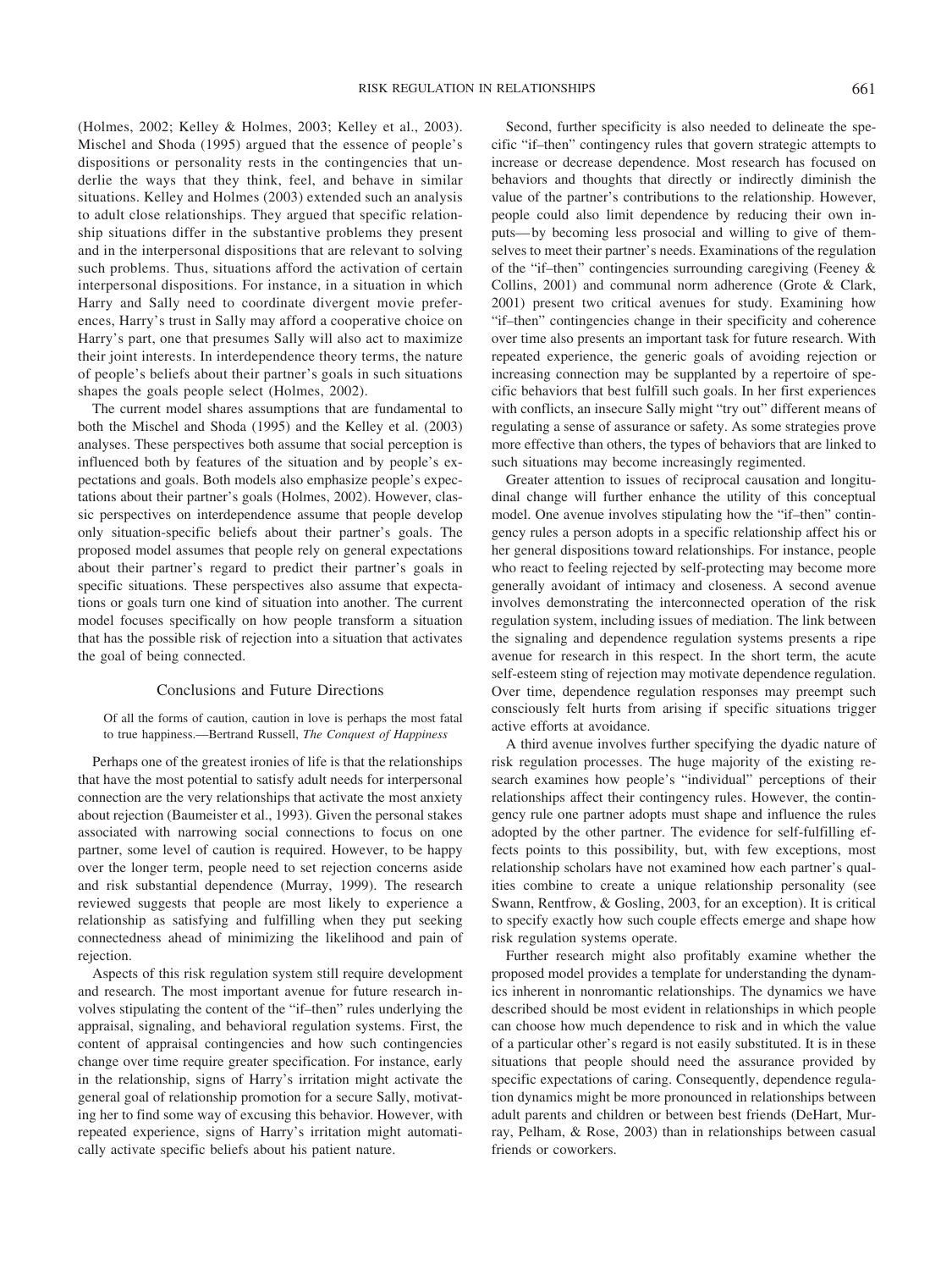(Holmes, 2002; Kelley & Holmes, 2003; Kelley et al., 2003). Mischel and Shoda (1995) argued that the essence of people's dispositions or personality rests in the contingencies that underlie the ways that they think, feel, and behave in similar situations. Kelley and Holmes (2003) extended such an analysis to adult close relationships. They argued that specific relationship situations differ in the substantive problems they present and in the interpersonal dispositions that are relevant to solving such problems. Thus, situations afford the activation of certain interpersonal dispositions. For instance, in a situation in which Harry and Sally need to coordinate divergent movie preferences, Harry's trust in Sally may afford a cooperative choice on Harry's part, one that presumes Sally will also act to maximize their joint interests. In interdependence theory terms, the nature of people's beliefs about their partner's goals in such situations shapes the goals people select (Holmes, 2002).

The current model shares assumptions that are fundamental to both the Mischel and Shoda (1995) and the Kelley et al. (2003) analyses. These perspectives both assume that social perception is influenced both by features of the situation and by people's expectations and goals. Both models also emphasize people's expectations about their partner's goals (Holmes, 2002). However, classic perspectives on interdependence assume that people develop only situation-specific beliefs about their partner's goals. The proposed model assumes that people rely on general expectations about their partner's regard to predict their partner's goals in specific situations. These perspectives also assume that expectations or goals turn one kind of situation into another. The current model focuses specifically on how people transform a situation that has the possible risk of rejection into a situation that activates the goal of being connected.

## Conclusions and Future Directions

> Of all the forms of caution, caution in love is perhaps the most fatal to true happiness.—Bertrand Russell, *The Conquest of Happiness*

Perhaps one of the greatest ironies of life is that the relationships that have the most potential to satisfy adult needs for interpersonal connection are the very relationships that activate the most anxiety about rejection (Baumeister et al., 1993). Given the personal stakes associated with narrowing social connections to focus on one partner, some level of caution is required. However, to be happy over the longer term, people need to set rejection concerns aside and risk substantial dependence (Murray, 1999). The research reviewed suggests that people are most likely to experience a relationship as satisfying and fulfilling when they put seeking connectedness ahead of minimizing the likelihood and pain of rejection.

Aspects of this risk regulation system still require development and research. The most important avenue for future research involves stipulating the content of the "if–then" rules underlying the appraisal, signaling, and behavioral regulation systems. First, the content of appraisal contingencies and how such contingencies change over time require greater specification. For instance, early in the relationship, signs of Harry's irritation might activate the general goal of relationship promotion for a secure Sally, motivating her to find some way of excusing this behavior. However, with repeated experience, signs of Harry's irritation might automatically activate specific beliefs about his patient nature.

Second, further specificity is also needed to delineate the specific "if–then" contingency rules that govern strategic attempts to increase or decrease dependence. Most research has focused on behaviors and thoughts that directly or indirectly diminish the value of the partner's contributions to the relationship. However, people could also limit dependence by reducing their own inputs—by becoming less prosocial and willing to give of themselves to meet their partner's needs. Examinations of the regulation of the "if–then" contingencies surrounding caregiving (Feeney & Collins, 2001) and communal norm adherence (Grote & Clark, 2001) present two critical avenues for study. Examining how "if–then" contingencies change in their specificity and coherence over time also presents an important task for future research. With repeated experience, the generic goals of avoiding rejection or increasing connection may be supplanted by a repertoire of specific behaviors that best fulfill such goals. In her first experiences with conflicts, an insecure Sally might "try out" different means of regulating a sense of assurance or safety. As some strategies prove more effective than others, the types of behaviors that are linked to such situations may become increasingly regimented.

Greater attention to issues of reciprocal causation and longitudinal change will further enhance the utility of this conceptual model. One avenue involves stipulating how the "if–then" contingency rules a person adopts in a specific relationship affect his or her general dispositions toward relationships. For instance, people who react to feeling rejected by self-protecting may become more generally avoidant of intimacy and closeness. A second avenue involves demonstrating the interconnected operation of the risk regulation system, including issues of mediation. The link between the signaling and dependence regulation systems presents a ripe avenue for research in this respect. In the short term, the acute self-esteem sting of rejection may motivate dependence regulation. Over time, dependence regulation responses may preempt such consciously felt hurts from arising if specific situations trigger active efforts at avoidance.

A third avenue involves further specifying the dyadic nature of risk regulation processes. The huge majority of the existing research examines how people's "individual" perceptions of their relationships affect their contingency rules. However, the contingency rule one partner adopts must shape and influence the rules adopted by the other partner. The evidence for self-fulfilling effects points to this possibility, but, with few exceptions, most relationship scholars have not examined how each partner's qualities combine to create a unique relationship personality (see Swann, Rentfrow, & Gosling, 2003, for an exception). It is critical to specify exactly how such couple effects emerge and shape how risk regulation systems operate.

Further research might also profitably examine whether the proposed model provides a template for understanding the dynamics inherent in nonromantic relationships. The dynamics we have described should be most evident in relationships in which people can choose how much dependence to risk and in which the value of a particular other's regard is not easily substituted. It is in these situations that people should need the assurance provided by specific expectations of caring. Consequently, dependence regulation dynamics might be more pronounced in relationships between adult parents and children or between best friends (DeHart, Murray, Pelham, & Rose, 2003) than in relationships between casual friends or coworkers.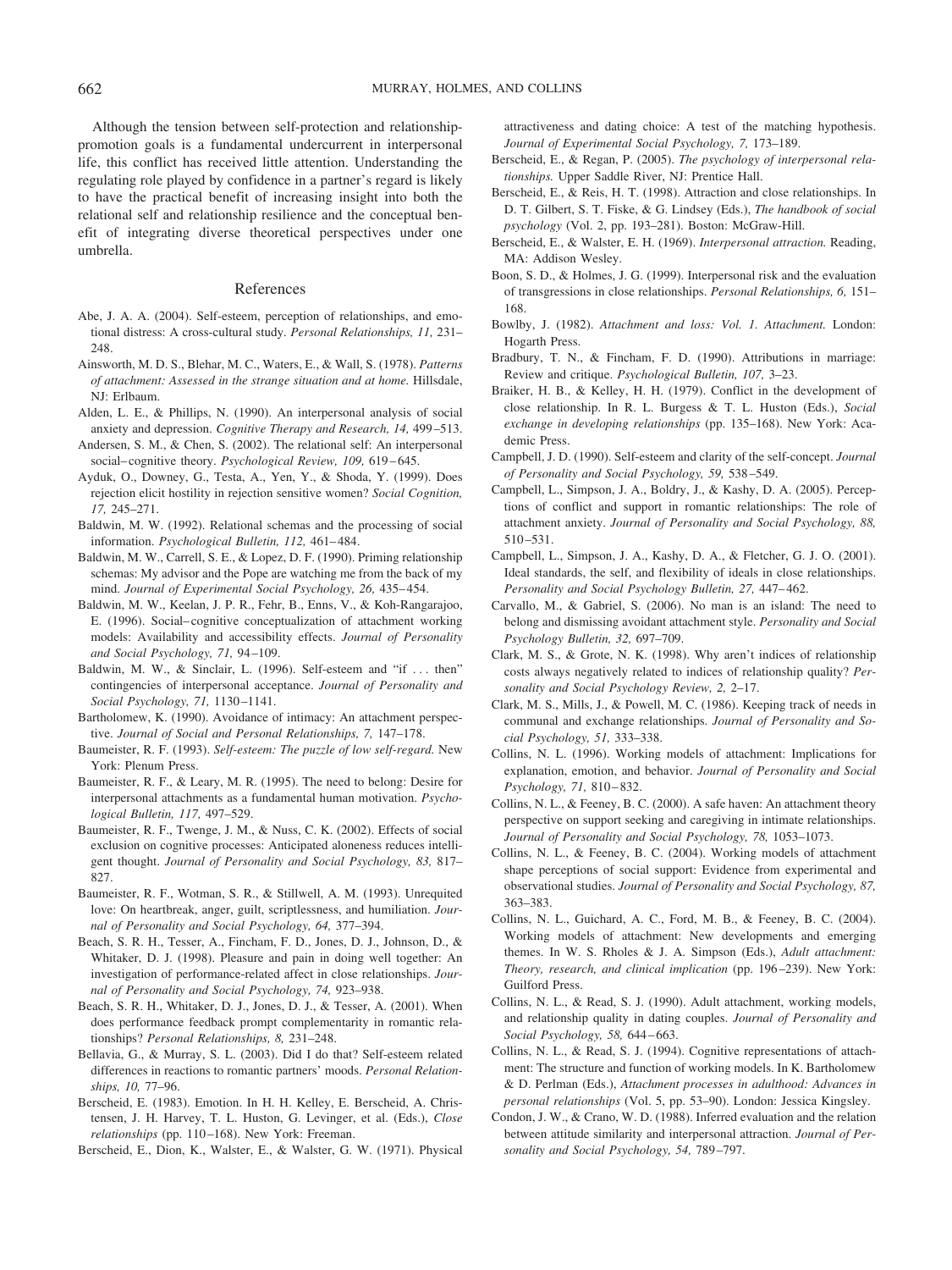Although the tension between self-protection and relationship-promotion goals is a fundamental undercurrent in interpersonal life, this conflict has received little attention. Understanding the regulating role played by confidence in a partner's regard is likely to have the practical benefit of increasing insight into both the relational self and relationship resilience and the conceptual benefit of integrating diverse theoretical perspectives under one umbrella.

## References

Abe, J. A. A. (2004). Self-esteem, perception of relationships, and emotional distress: A cross-cultural study. *Personal Relationships, 11,* 231–248.

Ainsworth, M. D. S., Blehar, M. C., Waters, E., & Wall, S. (1978). *Patterns of attachment: Assessed in the strange situation and at home.* Hillsdale, NJ: Erlbaum.

Alden, L. E., & Phillips, N. (1990). An interpersonal analysis of social anxiety and depression. *Cognitive Therapy and Research, 14,* 499–513.

Andersen, S. M., & Chen, S. (2002). The relational self: An interpersonal social–cognitive theory. *Psychological Review, 109,* 619–645.

Ayduk, O., Downey, G., Testa, A., Yen, Y., & Shoda, Y. (1999). Does rejection elicit hostility in rejection sensitive women? *Social Cognition, 17,* 245–271.

Baldwin, M. W. (1992). Relational schemas and the processing of social information. *Psychological Bulletin, 112,* 461–484.

Baldwin, M. W., Carrell, S. E., & Lopez, D. F. (1990). Priming relationship schemas: My advisor and the Pope are watching me from the back of my mind. *Journal of Experimental Social Psychology, 26,* 435–454.

Baldwin, M. W., Keelan, J. P. R., Fehr, B., Enns, V., & Koh-Rangarajoo, E. (1996). Social–cognitive conceptualization of attachment working models: Availability and accessibility effects. *Journal of Personality and Social Psychology, 71,* 94–109.

Baldwin, M. W., & Sinclair, L. (1996). Self-esteem and "if . . . then" contingencies of interpersonal acceptance. *Journal of Personality and Social Psychology, 71,* 1130–1141.

Bartholomew, K. (1990). Avoidance of intimacy: An attachment perspective. *Journal of Social and Personal Relationships, 7,* 147–178.

Baumeister, R. F. (1993). *Self-esteem: The puzzle of low self-regard.* New York: Plenum Press.

Baumeister, R. F., & Leary, M. R. (1995). The need to belong: Desire for interpersonal attachments as a fundamental human motivation. *Psychological Bulletin, 117,* 497–529.

Baumeister, R. F., Twenge, J. M., & Nuss, C. K. (2002). Effects of social exclusion on cognitive processes: Anticipated aloneness reduces intelligent thought. *Journal of Personality and Social Psychology, 83,* 817–827.

Baumeister, R. F., Wotman, S. R., & Stillwell, A. M. (1993). Unrequited love: On heartbreak, anger, guilt, scriptlessness, and humiliation. *Journal of Personality and Social Psychology, 64,* 377–394.

Beach, S. R. H., Tesser, A., Fincham, F. D., Jones, D. J., Johnson, D., & Whitaker, D. J. (1998). Pleasure and pain in doing well together: An investigation of performance-related affect in close relationships. *Journal of Personality and Social Psychology, 74,* 923–938.

Beach, S. R. H., Whitaker, D. J., Jones, D. J., & Tesser, A. (2001). When does performance feedback prompt complementarity in romantic relationships? *Personal Relationships, 8,* 231–248.

Bellavia, G., & Murray, S. L. (2003). Did I do that? Self-esteem related differences in reactions to romantic partners' moods. *Personal Relationships, 10,* 77–96.

Berscheid, E. (1983). Emotion. In H. H. Kelley, E. Berscheid, A. Christensen, J. H. Harvey, T. L. Huston, G. Levinger, et al. (Eds.), *Close relationships* (pp. 110–168). New York: Freeman.

Berscheid, E., Dion, K., Walster, E., & Walster, G. W. (1971). Physical attractiveness and dating choice: A test of the matching hypothesis. *Journal of Experimental Social Psychology, 7,* 173–189.

Berscheid, E., & Regan, P. (2005). *The psychology of interpersonal relationships.* Upper Saddle River, NJ: Prentice Hall.

Berscheid, E., & Reis, H. T. (1998). Attraction and close relationships. In D. T. Gilbert, S. T. Fiske, & G. Lindsey (Eds.), *The handbook of social psychology* (Vol. 2, pp. 193–281). Boston: McGraw-Hill.

Berscheid, E., & Walster, E. H. (1969). *Interpersonal attraction.* Reading, MA: Addison Wesley.

Boon, S. D., & Holmes, J. G. (1999). Interpersonal risk and the evaluation of transgressions in close relationships. *Personal Relationships, 6,* 151–168.

Bowlby, J. (1982). *Attachment and loss: Vol. 1. Attachment.* London: Hogarth Press.

Bradbury, T. N., & Fincham, F. D. (1990). Attributions in marriage: Review and critique. *Psychological Bulletin, 107,* 3–23.

Braiker, H. B., & Kelley, H. H. (1979). Conflict in the development of close relationship. In R. L. Burgess & T. L. Huston (Eds.), *Social exchange in developing relationships* (pp. 135–168). New York: Academic Press.

Campbell, J. D. (1990). Self-esteem and clarity of the self-concept. *Journal of Personality and Social Psychology, 59,* 538–549.

Campbell, L., Simpson, J. A., Boldry, J., & Kashy, D. A. (2005). Perceptions of conflict and support in romantic relationships: The role of attachment anxiety. *Journal of Personality and Social Psychology, 88,* 510–531.

Campbell, L., Simpson, J. A., Kashy, D. A., & Fletcher, G. J. O. (2001). Ideal standards, the self, and flexibility of ideals in close relationships. *Personality and Social Psychology Bulletin, 27,* 447–462.

Carvallo, M., & Gabriel, S. (2006). No man is an island: The need to belong and dismissing avoidant attachment style. *Personality and Social Psychology Bulletin, 32,* 697–709.

Clark, M. S., & Grote, N. K. (1998). Why aren't indices of relationship costs always negatively related to indices of relationship quality? *Personality and Social Psychology Review, 2,* 2–17.

Clark, M. S., Mills, J., & Powell, M. C. (1986). Keeping track of needs in communal and exchange relationships. *Journal of Personality and Social Psychology, 51,* 333–338.

Collins, N. L. (1996). Working models of attachment: Implications for explanation, emotion, and behavior. *Journal of Personality and Social Psychology, 71,* 810–832.

Collins, N. L., & Feeney, B. C. (2000). A safe haven: An attachment theory perspective on support seeking and caregiving in intimate relationships. *Journal of Personality and Social Psychology, 78,* 1053–1073.

Collins, N. L., & Feeney, B. C. (2004). Working models of attachment shape perceptions of social support: Evidence from experimental and observational studies. *Journal of Personality and Social Psychology, 87,* 363–383.

Collins, N. L., Guichard, A. C., Ford, M. B., & Feeney, B. C. (2004). Working models of attachment: New developments and emerging themes. In W. S. Rholes & J. A. Simpson (Eds.), *Adult attachment: Theory, research, and clinical implication* (pp. 196–239). New York: Guilford Press.

Collins, N. L., & Read, S. J. (1990). Adult attachment, working models, and relationship quality in dating couples. *Journal of Personality and Social Psychology, 58,* 644–663.

Collins, N. L., & Read, S. J. (1994). Cognitive representations of attachment: The structure and function of working models. In K. Bartholomew & D. Perlman (Eds.), *Attachment processes in adulthood: Advances in personal relationships* (Vol. 5, pp. 53–90). London: Jessica Kingsley.

Condon, J. W., & Crano, W. D. (1988). Inferred evaluation and the relation between attitude similarity and interpersonal attraction. *Journal of Personality and Social Psychology, 54,* 789–797.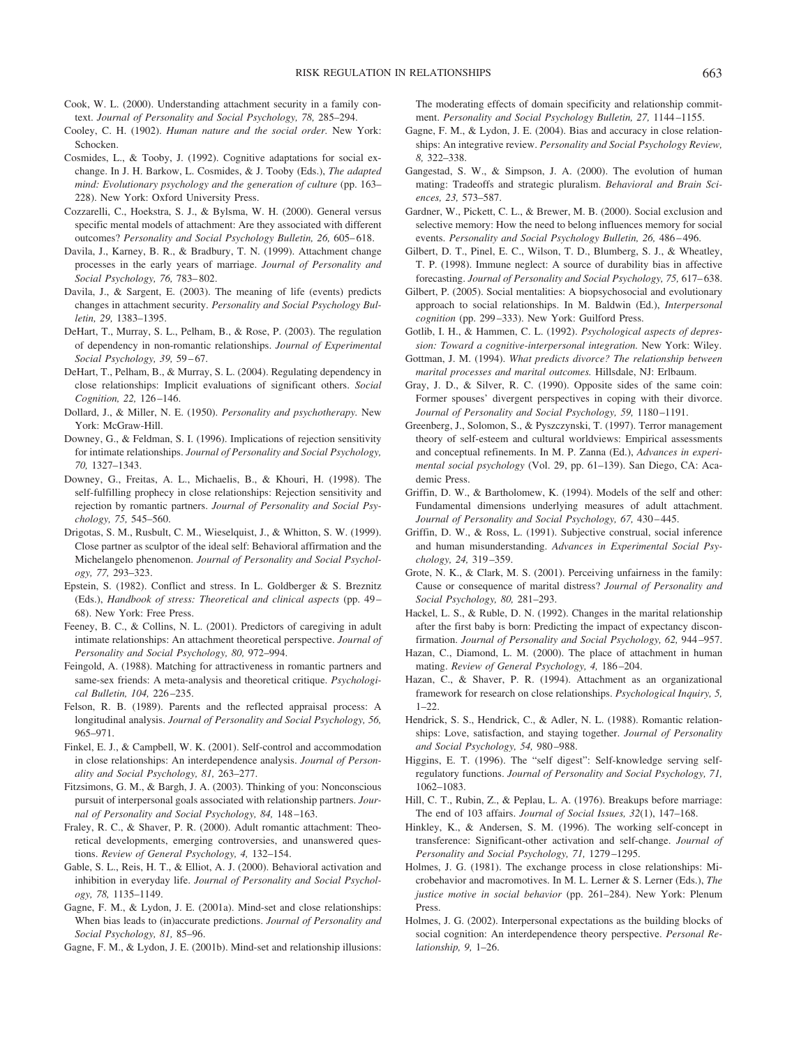Cook, W. L. (2000). Understanding attachment security in a family context. *Journal of Personality and Social Psychology, 78,* 285–294.

Cooley, C. H. (1902). *Human nature and the social order.* New York: Schocken.

Cosmides, L., & Tooby, J. (1992). Cognitive adaptations for social exchange. In J. H. Barkow, L. Cosmides, & J. Tooby (Eds.), *The adapted mind: Evolutionary psychology and the generation of culture* (pp. 163–228). New York: Oxford University Press.

Cozzarelli, C., Hoekstra, S. J., & Bylsma, W. H. (2000). General versus specific mental models of attachment: Are they associated with different outcomes? *Personality and Social Psychology Bulletin, 26,* 605–618.

Davila, J., Karney, B. R., & Bradbury, T. N. (1999). Attachment change processes in the early years of marriage. *Journal of Personality and Social Psychology, 76,* 783–802.

Davila, J., & Sargent, E. (2003). The meaning of life (events) predicts changes in attachment security. *Personality and Social Psychology Bulletin, 29,* 1383–1395.

DeHart, T., Murray, S. L., Pelham, B., & Rose, P. (2003). The regulation of dependency in non-romantic relationships. *Journal of Experimental Social Psychology, 39,* 59–67.

DeHart, T., Pelham, B., & Murray, S. L. (2004). Regulating dependency in close relationships: Implicit evaluations of significant others. *Social Cognition, 22,* 126–146.

Dollard, J., & Miller, N. E. (1950). *Personality and psychotherapy.* New York: McGraw-Hill.

Downey, G., & Feldman, S. I. (1996). Implications of rejection sensitivity for intimate relationships. *Journal of Personality and Social Psychology, 70,* 1327–1343.

Downey, G., Freitas, A. L., Michaelis, B., & Khouri, H. (1998). The self-fulfilling prophecy in close relationships: Rejection sensitivity and rejection by romantic partners. *Journal of Personality and Social Psychology, 75,* 545–560.

Drigotas, S. M., Rusbult, C. M., Wieselquist, J., & Whitton, S. W. (1999). Close partner as sculptor of the ideal self: Behavioral affirmation and the Michelangelo phenomenon. *Journal of Personality and Social Psychology, 77,* 293–323.

Epstein, S. (1982). Conflict and stress. In L. Goldberger & S. Breznitz (Eds.), *Handbook of stress: Theoretical and clinical aspects* (pp. 49–68). New York: Free Press.

Feeney, B. C., & Collins, N. L. (2001). Predictors of caregiving in adult intimate relationships: An attachment theoretical perspective. *Journal of Personality and Social Psychology, 80,* 972–994.

Feingold, A. (1988). Matching for attractiveness in romantic partners and same-sex friends: A meta-analysis and theoretical critique. *Psychological Bulletin, 104,* 226–235.

Felson, R. B. (1989). Parents and the reflected appraisal process: A longitudinal analysis. *Journal of Personality and Social Psychology, 56,* 965–971.

Finkel, E. J., & Campbell, W. K. (2001). Self-control and accommodation in close relationships: An interdependence analysis. *Journal of Personality and Social Psychology, 81,* 263–277.

Fitzsimons, G. M., & Bargh, J. A. (2003). Thinking of you: Nonconscious pursuit of interpersonal goals associated with relationship partners. *Journal of Personality and Social Psychology, 84,* 148–163.

Fraley, R. C., & Shaver, P. R. (2000). Adult romantic attachment: Theoretical developments, emerging controversies, and unanswered questions. *Review of General Psychology, 4,* 132–154.

Gable, S. L., Reis, H. T., & Elliot, A. J. (2000). Behavioral activation and inhibition in everyday life. *Journal of Personality and Social Psychology, 78,* 1135–1149.

Gagne, F. M., & Lydon, J. E. (2001a). Mind-set and close relationships: When bias leads to (in)accurate predictions. *Journal of Personality and Social Psychology, 81,* 85–96.

Gagne, F. M., & Lydon, J. E. (2001b). Mind-set and relationship illusions: The moderating effects of domain specificity and relationship commitment. *Personality and Social Psychology Bulletin, 27,* 1144–1155.

Gagne, F. M., & Lydon, J. E. (2004). Bias and accuracy in close relationships: An integrative review. *Personality and Social Psychology Review, 8,* 322–338.

Gangestad, S. W., & Simpson, J. A. (2000). The evolution of human mating: Tradeoffs and strategic pluralism. *Behavioral and Brain Sciences, 23,* 573–587.

Gardner, W., Pickett, C. L., & Brewer, M. B. (2000). Social exclusion and selective memory: How the need to belong influences memory for social events. *Personality and Social Psychology Bulletin, 26,* 486–496.

Gilbert, D. T., Pinel, E. C., Wilson, T. D., Blumberg, S. J., & Wheatley, T. P. (1998). Immune neglect: A source of durability bias in affective forecasting. *Journal of Personality and Social Psychology, 75,* 617–638.

Gilbert, P. (2005). Social mentalities: A biopsychosocial and evolutionary approach to social relationships. In M. Baldwin (Ed.), *Interpersonal cognition* (pp. 299–333). New York: Guilford Press.

Gotlib, I. H., & Hammen, C. L. (1992). *Psychological aspects of depression: Toward a cognitive-interpersonal integration.* New York: Wiley.

Gottman, J. M. (1994). *What predicts divorce? The relationship between marital processes and marital outcomes.* Hillsdale, NJ: Erlbaum.

Gray, J. D., & Silver, R. C. (1990). Opposite sides of the same coin: Former spouses' divergent perspectives in coping with their divorce. *Journal of Personality and Social Psychology, 59,* 1180–1191.

Greenberg, J., Solomon, S., & Pyszczynski, T. (1997). Terror management theory of self-esteem and cultural worldviews: Empirical assessments and conceptual refinements. In M. P. Zanna (Ed.), *Advances in experimental social psychology* (Vol. 29, pp. 61–139). San Diego, CA: Academic Press.

Griffin, D. W., & Bartholomew, K. (1994). Models of the self and other: Fundamental dimensions underlying measures of adult attachment. *Journal of Personality and Social Psychology, 67,* 430–445.

Griffin, D. W., & Ross, L. (1991). Subjective construal, social inference and human misunderstanding. *Advances in Experimental Social Psychology, 24,* 319–359.

Grote, N. K., & Clark, M. S. (2001). Perceiving unfairness in the family: Cause or consequence of marital distress? *Journal of Personality and Social Psychology, 80,* 281–293.

Hackel, L. S., & Ruble, D. N. (1992). Changes in the marital relationship after the first baby is born: Predicting the impact of expectancy disconfirmation. *Journal of Personality and Social Psychology, 62,* 944–957.

Hazan, C., Diamond, L. M. (2000). The place of attachment in human mating. *Review of General Psychology, 4,* 186–204.

Hazan, C., & Shaver, P. R. (1994). Attachment as an organizational framework for research on close relationships. *Psychological Inquiry, 5,* 1–22.

Hendrick, S. S., Hendrick, C., & Adler, N. L. (1988). Romantic relationships: Love, satisfaction, and staying together. *Journal of Personality and Social Psychology, 54,* 980–988.

Higgins, E. T. (1996). The "self digest": Self-knowledge serving self-regulatory functions. *Journal of Personality and Social Psychology, 71,* 1062–1083.

Hill, C. T., Rubin, Z., & Peplau, L. A. (1976). Breakups before marriage: The end of 103 affairs. *Journal of Social Issues, 32*(1), 147–168.

Hinkley, K., & Andersen, S. M. (1996). The working self-concept in transference: Significant-other activation and self-change. *Journal of Personality and Social Psychology, 71,* 1279–1295.

Holmes, J. G. (1981). The exchange process in close relationships: Microbehavior and macromotives. In M. L. Lerner & S. Lerner (Eds.), *The justice motive in social behavior* (pp. 261–284). New York: Plenum Press.

Holmes, J. G. (2002). Interpersonal expectations as the building blocks of social cognition: An interdependence theory perspective. *Personal Relationship, 9,* 1–26.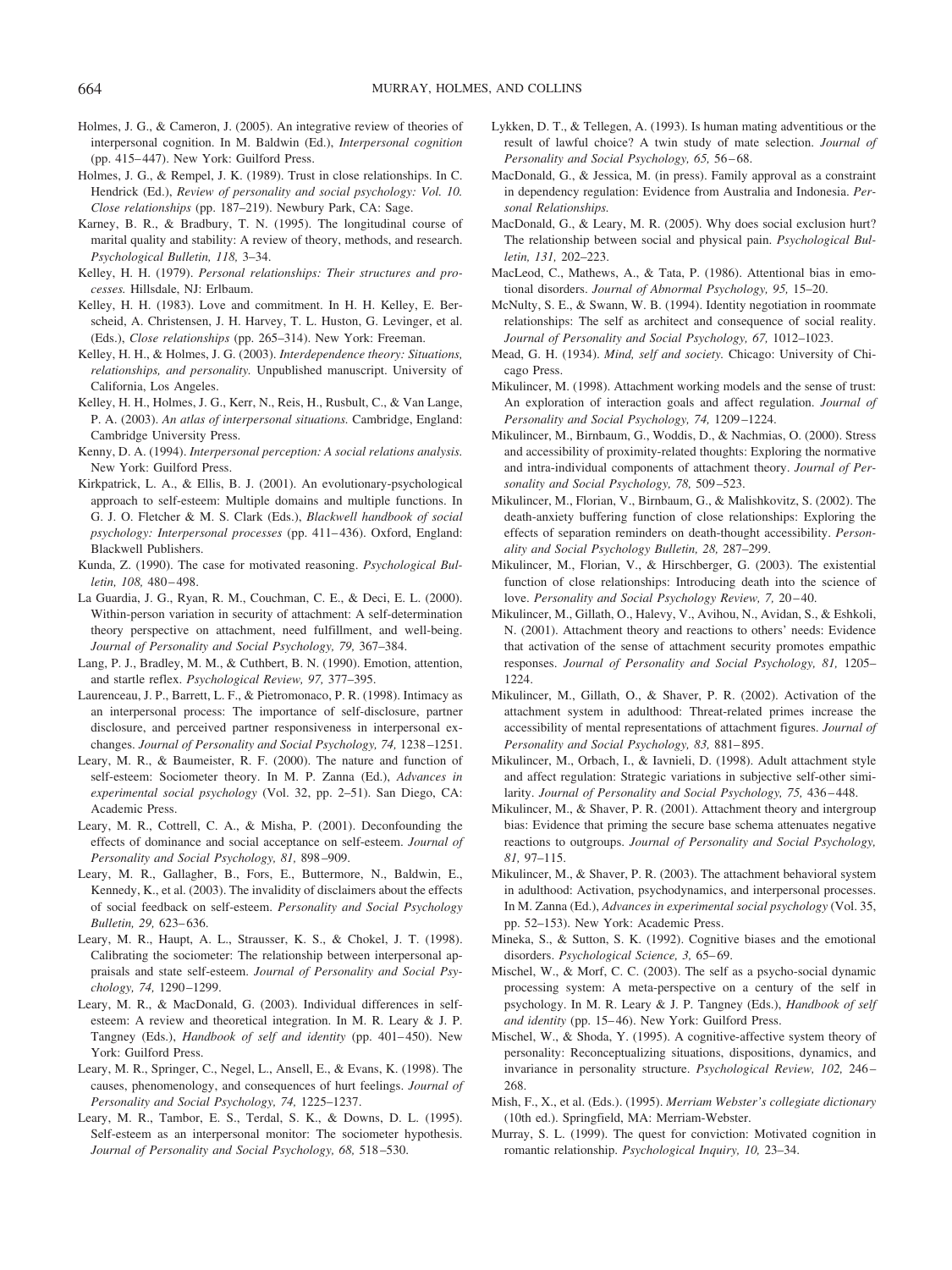Holmes, J. G., & Cameron, J. (2005). An integrative review of theories of interpersonal cognition. In M. Baldwin (Ed.), *Interpersonal cognition* (pp. 415–447). New York: Guilford Press.

Holmes, J. G., & Rempel, J. K. (1989). Trust in close relationships. In C. Hendrick (Ed.), *Review of personality and social psychology: Vol. 10. Close relationships* (pp. 187–219). Newbury Park, CA: Sage.

Karney, B. R., & Bradbury, T. N. (1995). The longitudinal course of marital quality and stability: A review of theory, methods, and research. *Psychological Bulletin, 118,* 3–34.

Kelley, H. H. (1979). *Personal relationships: Their structures and processes.* Hillsdale, NJ: Erlbaum.

Kelley, H. H. (1983). Love and commitment. In H. H. Kelley, E. Berscheid, A. Christensen, J. H. Harvey, T. L. Huston, G. Levinger, et al. (Eds.), *Close relationships* (pp. 265–314). New York: Freeman.

Kelley, H. H., & Holmes, J. G. (2003). *Interdependence theory: Situations, relationships, and personality.* Unpublished manuscript. University of California, Los Angeles.

Kelley, H. H., Holmes, J. G., Kerr, N., Reis, H., Rusbult, C., & Van Lange, P. A. (2003). *An atlas of interpersonal situations.* Cambridge, England: Cambridge University Press.

Kenny, D. A. (1994). *Interpersonal perception: A social relations analysis.* New York: Guilford Press.

Kirkpatrick, L. A., & Ellis, B. J. (2001). An evolutionary-psychological approach to self-esteem: Multiple domains and multiple functions. In G. J. O. Fletcher & M. S. Clark (Eds.), *Blackwell handbook of social psychology: Interpersonal processes* (pp. 411–436). Oxford, England: Blackwell Publishers.

Kunda, Z. (1990). The case for motivated reasoning. *Psychological Bulletin, 108,* 480–498.

La Guardia, J. G., Ryan, R. M., Couchman, C. E., & Deci, E. L. (2000). Within-person variation in security of attachment: A self-determination theory perspective on attachment, need fulfillment, and well-being. *Journal of Personality and Social Psychology, 79,* 367–384.

Lang, P. J., Bradley, M. M., & Cuthbert, B. N. (1990). Emotion, attention, and startle reflex. *Psychological Review, 97,* 377–395.

Laurenceau, J. P., Barrett, L. F., & Pietromonaco, P. R. (1998). Intimacy as an interpersonal process: The importance of self-disclosure, partner disclosure, and perceived partner responsiveness in interpersonal exchanges. *Journal of Personality and Social Psychology, 74,* 1238–1251.

Leary, M. R., & Baumeister, R. F. (2000). The nature and function of self-esteem: Sociometer theory. In M. P. Zanna (Ed.), *Advances in experimental social psychology* (Vol. 32, pp. 2–51). San Diego, CA: Academic Press.

Leary, M. R., Cottrell, C. A., & Misha, P. (2001). Deconfounding the effects of dominance and social acceptance on self-esteem. *Journal of Personality and Social Psychology, 81,* 898–909.

Leary, M. R., Gallagher, B., Fors, E., Buttermore, N., Baldwin, E., Kennedy, K., et al. (2003). The invalidity of disclaimers about the effects of social feedback on self-esteem. *Personality and Social Psychology Bulletin, 29,* 623–636.

Leary, M. R., Haupt, A. L., Strausser, K. S., & Chokel, J. T. (1998). Calibrating the sociometer: The relationship between interpersonal appraisals and state self-esteem. *Journal of Personality and Social Psychology, 74,* 1290–1299.

Leary, M. R., & MacDonald, G. (2003). Individual differences in self-esteem: A review and theoretical integration. In M. R. Leary & J. P. Tangney (Eds.), *Handbook of self and identity* (pp. 401–450). New York: Guilford Press.

Leary, M. R., Springer, C., Negel, L., Ansell, E., & Evans, K. (1998). The causes, phenomenology, and consequences of hurt feelings. *Journal of Personality and Social Psychology, 74,* 1225–1237.

Leary, M. R., Tambor, E. S., Terdal, S. K., & Downs, D. L. (1995). Self-esteem as an interpersonal monitor: The sociometer hypothesis. *Journal of Personality and Social Psychology, 68,* 518–530.

Lykken, D. T., & Tellegen, A. (1993). Is human mating adventitious or the result of lawful choice? A twin study of mate selection. *Journal of Personality and Social Psychology, 65,* 56–68.

MacDonald, G., & Jessica, M. (in press). Family approval as a constraint in dependency regulation: Evidence from Australia and Indonesia. *Personal Relationships.*

MacDonald, G., & Leary, M. R. (2005). Why does social exclusion hurt? The relationship between social and physical pain. *Psychological Bulletin, 131,* 202–223.

MacLeod, C., Mathews, A., & Tata, P. (1986). Attentional bias in emotional disorders. *Journal of Abnormal Psychology, 95,* 15–20.

McNulty, S. E., & Swann, W. B. (1994). Identity negotiation in roommate relationships: The self as architect and consequence of social reality. *Journal of Personality and Social Psychology, 67,* 1012–1023.

Mead, G. H. (1934). *Mind, self and society.* Chicago: University of Chicago Press.

Mikulincer, M. (1998). Attachment working models and the sense of trust: An exploration of interaction goals and affect regulation. *Journal of Personality and Social Psychology, 74,* 1209–1224.

Mikulincer, M., Birnbaum, G., Woddis, D., & Nachmias, O. (2000). Stress and accessibility of proximity-related thoughts: Exploring the normative and intra-individual components of attachment theory. *Journal of Personality and Social Psychology, 78,* 509–523.

Mikulincer, M., Florian, V., Birnbaum, G., & Malishkovitz, S. (2002). The death-anxiety buffering function of close relationships: Exploring the effects of separation reminders on death-thought accessibility. *Personality and Social Psychology Bulletin, 28,* 287–299.

Mikulincer, M., Florian, V., & Hirschberger, G. (2003). The existential function of close relationships: Introducing death into the science of love. *Personality and Social Psychology Review, 7,* 20–40.

Mikulincer, M., Gillath, O., Halevy, V., Avihou, N., Avidan, S., & Eshkoli, N. (2001). Attachment theory and reactions to others' needs: Evidence that activation of the sense of attachment security promotes empathic responses. *Journal of Personality and Social Psychology, 81,* 1205–1224.

Mikulincer, M., Gillath, O., & Shaver, P. R. (2002). Activation of the attachment system in adulthood: Threat-related primes increase the accessibility of mental representations of attachment figures. *Journal of Personality and Social Psychology, 83,* 881–895.

Mikulincer, M., Orbach, I., & Iavnieli, D. (1998). Adult attachment style and affect regulation: Strategic variations in subjective self-other similarity. *Journal of Personality and Social Psychology, 75,* 436–448.

Mikulincer, M., & Shaver, P. R. (2001). Attachment theory and intergroup bias: Evidence that priming the secure base schema attenuates negative reactions to outgroups. *Journal of Personality and Social Psychology, 81,* 97–115.

Mikulincer, M., & Shaver, P. R. (2003). The attachment behavioral system in adulthood: Activation, psychodynamics, and interpersonal processes. In M. Zanna (Ed.), *Advances in experimental social psychology* (Vol. 35, pp. 52–153). New York: Academic Press.

Mineka, S., & Sutton, S. K. (1992). Cognitive biases and the emotional disorders. *Psychological Science, 3,* 65–69.

Mischel, W., & Morf, C. C. (2003). The self as a psycho-social dynamic processing system: A meta-perspective on a century of the self in psychology. In M. R. Leary & J. P. Tangney (Eds.), *Handbook of self and identity* (pp. 15–46). New York: Guilford Press.

Mischel, W., & Shoda, Y. (1995). A cognitive-affective system theory of personality: Reconceptualizing situations, dispositions, dynamics, and invariance in personality structure. *Psychological Review, 102,* 246–268.

Mish, F., X., et al. (Eds.). (1995). *Merriam Webster's collegiate dictionary* (10th ed.). Springfield, MA: Merriam-Webster.

Murray, S. L. (1999). The quest for conviction: Motivated cognition in romantic relationship. *Psychological Inquiry, 10,* 23–34.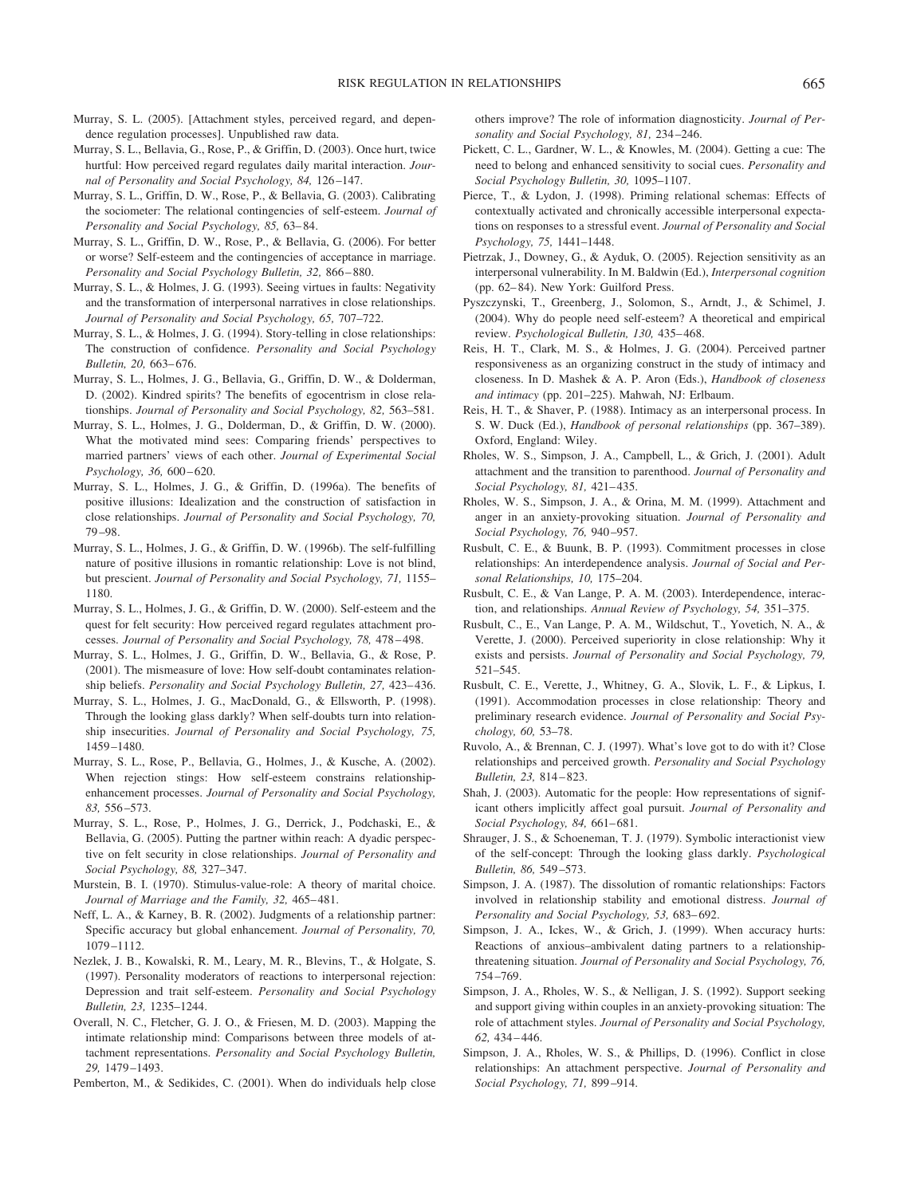Murray, S. L. (2005). [Attachment styles, perceived regard, and dependence regulation processes]. Unpublished raw data.

Murray, S. L., Bellavia, G., Rose, P., & Griffin, D. (2003). Once hurt, twice hurtful: How perceived regard regulates daily marital interaction. *Journal of Personality and Social Psychology, 84,* 126–147.

Murray, S. L., Griffin, D. W., Rose, P., & Bellavia, G. (2003). Calibrating the sociometer: The relational contingencies of self-esteem. *Journal of Personality and Social Psychology, 85,* 63–84.

Murray, S. L., Griffin, D. W., Rose, P., & Bellavia, G. (2006). For better or worse? Self-esteem and the contingencies of acceptance in marriage. *Personality and Social Psychology Bulletin, 32,* 866–880.

Murray, S. L., & Holmes, J. G. (1993). Seeing virtues in faults: Negativity and the transformation of interpersonal narratives in close relationships. *Journal of Personality and Social Psychology, 65,* 707–722.

Murray, S. L., & Holmes, J. G. (1994). Story-telling in close relationships: The construction of confidence. *Personality and Social Psychology Bulletin, 20,* 663–676.

Murray, S. L., Holmes, J. G., Bellavia, G., Griffin, D. W., & Dolderman, D. (2002). Kindred spirits? The benefits of egocentrism in close relationships. *Journal of Personality and Social Psychology, 82,* 563–581.

Murray, S. L., Holmes, J. G., Dolderman, D., & Griffin, D. W. (2000). What the motivated mind sees: Comparing friends' perspectives to married partners' views of each other. *Journal of Experimental Social Psychology, 36,* 600–620.

Murray, S. L., Holmes, J. G., & Griffin, D. (1996a). The benefits of positive illusions: Idealization and the construction of satisfaction in close relationships. *Journal of Personality and Social Psychology, 70,* 79–98.

Murray, S. L., Holmes, J. G., & Griffin, D. W. (1996b). The self-fulfilling nature of positive illusions in romantic relationship: Love is not blind, but prescient. *Journal of Personality and Social Psychology, 71,* 1155–1180.

Murray, S. L., Holmes, J. G., & Griffin, D. W. (2000). Self-esteem and the quest for felt security: How perceived regard regulates attachment processes. *Journal of Personality and Social Psychology, 78,* 478–498.

Murray, S. L., Holmes, J. G., Griffin, D. W., Bellavia, G., & Rose, P. (2001). The mismeasure of love: How self-doubt contaminates relationship beliefs. *Personality and Social Psychology Bulletin, 27,* 423–436.

Murray, S. L., Holmes, J. G., MacDonald, G., & Ellsworth, P. (1998). Through the looking glass darkly? When self-doubts turn into relationship insecurities. *Journal of Personality and Social Psychology, 75,* 1459–1480.

Murray, S. L., Rose, P., Bellavia, G., Holmes, J., & Kusche, A. (2002). When rejection stings: How self-esteem constrains relationship-enhancement processes. *Journal of Personality and Social Psychology, 83,* 556–573.

Murray, S. L., Rose, P., Holmes, J. G., Derrick, J., Podchaski, E., & Bellavia, G. (2005). Putting the partner within reach: A dyadic perspective on felt security in close relationships. *Journal of Personality and Social Psychology, 88,* 327–347.

Murstein, B. I. (1970). Stimulus-value-role: A theory of marital choice. *Journal of Marriage and the Family, 32,* 465–481.

Neff, L. A., & Karney, B. R. (2002). Judgments of a relationship partner: Specific accuracy but global enhancement. *Journal of Personality, 70,* 1079–1112.

Nezlek, J. B., Kowalski, R. M., Leary, M. R., Blevins, T., & Holgate, S. (1997). Personality moderators of reactions to interpersonal rejection: Depression and trait self-esteem. *Personality and Social Psychology Bulletin, 23,* 1235–1244.

Overall, N. C., Fletcher, G. J. O., & Friesen, M. D. (2003). Mapping the intimate relationship mind: Comparisons between three models of attachment representations. *Personality and Social Psychology Bulletin, 29,* 1479–1493.

Pemberton, M., & Sedikides, C. (2001). When do individuals help close others improve? The role of information diagnosticity. *Journal of Personality and Social Psychology, 81,* 234–246.

Pickett, C. L., Gardner, W. L., & Knowles, M. (2004). Getting a cue: The need to belong and enhanced sensitivity to social cues. *Personality and Social Psychology Bulletin, 30,* 1095–1107.

Pierce, T., & Lydon, J. (1998). Priming relational schemas: Effects of contextually activated and chronically accessible interpersonal expectations on responses to a stressful event. *Journal of Personality and Social Psychology, 75,* 1441–1448.

Pietrzak, J., Downey, G., & Ayduk, O. (2005). Rejection sensitivity as an interpersonal vulnerability. In M. Baldwin (Ed.), *Interpersonal cognition* (pp. 62–84). New York: Guilford Press.

Pyszczynski, T., Greenberg, J., Solomon, S., Arndt, J., & Schimel, J. (2004). Why do people need self-esteem? A theoretical and empirical review. *Psychological Bulletin, 130,* 435–468.

Reis, H. T., Clark, M. S., & Holmes, J. G. (2004). Perceived partner responsiveness as an organizing construct in the study of intimacy and closeness. In D. Mashek & A. P. Aron (Eds.), *Handbook of closeness and intimacy* (pp. 201–225). Mahwah, NJ: Erlbaum.

Reis, H. T., & Shaver, P. (1988). Intimacy as an interpersonal process. In S. W. Duck (Ed.), *Handbook of personal relationships* (pp. 367–389). Oxford, England: Wiley.

Rholes, W. S., Simpson, J. A., Campbell, L., & Grich, J. (2001). Adult attachment and the transition to parenthood. *Journal of Personality and Social Psychology, 81,* 421–435.

Rholes, W. S., Simpson, J. A., & Orina, M. M. (1999). Attachment and anger in an anxiety-provoking situation. *Journal of Personality and Social Psychology, 76,* 940–957.

Rusbult, C. E., & Buunk, B. P. (1993). Commitment processes in close relationships: An interdependence analysis. *Journal of Social and Personal Relationships, 10,* 175–204.

Rusbult, C. E., & Van Lange, P. A. M. (2003). Interdependence, interaction, and relationships. *Annual Review of Psychology, 54,* 351–375.

Rusbult, C., E., Van Lange, P. A. M., Wildschut, T., Yovetich, N. A., & Verette, J. (2000). Perceived superiority in close relationship: Why it exists and persists. *Journal of Personality and Social Psychology, 79,* 521–545.

Rusbult, C. E., Verette, J., Whitney, G. A., Slovik, L. F., & Lipkus, I. (1991). Accommodation processes in close relationship: Theory and preliminary research evidence. *Journal of Personality and Social Psychology, 60,* 53–78.

Ruvolo, A., & Brennan, C. J. (1997). What's love got to do with it? Close relationships and perceived growth. *Personality and Social Psychology Bulletin, 23,* 814–823.

Shah, J. (2003). Automatic for the people: How representations of significant others implicitly affect goal pursuit. *Journal of Personality and Social Psychology, 84,* 661–681.

Shrauger, J. S., & Schoeneman, T. J. (1979). Symbolic interactionist view of the self-concept: Through the looking glass darkly. *Psychological Bulletin, 86,* 549–573.

Simpson, J. A. (1987). The dissolution of romantic relationships: Factors involved in relationship stability and emotional distress. *Journal of Personality and Social Psychology, 53,* 683–692.

Simpson, J. A., Ickes, W., & Grich, J. (1999). When accuracy hurts: Reactions of anxious–ambivalent dating partners to a relationship-threatening situation. *Journal of Personality and Social Psychology, 76,* 754–769.

Simpson, J. A., Rholes, W. S., & Nelligan, J. S. (1992). Support seeking and support giving within couples in an anxiety-provoking situation: The role of attachment styles. *Journal of Personality and Social Psychology, 62,* 434–446.

Simpson, J. A., Rholes, W. S., & Phillips, D. (1996). Conflict in close relationships: An attachment perspective. *Journal of Personality and Social Psychology, 71,* 899–914.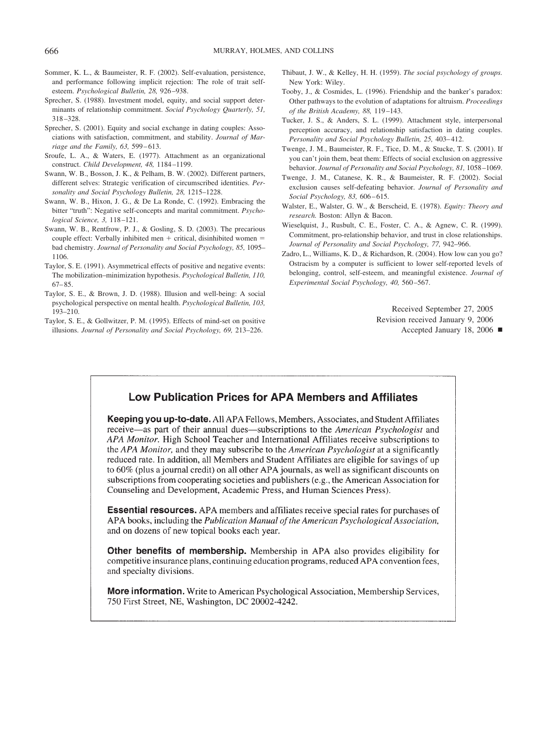Sommer, K. L., & Baumeister, R. F. (2002). Self-evaluation, persistence, and performance following implicit rejection: The role of trait self-esteem. *Psychological Bulletin, 28,* 926–938.

Sprecher, S. (1988). Investment model, equity, and social support determinants of relationship commitment. *Social Psychology Quarterly, 51,* 318–328.

Sprecher, S. (2001). Equity and social exchange in dating couples: Associations with satisfaction, commitment, and stability. *Journal of Marriage and the Family, 63,* 599–613.

Sroufe, L. A., & Waters, E. (1977). Attachment as an organizational construct. *Child Development, 48,* 1184–1199.

Swann, W. B., Bosson, J. K., & Pelham, B. W. (2002). Different partners, different selves: Strategic verification of circumscribed identities. *Personality and Social Psychology Bulletin, 28,* 1215–1228.

Swann, W. B., Hixon, J. G., & De La Ronde, C. (1992). Embracing the bitter "truth": Negative self-concepts and marital commitment. *Psychological Science, 3,* 118–121.

Swann, W. B., Rentfrow, P. J., & Gosling, S. D. (2003). The precarious couple effect: Verbally inhibited men + critical, disinhibited women = bad chemistry. *Journal of Personality and Social Psychology, 85,* 1095–1106.

Taylor, S. E. (1991). Asymmetrical effects of positive and negative events: The mobilization–minimization hypothesis. *Psychological Bulletin, 110,* 67–85.

Taylor, S. E., & Brown, J. D. (1988). Illusion and well-being: A social psychological perspective on mental health. *Psychological Bulletin, 103,* 193–210.

Taylor, S. E., & Gollwitzer, P. M. (1995). Effects of mind-set on positive illusions. *Journal of Personality and Social Psychology, 69,* 213–226.

Thibaut, J. W., & Kelley, H. H. (1959). *The social psychology of groups.* New York: Wiley.

Tooby, J., & Cosmides, L. (1996). Friendship and the banker's paradox: Other pathways to the evolution of adaptations for altruism. *Proceedings of the British Academy, 88,* 119–143.

Tucker, J. S., & Anders, S. L. (1999). Attachment style, interpersonal perception accuracy, and relationship satisfaction in dating couples. *Personality and Social Psychology Bulletin, 25,* 403–412.

Twenge, J. M., Baumeister, R. F., Tice, D. M., & Stucke, T. S. (2001). If you can't join them, beat them: Effects of social exclusion on aggressive behavior. *Journal of Personality and Social Psychology, 81,* 1058–1069.

Twenge, J. M., Catanese, K. R., & Baumeister, R. F. (2002). Social exclusion causes self-defeating behavior. *Journal of Personality and Social Psychology, 83,* 606–615.

Walster, E., Walster, G. W., & Berscheid, E. (1978). *Equity: Theory and research.* Boston: Allyn & Bacon.

Wieselquist, J., Rusbult, C. E., Foster, C. A., & Agnew, C. R. (1999). Commitment, pro-relationship behavior, and trust in close relationships. *Journal of Personality and Social Psychology, 77,* 942–966.

Zadro, L., Williams, K. D., & Richardson, R. (2004). How low can you go? Ostracism by a computer is sufficient to lower self-reported levels of belonging, control, self-esteem, and meaningful existence. *Journal of Experimental Social Psychology, 40,* 560–567.

Received September 27, 2005
Revision received January 9, 2006
Accepted January 18, 2006 ■

## Low Publication Prices for APA Members and Affiliates

**Keeping you up-to-date.** All APA Fellows, Members, Associates, and Student Affiliates receive—as part of their annual dues—subscriptions to the *American Psychologist* and *APA Monitor.* High School Teacher and International Affiliates receive subscriptions to the *APA Monitor,* and they may subscribe to the *American Psychologist* at a significantly reduced rate. In addition, all Members and Student Affiliates are eligible for savings of up to 60% (plus a journal credit) on all other APA journals, as well as significant discounts on subscriptions from cooperating societies and publishers (e.g., the American Association for Counseling and Development, Academic Press, and Human Sciences Press).

**Essential resources.** APA members and affiliates receive special rates for purchases of APA books, including the *Publication Manual of the American Psychological Association,* and on dozens of new topical books each year.

**Other benefits of membership.** Membership in APA also provides eligibility for competitive insurance plans, continuing education programs, reduced APA convention fees, and specialty divisions.

**More information.** Write to American Psychological Association, Membership Services, 750 First Street, NE, Washington, DC 20002-4242.